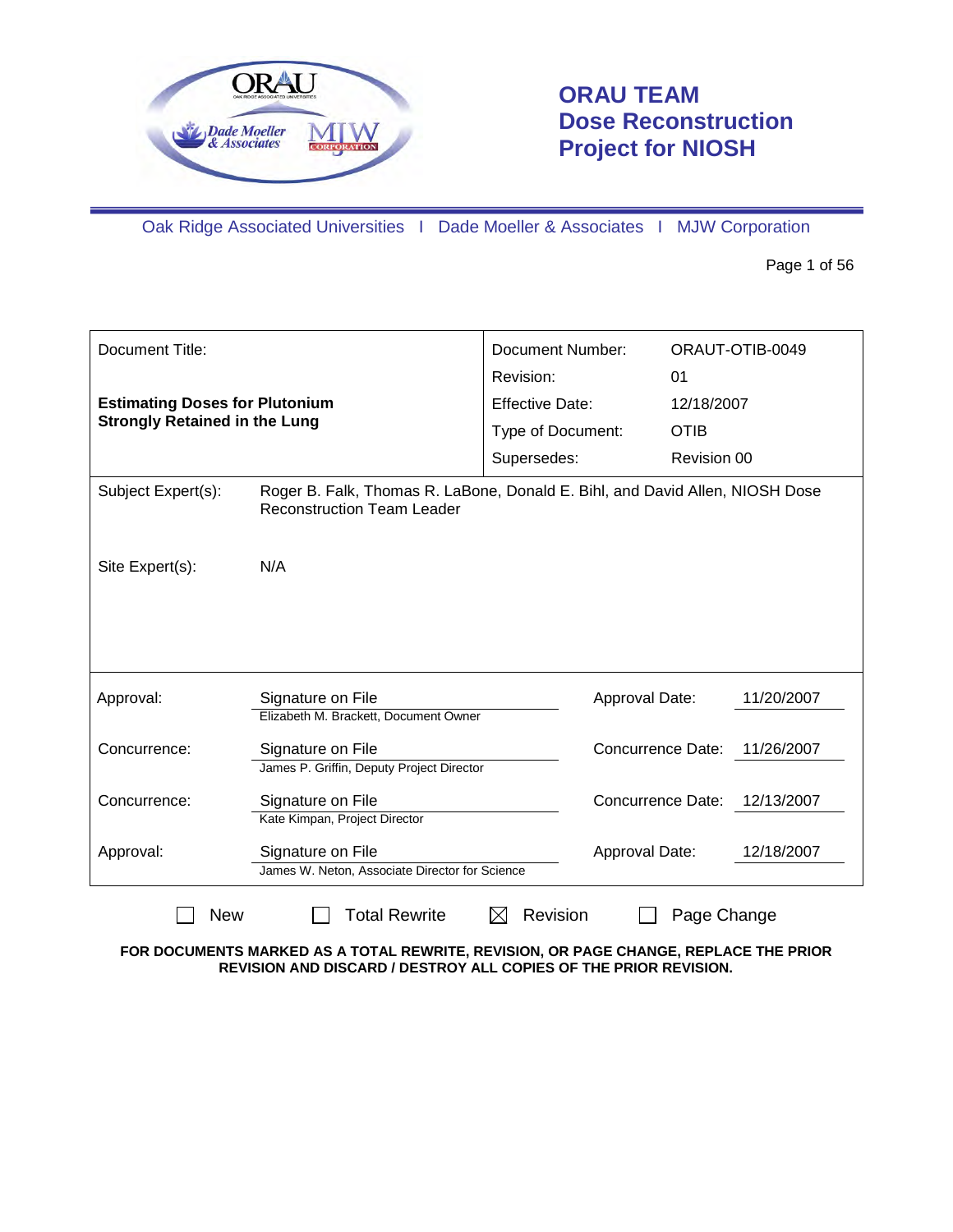# ORAU TEAM Dose Reconstruction Project for NIOSH

Oak Ridge Associated Universities I Dade Moeller & Associates I MJW Corporation

| Document Title: | Document Number: | ORAUT-OTIB-0049 |
|---|---|---|
| **Estimating Doses for Plutonium Strongly Retained in the Lung** | Revision: | 01 |
| | Effective Date: | 12/18/2007 |
| | Type of Document: | OTIB |
| | Supersedes: | Revision 00 |

Subject Expert(s): Roger B. Falk, Thomas R. LaBone, Donald E. Bihl, and David Allen, NIOSH Dose Reconstruction Team Leader

Site Expert(s): N/A

| | | | |
|---|---|---|---|
| Approval: | Signature on File<br>Elizabeth M. Brackett, Document Owner | Approval Date: | 11/20/2007 |
| Concurrence: | Signature on File<br>James P. Griffin, Deputy Project Director | Concurrence Date: | 11/26/2007 |
| Concurrence: | Signature on File<br>Kate Kimpan, Project Director | Concurrence Date: | 12/13/2007 |
| Approval: | Signature on File<br>James W. Neton, Associate Director for Science | Approval Date: | 12/18/2007 |

☐ New ☐ Total Rewrite ☒ Revision ☐ Page Change

**FOR DOCUMENTS MARKED AS A TOTAL REWRITE, REVISION, OR PAGE CHANGE, REPLACE THE PRIOR REVISION AND DISCARD / DESTROY ALL COPIES OF THE PRIOR REVISION.**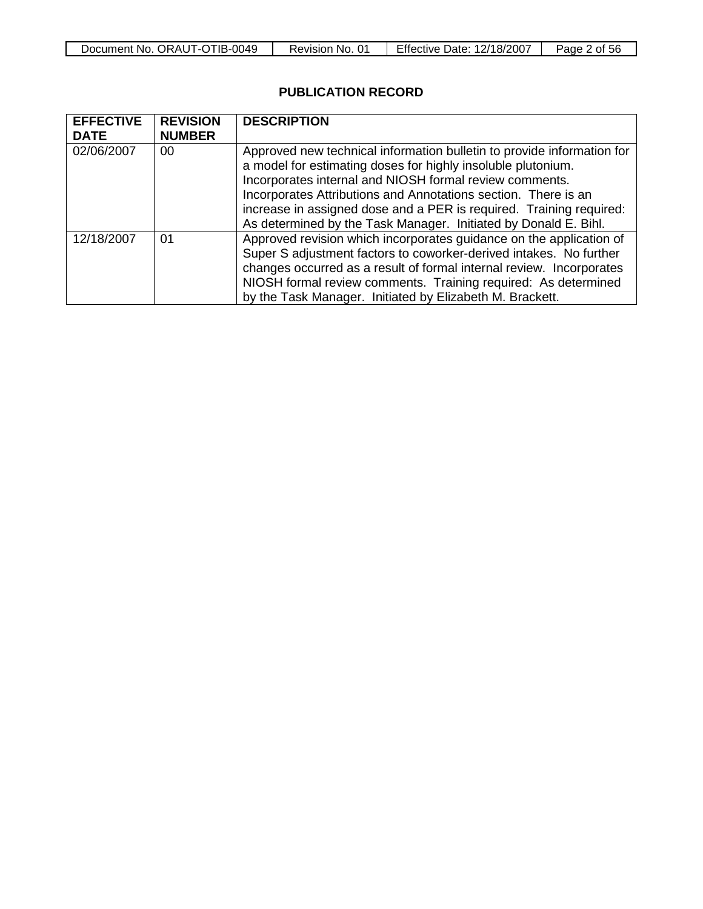## PUBLICATION RECORD

| EFFECTIVE DATE | REVISION NUMBER | DESCRIPTION |
|---|---|---|
| 02/06/2007 | 00 | Approved new technical information bulletin to provide information for a model for estimating doses for highly insoluble plutonium. Incorporates internal and NIOSH formal review comments. Incorporates Attributions and Annotations section. There is an increase in assigned dose and a PER is required. Training required: As determined by the Task Manager. Initiated by Donald E. Bihl. |
| 12/18/2007 | 01 | Approved revision which incorporates guidance on the application of Super S adjustment factors to coworker-derived intakes. No further changes occurred as a result of formal internal review. Incorporates NIOSH formal review comments. Training required: As determined by the Task Manager. Initiated by Elizabeth M. Brackett. |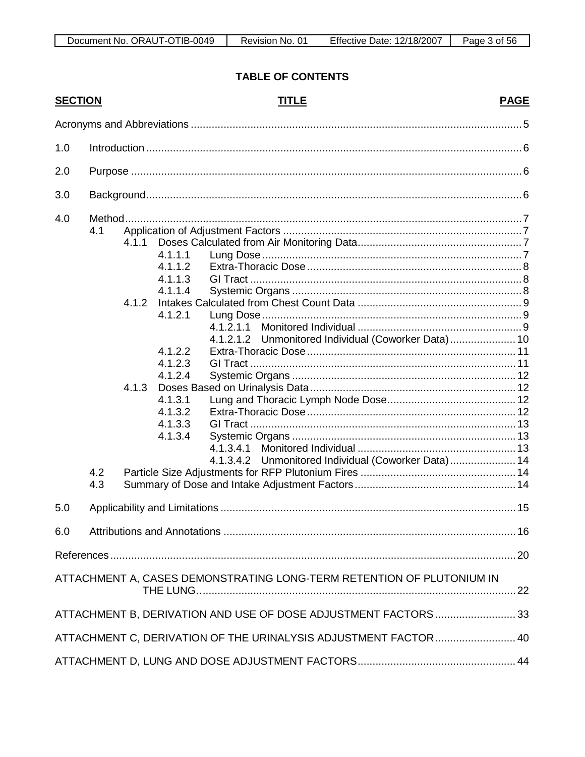## TABLE OF CONTENTS

| SECTION | TITLE | PAGE |
|---|---|---|
| | Acronyms and Abbreviations | 5 |
| 1.0 | Introduction | 6 |
| 2.0 | Purpose | 6 |
| 3.0 | Background | 6 |
| 4.0 | Method | 7 |
| 4.1 | Application of Adjustment Factors | 7 |
| 4.1.1 | Doses Calculated from Air Monitoring Data | 7 |
| 4.1.1.1 | Lung Dose | 7 |
| 4.1.1.2 | Extra-Thoracic Dose | 8 |
| 4.1.1.3 | GI Tract | 8 |
| 4.1.1.4 | Systemic Organs | 8 |
| 4.1.2 | Intakes Calculated from Chest Count Data | 9 |
| 4.1.2.1 | Lung Dose | 9 |
| 4.1.2.1.1 | Monitored Individual | 9 |
| 4.1.2.1.2 | Unmonitored Individual (Coworker Data) | 10 |
| 4.1.2.2 | Extra-Thoracic Dose | 11 |
| 4.1.2.3 | GI Tract | 11 |
| 4.1.2.4 | Systemic Organs | 12 |
| 4.1.3 | Doses Based on Urinalysis Data | 12 |
| 4.1.3.1 | Lung and Thoracic Lymph Node Dose | 12 |
| 4.1.3.2 | Extra-Thoracic Dose | 12 |
| 4.1.3.3 | GI Tract | 13 |
| 4.1.3.4 | Systemic Organs | 13 |
| 4.1.3.4.1 | Monitored Individual | 13 |
| 4.1.3.4.2 | Unmonitored Individual (Coworker Data) | 14 |
| 4.2 | Particle Size Adjustments for RFP Plutonium Fires | 14 |
| 4.3 | Summary of Dose and Intake Adjustment Factors | 14 |
| 5.0 | Applicability and Limitations | 15 |
| 6.0 | Attributions and Annotations | 16 |
| | References | 20 |
| | ATTACHMENT A, CASES DEMONSTRATING LONG-TERM RETENTION OF PLUTONIUM IN THE LUNG | 22 |
| | ATTACHMENT B, DERIVATION AND USE OF DOSE ADJUSTMENT FACTORS | 33 |
| | ATTACHMENT C, DERIVATION OF THE URINALYSIS ADJUSTMENT FACTOR | 40 |
| | ATTACHMENT D, LUNG AND DOSE ADJUSTMENT FACTORS | 44 |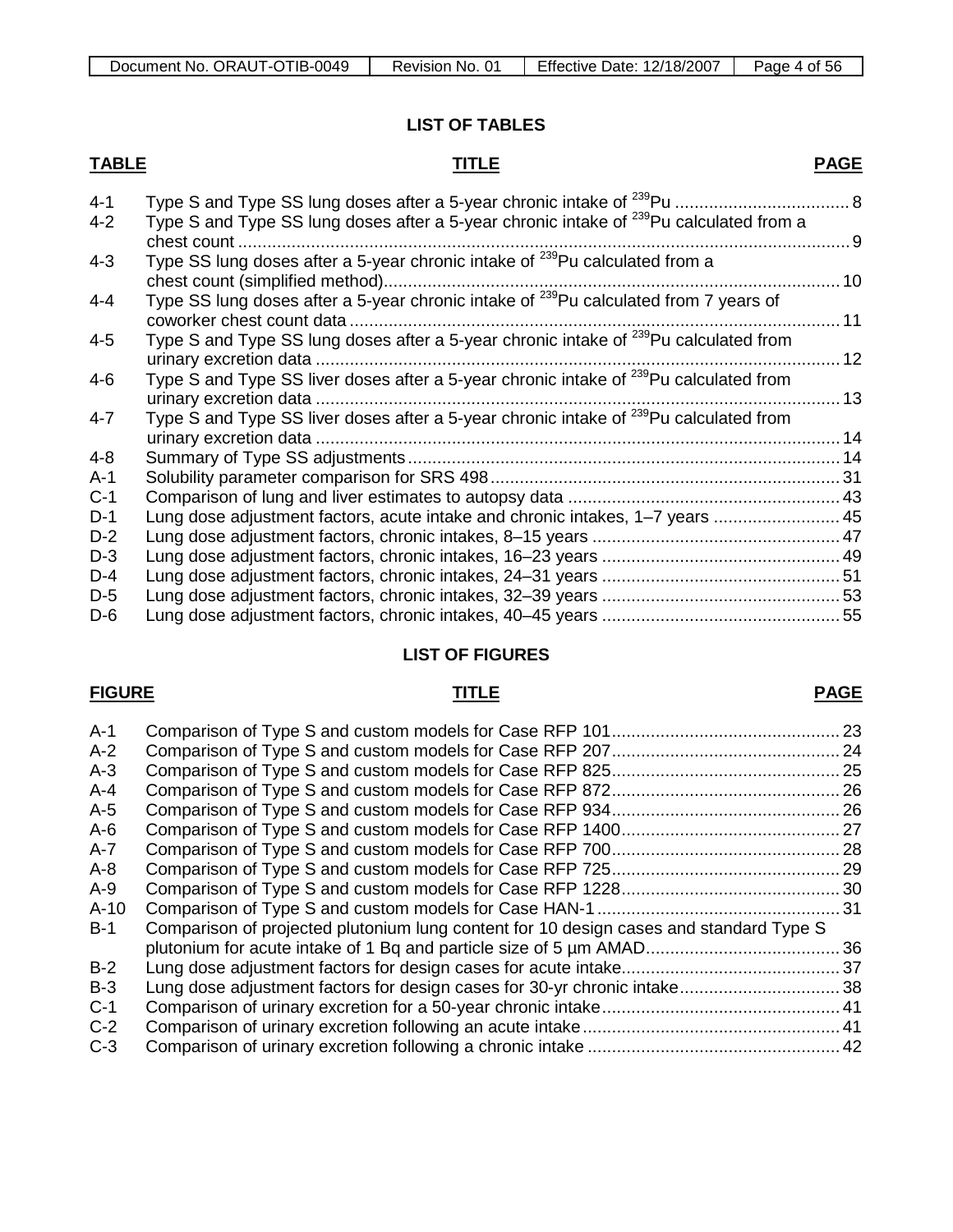## LIST OF TABLES

| TABLE | TITLE | PAGE |
|---|---|---|
| 4-1 | Type S and Type SS lung doses after a 5-year chronic intake of $^{239}$Pu | 8 |
| 4-2 | Type S and Type SS lung doses after a 5-year chronic intake of $^{239}$Pu calculated from a chest count | 9 |
| 4-3 | Type SS lung doses after a 5-year chronic intake of $^{239}$Pu calculated from a chest count (simplified method) | 10 |
| 4-4 | Type SS lung doses after a 5-year chronic intake of $^{239}$Pu calculated from 7 years of coworker chest count data | 11 |
| 4-5 | Type S and Type SS lung doses after a 5-year chronic intake of $^{239}$Pu calculated from urinary excretion data | 12 |
| 4-6 | Type S and Type SS liver doses after a 5-year chronic intake of $^{239}$Pu calculated from urinary excretion data | 13 |
| 4-7 | Type S and Type SS liver doses after a 5-year chronic intake of $^{239}$Pu calculated from urinary excretion data | 14 |
| 4-8 | Summary of Type SS adjustments | 14 |
| A-1 | Solubility parameter comparison for SRS 498 | 31 |
| C-1 | Comparison of lung and liver estimates to autopsy data | 43 |
| D-1 | Lung dose adjustment factors, acute intake and chronic intakes, 1–7 years | 45 |
| D-2 | Lung dose adjustment factors, chronic intakes, 8–15 years | 47 |
| D-3 | Lung dose adjustment factors, chronic intakes, 16–23 years | 49 |
| D-4 | Lung dose adjustment factors, chronic intakes, 24–31 years | 51 |
| D-5 | Lung dose adjustment factors, chronic intakes, 32–39 years | 53 |
| D-6 | Lung dose adjustment factors, chronic intakes, 40–45 years | 55 |

## LIST OF FIGURES

| FIGURE | TITLE | PAGE |
|---|---|---|
| A-1 | Comparison of Type S and custom models for Case RFP 101 | 23 |
| A-2 | Comparison of Type S and custom models for Case RFP 207 | 24 |
| A-3 | Comparison of Type S and custom models for Case RFP 825 | 25 |
| A-4 | Comparison of Type S and custom models for Case RFP 872 | 26 |
| A-5 | Comparison of Type S and custom models for Case RFP 934 | 26 |
| A-6 | Comparison of Type S and custom models for Case RFP 1400 | 27 |
| A-7 | Comparison of Type S and custom models for Case RFP 700 | 28 |
| A-8 | Comparison of Type S and custom models for Case RFP 725 | 29 |
| A-9 | Comparison of Type S and custom models for Case RFP 1228 | 30 |
| A-10 | Comparison of Type S and custom models for Case HAN-1 | 31 |
| B-1 | Comparison of projected plutonium lung content for 10 design cases and standard Type S plutonium for acute intake of 1 Bq and particle size of 5 µm AMAD | 36 |
| B-2 | Lung dose adjustment factors for design cases for acute intake | 37 |
| B-3 | Lung dose adjustment factors for design cases for 30-yr chronic intake | 38 |
| C-1 | Comparison of urinary excretion for a 50-year chronic intake | 41 |
| C-2 | Comparison of urinary excretion following an acute intake | 41 |
| C-3 | Comparison of urinary excretion following a chronic intake | 42 |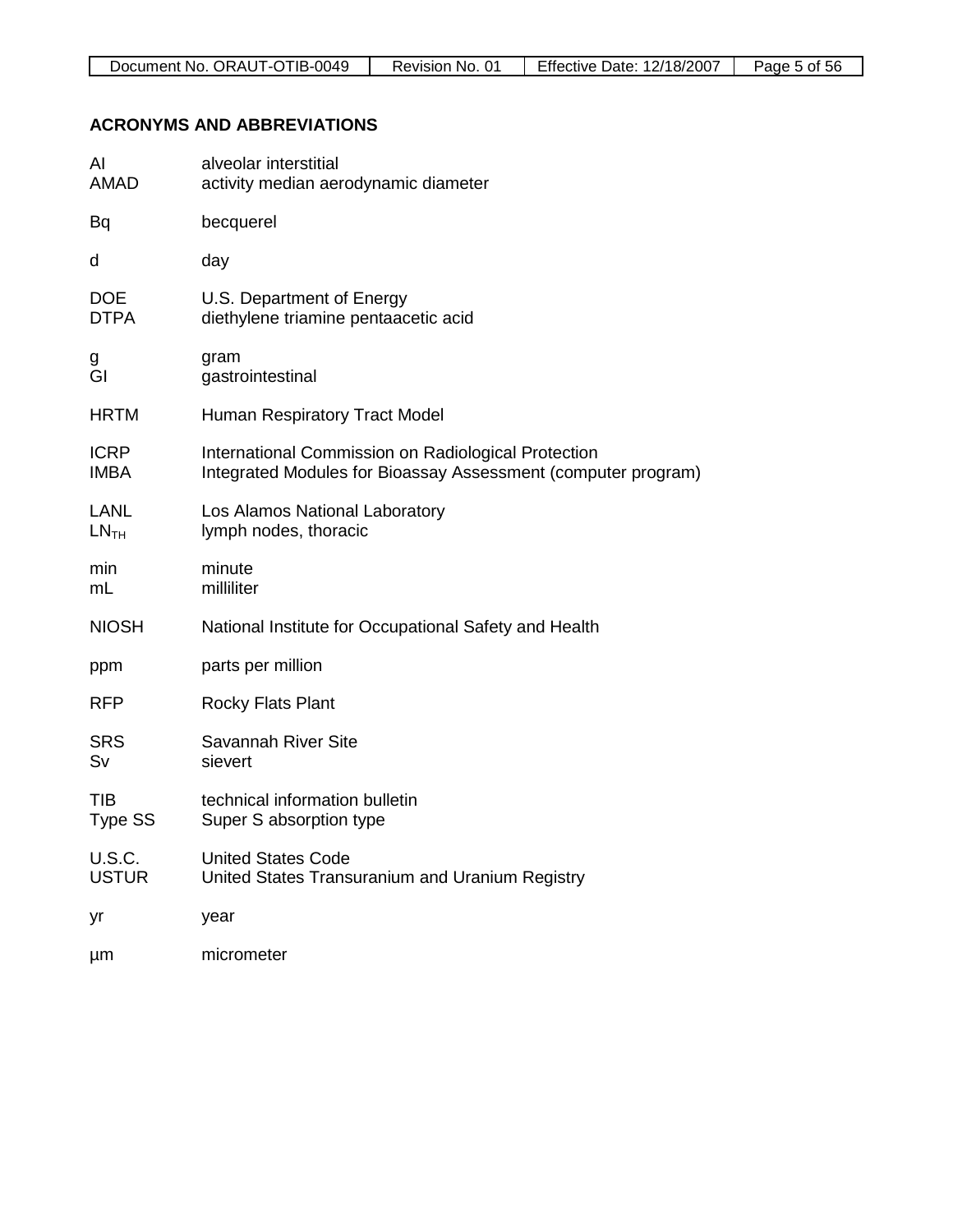## ACRONYMS AND ABBREVIATIONS

| | |
|---|---|
| AI | alveolar interstitial |
| AMAD | activity median aerodynamic diameter |
| Bq | becquerel |
| d | day |
| DOE | U.S. Department of Energy |
| DTPA | diethylene triamine pentaacetic acid |
| g | gram |
| GI | gastrointestinal |
| HRTM | Human Respiratory Tract Model |
| ICRP | International Commission on Radiological Protection |
| IMBA | Integrated Modules for Bioassay Assessment (computer program) |
| LANL | Los Alamos National Laboratory |
| $LN_{TH}$ | lymph nodes, thoracic |
| min | minute |
| mL | milliliter |
| NIOSH | National Institute for Occupational Safety and Health |
| ppm | parts per million |
| RFP | Rocky Flats Plant |
| SRS | Savannah River Site |
| Sv | sievert |
| TIB | technical information bulletin |
| Type SS | Super S absorption type |
| U.S.C. | United States Code |
| USTUR | United States Transuranium and Uranium Registry |
| yr | year |
| µm | micrometer |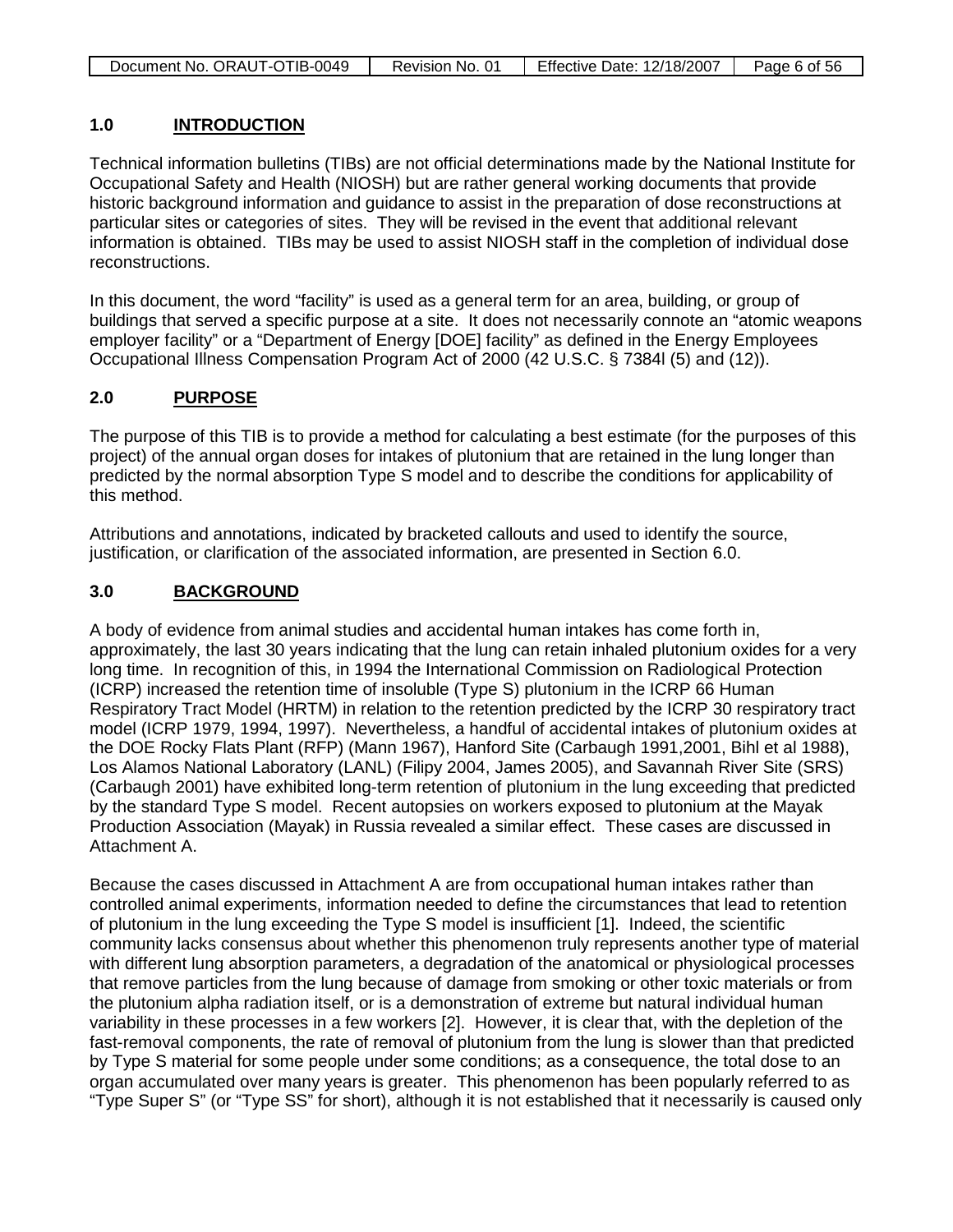## 1.0 INTRODUCTION

Technical information bulletins (TIBs) are not official determinations made by the National Institute for Occupational Safety and Health (NIOSH) but are rather general working documents that provide historic background information and guidance to assist in the preparation of dose reconstructions at particular sites or categories of sites. They will be revised in the event that additional relevant information is obtained. TIBs may be used to assist NIOSH staff in the completion of individual dose reconstructions.

In this document, the word "facility" is used as a general term for an area, building, or group of buildings that served a specific purpose at a site. It does not necessarily connote an "atomic weapons employer facility" or a "Department of Energy [DOE] facility" as defined in the Energy Employees Occupational Illness Compensation Program Act of 2000 (42 U.S.C. § 7384l (5) and (12)).

## 2.0 PURPOSE

The purpose of this TIB is to provide a method for calculating a best estimate (for the purposes of this project) of the annual organ doses for intakes of plutonium that are retained in the lung longer than predicted by the normal absorption Type S model and to describe the conditions for applicability of this method.

Attributions and annotations, indicated by bracketed callouts and used to identify the source, justification, or clarification of the associated information, are presented in Section 6.0.

## 3.0 BACKGROUND

A body of evidence from animal studies and accidental human intakes has come forth in, approximately, the last 30 years indicating that the lung can retain inhaled plutonium oxides for a very long time. In recognition of this, in 1994 the International Commission on Radiological Protection (ICRP) increased the retention time of insoluble (Type S) plutonium in the ICRP 66 Human Respiratory Tract Model (HRTM) in relation to the retention predicted by the ICRP 30 respiratory tract model (ICRP 1979, 1994, 1997). Nevertheless, a handful of accidental intakes of plutonium oxides at the DOE Rocky Flats Plant (RFP) (Mann 1967), Hanford Site (Carbaugh 1991,2001, Bihl et al 1988), Los Alamos National Laboratory (LANL) (Filipy 2004, James 2005), and Savannah River Site (SRS) (Carbaugh 2001) have exhibited long-term retention of plutonium in the lung exceeding that predicted by the standard Type S model. Recent autopsies on workers exposed to plutonium at the Mayak Production Association (Mayak) in Russia revealed a similar effect. These cases are discussed in Attachment A.

Because the cases discussed in Attachment A are from occupational human intakes rather than controlled animal experiments, information needed to define the circumstances that lead to retention of plutonium in the lung exceeding the Type S model is insufficient [1]. Indeed, the scientific community lacks consensus about whether this phenomenon truly represents another type of material with different lung absorption parameters, a degradation of the anatomical or physiological processes that remove particles from the lung because of damage from smoking or other toxic materials or from the plutonium alpha radiation itself, or is a demonstration of extreme but natural individual human variability in these processes in a few workers [2]. However, it is clear that, with the depletion of the fast-removal components, the rate of removal of plutonium from the lung is slower than that predicted by Type S material for some people under some conditions; as a consequence, the total dose to an organ accumulated over many years is greater. This phenomenon has been popularly referred to as "Type Super S" (or "Type SS" for short), although it is not established that it necessarily is caused only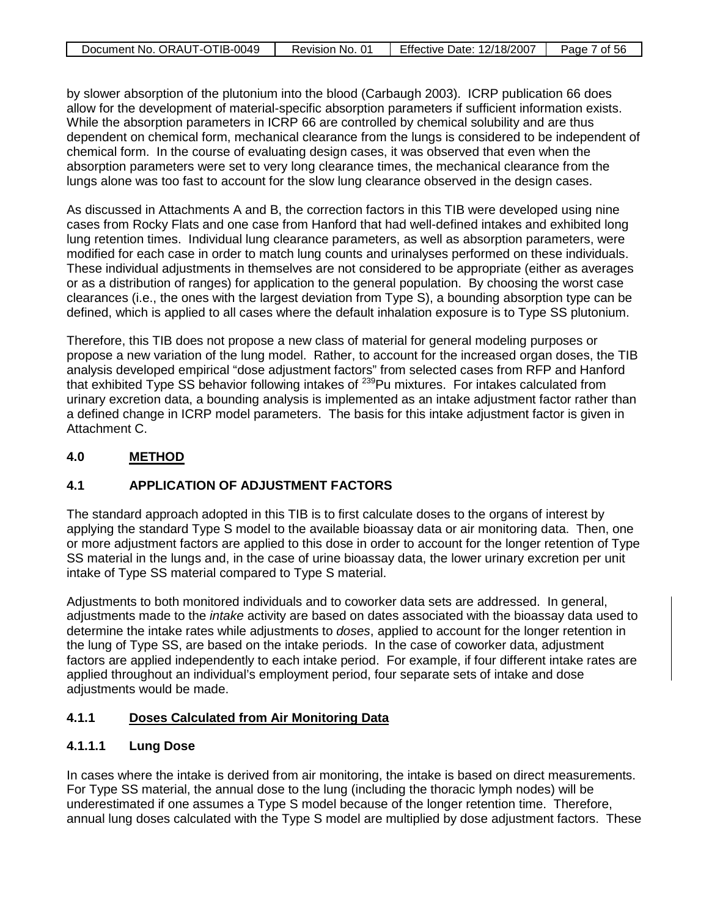by slower absorption of the plutonium into the blood (Carbaugh 2003). ICRP publication 66 does allow for the development of material-specific absorption parameters if sufficient information exists. While the absorption parameters in ICRP 66 are controlled by chemical solubility and are thus dependent on chemical form, mechanical clearance from the lungs is considered to be independent of chemical form. In the course of evaluating design cases, it was observed that even when the absorption parameters were set to very long clearance times, the mechanical clearance from the lungs alone was too fast to account for the slow lung clearance observed in the design cases.

As discussed in Attachments A and B, the correction factors in this TIB were developed using nine cases from Rocky Flats and one case from Hanford that had well-defined intakes and exhibited long lung retention times. Individual lung clearance parameters, as well as absorption parameters, were modified for each case in order to match lung counts and urinalyses performed on these individuals. These individual adjustments in themselves are not considered to be appropriate (either as averages or as a distribution of ranges) for application to the general population. By choosing the worst case clearances (i.e., the ones with the largest deviation from Type S), a bounding absorption type can be defined, which is applied to all cases where the default inhalation exposure is to Type SS plutonium.

Therefore, this TIB does not propose a new class of material for general modeling purposes or propose a new variation of the lung model. Rather, to account for the increased organ doses, the TIB analysis developed empirical "dose adjustment factors" from selected cases from RFP and Hanford that exhibited Type SS behavior following intakes of $^{239}$Pu mixtures. For intakes calculated from urinary excretion data, a bounding analysis is implemented as an intake adjustment factor rather than a defined change in ICRP model parameters. The basis for this intake adjustment factor is given in Attachment C.

## 4.0 METHOD

### 4.1 APPLICATION OF ADJUSTMENT FACTORS

The standard approach adopted in this TIB is to first calculate doses to the organs of interest by applying the standard Type S model to the available bioassay data or air monitoring data. Then, one or more adjustment factors are applied to this dose in order to account for the longer retention of Type SS material in the lungs and, in the case of urine bioassay data, the lower urinary excretion per unit intake of Type SS material compared to Type S material.

Adjustments to both monitored individuals and to coworker data sets are addressed. In general, adjustments made to the *intake* activity are based on dates associated with the bioassay data used to determine the intake rates while adjustments to *doses*, applied to account for the longer retention in the lung of Type SS, are based on the intake periods. In the case of coworker data, adjustment factors are applied independently to each intake period. For example, if four different intake rates are applied throughout an individual's employment period, four separate sets of intake and dose adjustments would be made.

#### 4.1.1 Doses Calculated from Air Monitoring Data

##### 4.1.1.1 Lung Dose

In cases where the intake is derived from air monitoring, the intake is based on direct measurements. For Type SS material, the annual dose to the lung (including the thoracic lymph nodes) will be underestimated if one assumes a Type S model because of the longer retention time. Therefore, annual lung doses calculated with the Type S model are multiplied by dose adjustment factors. These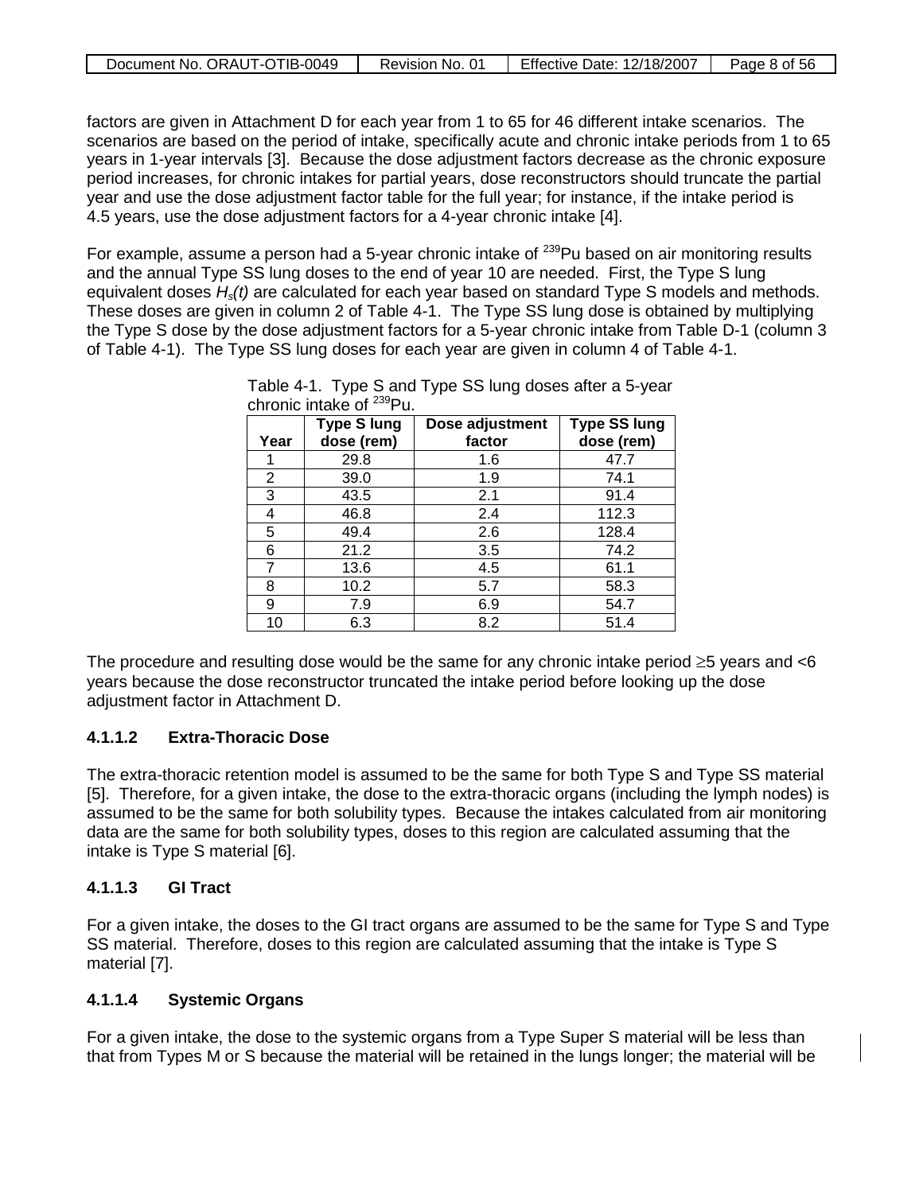factors are given in Attachment D for each year from 1 to 65 for 46 different intake scenarios. The scenarios are based on the period of intake, specifically acute and chronic intake periods from 1 to 65 years in 1-year intervals [3]. Because the dose adjustment factors decrease as the chronic exposure period increases, for chronic intakes for partial years, dose reconstructors should truncate the partial year and use the dose adjustment factor table for the full year; for instance, if the intake period is 4.5 years, use the dose adjustment factors for a 4-year chronic intake [4].

For example, assume a person had a 5-year chronic intake of $^{239}$Pu based on air monitoring results and the annual Type SS lung doses to the end of year 10 are needed. First, the Type S lung equivalent doses $H_s(t)$ are calculated for each year based on standard Type S models and methods. These doses are given in column 2 of Table 4-1. The Type SS lung dose is obtained by multiplying the Type S dose by the dose adjustment factors for a 5-year chronic intake from Table D-1 (column 3 of Table 4-1). The Type SS lung doses for each year are given in column 4 of Table 4-1.

Table 4-1. Type S and Type SS lung doses after a 5-year chronic intake of $^{239}$Pu.

| Year | Type S lung dose (rem) | Dose adjustment factor | Type SS lung dose (rem) |
|---|---|---|---|
| 1 | 29.8 | 1.6 | 47.7 |
| 2 | 39.0 | 1.9 | 74.1 |
| 3 | 43.5 | 2.1 | 91.4 |
| 4 | 46.8 | 2.4 | 112.3 |
| 5 | 49.4 | 2.6 | 128.4 |
| 6 | 21.2 | 3.5 | 74.2 |
| 7 | 13.6 | 4.5 | 61.1 |
| 8 | 10.2 | 5.7 | 58.3 |
| 9 | 7.9 | 6.9 | 54.7 |
| 10 | 6.3 | 8.2 | 51.4 |

The procedure and resulting dose would be the same for any chronic intake period $\geq$5 years and <6 years because the dose reconstructor truncated the intake period before looking up the dose adjustment factor in Attachment D.

#### 4.1.1.2 Extra-Thoracic Dose

The extra-thoracic retention model is assumed to be the same for both Type S and Type SS material [5]. Therefore, for a given intake, the dose to the extra-thoracic organs (including the lymph nodes) is assumed to be the same for both solubility types. Because the intakes calculated from air monitoring data are the same for both solubility types, doses to this region are calculated assuming that the intake is Type S material [6].

#### 4.1.1.3 GI Tract

For a given intake, the doses to the GI tract organs are assumed to be the same for Type S and Type SS material. Therefore, doses to this region are calculated assuming that the intake is Type S material [7].

#### 4.1.1.4 Systemic Organs

For a given intake, the dose to the systemic organs from a Type Super S material will be less than that from Types M or S because the material will be retained in the lungs longer; the material will be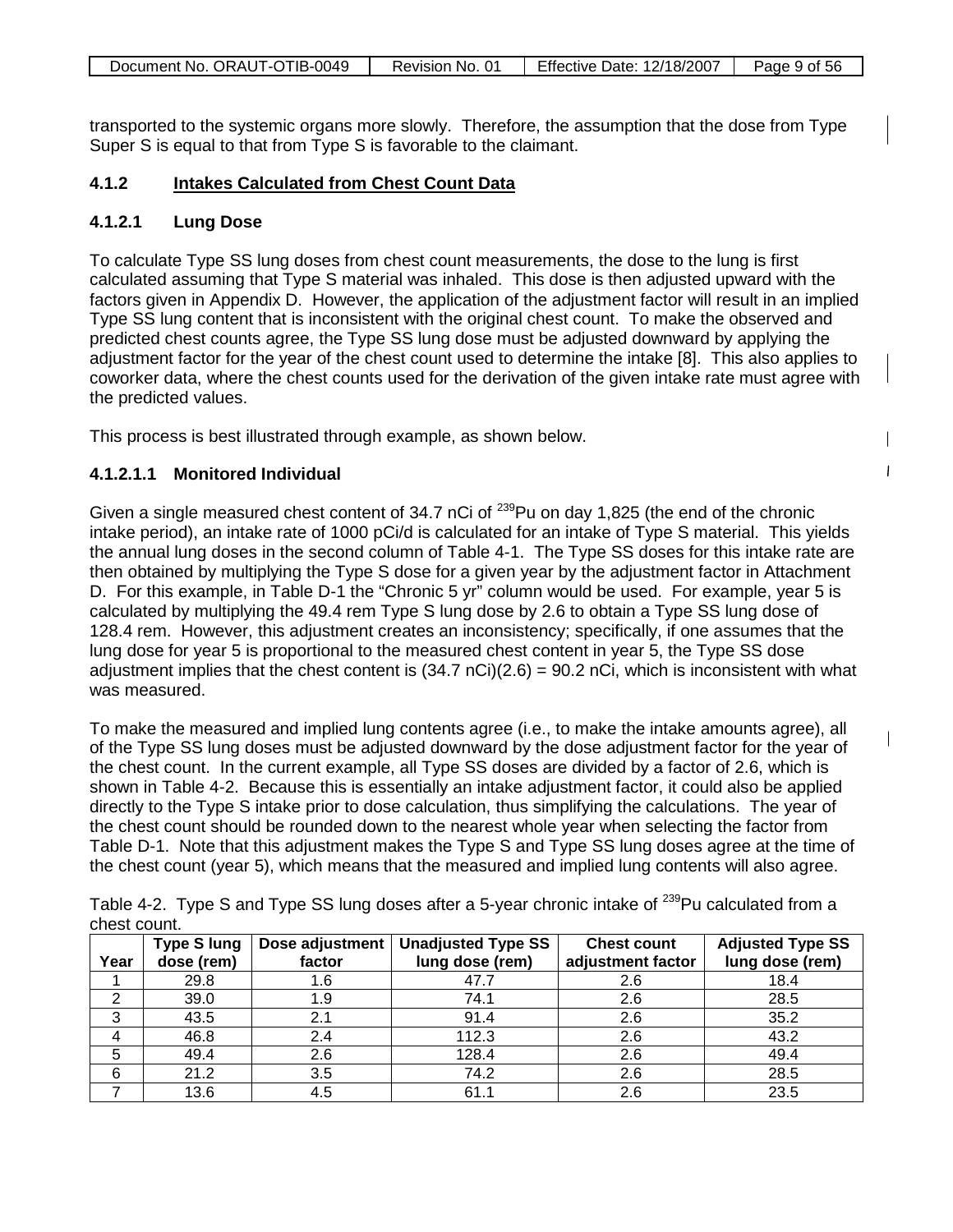transported to the systemic organs more slowly. Therefore, the assumption that the dose from Type Super S is equal to that from Type S is favorable to the claimant.

### 4.1.2 Intakes Calculated from Chest Count Data

#### 4.1.2.1 Lung Dose

To calculate Type SS lung doses from chest count measurements, the dose to the lung is first calculated assuming that Type S material was inhaled. This dose is then adjusted upward with the factors given in Appendix D. However, the application of the adjustment factor will result in an implied Type SS lung content that is inconsistent with the original chest count. To make the observed and predicted chest counts agree, the Type SS lung dose must be adjusted downward by applying the adjustment factor for the year of the chest count used to determine the intake [8]. This also applies to coworker data, where the chest counts used for the derivation of the given intake rate must agree with the predicted values.

This process is best illustrated through example, as shown below.

##### 4.1.2.1.1 Monitored Individual

Given a single measured chest content of 34.7 nCi of $^{239}$Pu on day 1,825 (the end of the chronic intake period), an intake rate of 1000 pCi/d is calculated for an intake of Type S material. This yields the annual lung doses in the second column of Table 4-1. The Type SS doses for this intake rate are then obtained by multiplying the Type S dose for a given year by the adjustment factor in Attachment D. For this example, in Table D-1 the "Chronic 5 yr" column would be used. For example, year 5 is calculated by multiplying the 49.4 rem Type S lung dose by 2.6 to obtain a Type SS lung dose of 128.4 rem. However, this adjustment creates an inconsistency; specifically, if one assumes that the lung dose for year 5 is proportional to the measured chest content in year 5, the Type SS dose adjustment implies that the chest content is (34.7 nCi)(2.6) = 90.2 nCi, which is inconsistent with what was measured.

To make the measured and implied lung contents agree (i.e., to make the intake amounts agree), all of the Type SS lung doses must be adjusted downward by the dose adjustment factor for the year of the chest count. In the current example, all Type SS doses are divided by a factor of 2.6, which is shown in Table 4-2. Because this is essentially an intake adjustment factor, it could also be applied directly to the Type S intake prior to dose calculation, thus simplifying the calculations. The year of the chest count should be rounded down to the nearest whole year when selecting the factor from Table D-1. Note that this adjustment makes the Type S and Type SS lung doses agree at the time of the chest count (year 5), which means that the measured and implied lung contents will also agree.

Table 4-2. Type S and Type SS lung doses after a 5-year chronic intake of $^{239}$Pu calculated from a chest count.

| Year | Type S lung dose (rem) | Dose adjustment factor | Unadjusted Type SS lung dose (rem) | Chest count adjustment factor | Adjusted Type SS lung dose (rem) |
|---|---|---|---|---|---|
| 1 | 29.8 | 1.6 | 47.7 | 2.6 | 18.4 |
| 2 | 39.0 | 1.9 | 74.1 | 2.6 | 28.5 |
| 3 | 43.5 | 2.1 | 91.4 | 2.6 | 35.2 |
| 4 | 46.8 | 2.4 | 112.3 | 2.6 | 43.2 |
| 5 | 49.4 | 2.6 | 128.4 | 2.6 | 49.4 |
| 6 | 21.2 | 3.5 | 74.2 | 2.6 | 28.5 |
| 7 | 13.6 | 4.5 | 61.1 | 2.6 | 23.5 |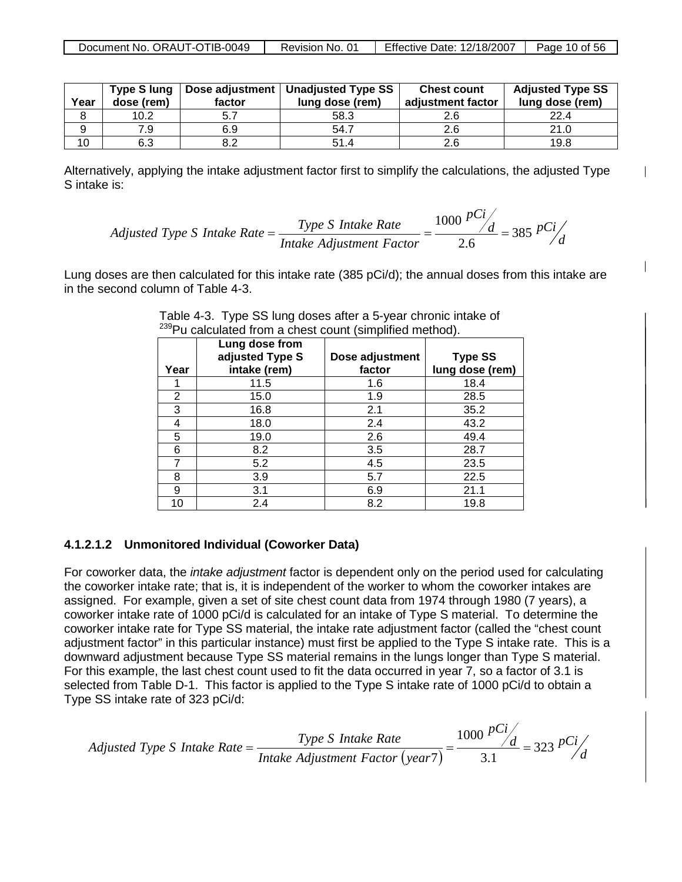| Year | Type S lung dose (rem) | Dose adjustment factor | Unadjusted Type SS lung dose (rem) | Chest count adjustment factor | Adjusted Type SS lung dose (rem) |
|---|---|---|---|---|---|
| 8 | 10.2 | 5.7 | 58.3 | 2.6 | 22.4 |
| 9 | 7.9 | 6.9 | 54.7 | 2.6 | 21.0 |
| 10 | 6.3 | 8.2 | 51.4 | 2.6 | 19.8 |

Alternatively, applying the intake adjustment factor first to simplify the calculations, the adjusted Type S intake is:

$$Adjusted\ Type\ S\ Intake\ Rate = \frac{Type\ S\ Intake\ Rate}{Intake\ Adjustment\ Factor} = \frac{1000\ {pCi}/{d}}{2.6} = 385\ {pCi}/{d}$$

Lung doses are then calculated for this intake rate (385 pCi/d); the annual doses from this intake are in the second column of Table 4-3.

Table 4-3. Type SS lung doses after a 5-year chronic intake of $^{239}Pu$ calculated from a chest count (simplified method).

| Year | Lung dose from adjusted Type S intake (rem) | Dose adjustment factor | Type SS lung dose (rem) |
|---|---|---|---|
| 1 | 11.5 | 1.6 | 18.4 |
| 2 | 15.0 | 1.9 | 28.5 |
| 3 | 16.8 | 2.1 | 35.2 |
| 4 | 18.0 | 2.4 | 43.2 |
| 5 | 19.0 | 2.6 | 49.4 |
| 6 | 8.2 | 3.5 | 28.7 |
| 7 | 5.2 | 4.5 | 23.5 |
| 8 | 3.9 | 5.7 | 22.5 |
| 9 | 3.1 | 6.9 | 21.1 |
| 10 | 2.4 | 8.2 | 19.8 |

#### 4.1.2.1.2 Unmonitored Individual (Coworker Data)

For coworker data, the *intake adjustment* factor is dependent only on the period used for calculating the coworker intake rate; that is, it is independent of the worker to whom the coworker intakes are assigned. For example, given a set of site chest count data from 1974 through 1980 (7 years), a coworker intake rate of 1000 pCi/d is calculated for an intake of Type S material. To determine the coworker intake rate for Type SS material, the intake rate adjustment factor (called the "chest count adjustment factor" in this particular instance) must first be applied to the Type S intake rate. This is a downward adjustment because Type SS material remains in the lungs longer than Type S material. For this example, the last chest count used to fit the data occurred in year 7, so a factor of 3.1 is selected from Table D-1. This factor is applied to the Type S intake rate of 1000 pCi/d to obtain a Type SS intake rate of 323 pCi/d:

$$Adjusted\ Type\ S\ Intake\ Rate = \frac{Type\ S\ Intake\ Rate}{Intake\ Adjustment\ Factor\ (year7)} = \frac{1000\ {pCi}/{d}}{3.1} = 323\ {pCi}/{d}$$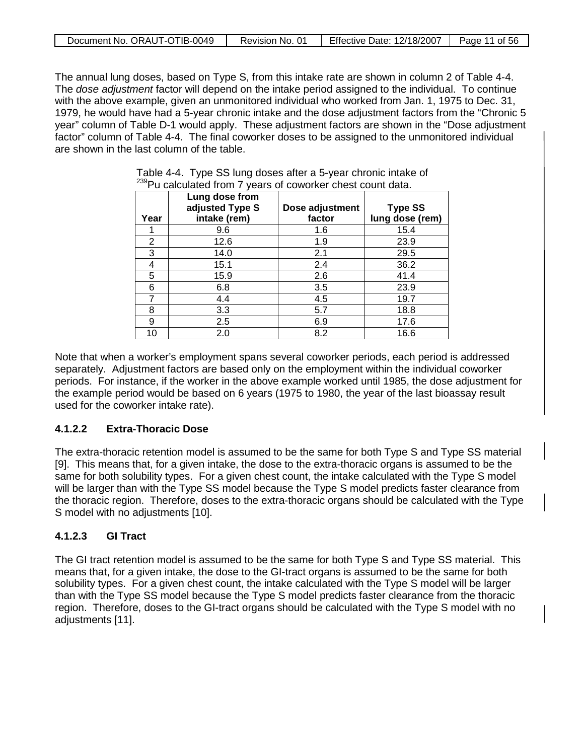The annual lung doses, based on Type S, from this intake rate are shown in column 2 of Table 4-4. The *dose adjustment* factor will depend on the intake period assigned to the individual. To continue with the above example, given an unmonitored individual who worked from Jan. 1, 1975 to Dec. 31, 1979, he would have had a 5-year chronic intake and the dose adjustment factors from the "Chronic 5 year" column of Table D-1 would apply. These adjustment factors are shown in the "Dose adjustment factor" column of Table 4-4. The final coworker doses to be assigned to the unmonitored individual are shown in the last column of the table.

Table 4-4. Type SS lung doses after a 5-year chronic intake of $^{239}$Pu calculated from 7 years of coworker chest count data.

| Year | Lung dose from adjusted Type S intake (rem) | Dose adjustment factor | Type SS lung dose (rem) |
|---|---|---|---|
| 1 | 9.6 | 1.6 | 15.4 |
| 2 | 12.6 | 1.9 | 23.9 |
| 3 | 14.0 | 2.1 | 29.5 |
| 4 | 15.1 | 2.4 | 36.2 |
| 5 | 15.9 | 2.6 | 41.4 |
| 6 | 6.8 | 3.5 | 23.9 |
| 7 | 4.4 | 4.5 | 19.7 |
| 8 | 3.3 | 5.7 | 18.8 |
| 9 | 2.5 | 6.9 | 17.6 |
| 10 | 2.0 | 8.2 | 16.6 |

Note that when a worker's employment spans several coworker periods, each period is addressed separately. Adjustment factors are based only on the employment within the individual coworker periods. For instance, if the worker in the above example worked until 1985, the dose adjustment for the example period would be based on 6 years (1975 to 1980, the year of the last bioassay result used for the coworker intake rate).

#### 4.1.2.2 Extra-Thoracic Dose

The extra-thoracic retention model is assumed to be the same for both Type S and Type SS material [9]. This means that, for a given intake, the dose to the extra-thoracic organs is assumed to be the same for both solubility types. For a given chest count, the intake calculated with the Type S model will be larger than with the Type SS model because the Type S model predicts faster clearance from the thoracic region. Therefore, doses to the extra-thoracic organs should be calculated with the Type S model with no adjustments [10].

#### 4.1.2.3 GI Tract

The GI tract retention model is assumed to be the same for both Type S and Type SS material. This means that, for a given intake, the dose to the GI-tract organs is assumed to be the same for both solubility types. For a given chest count, the intake calculated with the Type S model will be larger than with the Type SS model because the Type S model predicts faster clearance from the thoracic region. Therefore, doses to the GI-tract organs should be calculated with the Type S model with no adjustments [11].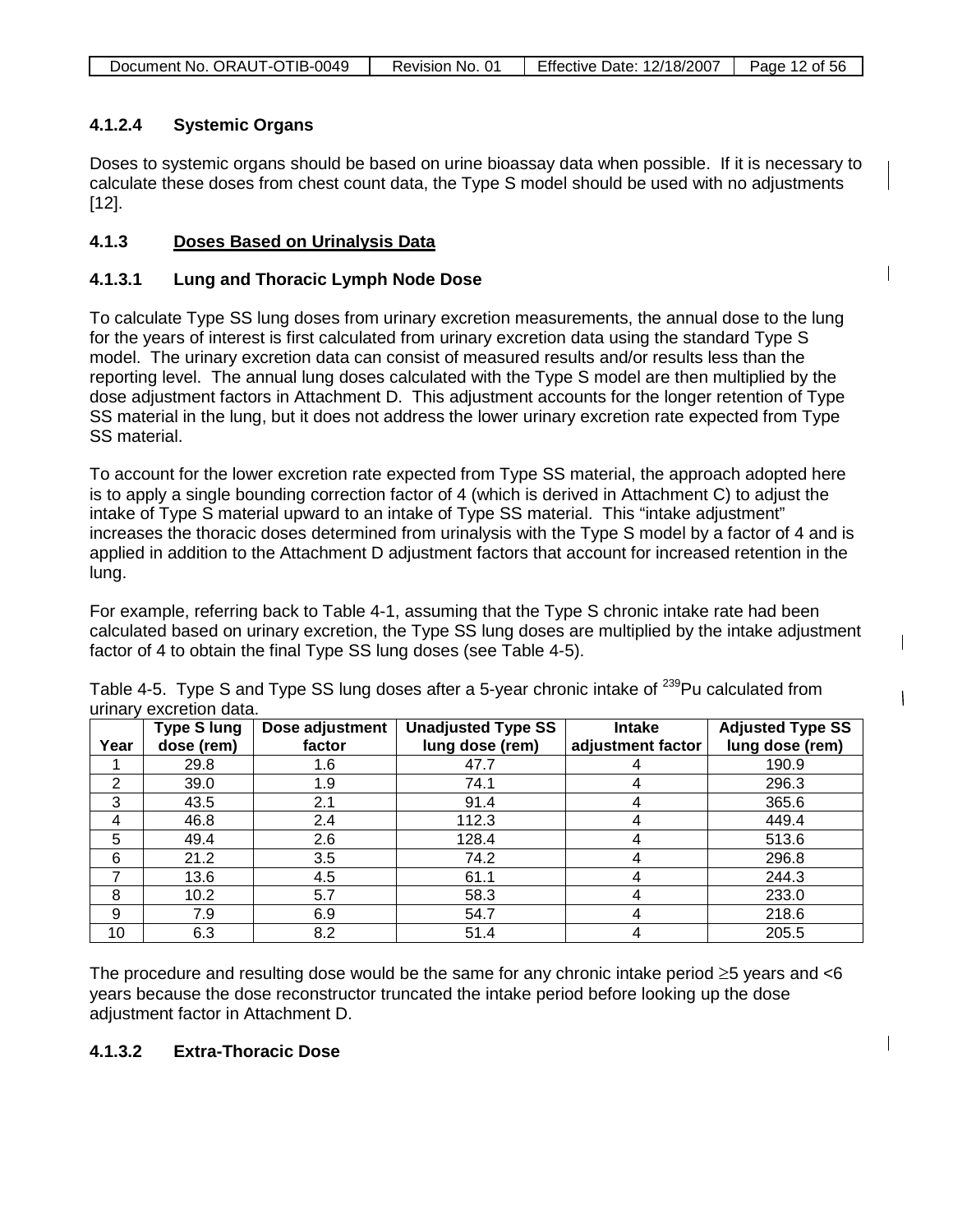#### 4.1.2.4 Systemic Organs

Doses to systemic organs should be based on urine bioassay data when possible. If it is necessary to calculate these doses from chest count data, the Type S model should be used with no adjustments [12].

### 4.1.3 Doses Based on Urinalysis Data

#### 4.1.3.1 Lung and Thoracic Lymph Node Dose

To calculate Type SS lung doses from urinary excretion measurements, the annual dose to the lung for the years of interest is first calculated from urinary excretion data using the standard Type S model. The urinary excretion data can consist of measured results and/or results less than the reporting level. The annual lung doses calculated with the Type S model are then multiplied by the dose adjustment factors in Attachment D. This adjustment accounts for the longer retention of Type SS material in the lung, but it does not address the lower urinary excretion rate expected from Type SS material.

To account for the lower excretion rate expected from Type SS material, the approach adopted here is to apply a single bounding correction factor of 4 (which is derived in Attachment C) to adjust the intake of Type S material upward to an intake of Type SS material. This "intake adjustment" increases the thoracic doses determined from urinalysis with the Type S model by a factor of 4 and is applied in addition to the Attachment D adjustment factors that account for increased retention in the lung.

For example, referring back to Table 4-1, assuming that the Type S chronic intake rate had been calculated based on urinary excretion, the Type SS lung doses are multiplied by the intake adjustment factor of 4 to obtain the final Type SS lung doses (see Table 4-5).

Table 4-5. Type S and Type SS lung doses after a 5-year chronic intake of $^{239}$Pu calculated from urinary excretion data.

| Year | Type S lung dose (rem) | Dose adjustment factor | Unadjusted Type SS lung dose (rem) | Intake adjustment factor | Adjusted Type SS lung dose (rem) |
|---|---|---|---|---|---|
| 1 | 29.8 | 1.6 | 47.7 | 4 | 190.9 |
| 2 | 39.0 | 1.9 | 74.1 | 4 | 296.3 |
| 3 | 43.5 | 2.1 | 91.4 | 4 | 365.6 |
| 4 | 46.8 | 2.4 | 112.3 | 4 | 449.4 |
| 5 | 49.4 | 2.6 | 128.4 | 4 | 513.6 |
| 6 | 21.2 | 3.5 | 74.2 | 4 | 296.8 |
| 7 | 13.6 | 4.5 | 61.1 | 4 | 244.3 |
| 8 | 10.2 | 5.7 | 58.3 | 4 | 233.0 |
| 9 | 7.9 | 6.9 | 54.7 | 4 | 218.6 |
| 10 | 6.3 | 8.2 | 51.4 | 4 | 205.5 |

The procedure and resulting dose would be the same for any chronic intake period $\geq$5 years and <6 years because the dose reconstructor truncated the intake period before looking up the dose adjustment factor in Attachment D.

#### 4.1.3.2 Extra-Thoracic Dose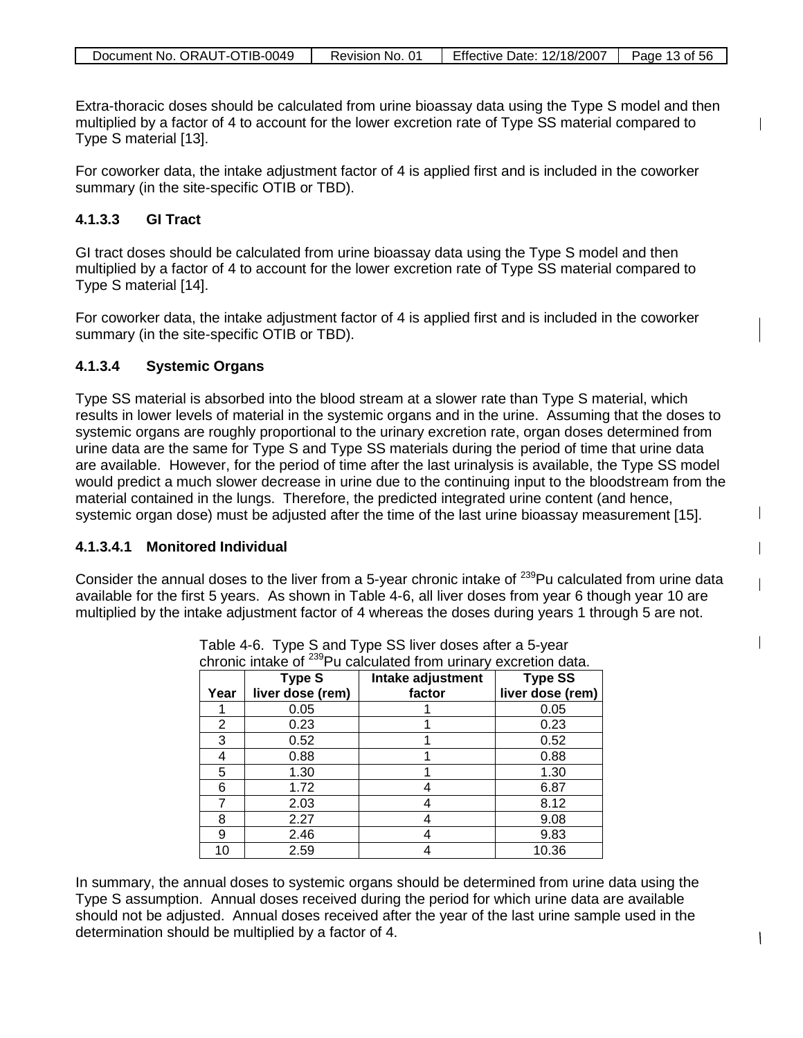Extra-thoracic doses should be calculated from urine bioassay data using the Type S model and then multiplied by a factor of 4 to account for the lower excretion rate of Type SS material compared to Type S material [13].

For coworker data, the intake adjustment factor of 4 is applied first and is included in the coworker summary (in the site-specific OTIB or TBD).

#### 4.1.3.3 GI Tract

GI tract doses should be calculated from urine bioassay data using the Type S model and then multiplied by a factor of 4 to account for the lower excretion rate of Type SS material compared to Type S material [14].

For coworker data, the intake adjustment factor of 4 is applied first and is included in the coworker summary (in the site-specific OTIB or TBD).

#### 4.1.3.4 Systemic Organs

Type SS material is absorbed into the blood stream at a slower rate than Type S material, which results in lower levels of material in the systemic organs and in the urine. Assuming that the doses to systemic organs are roughly proportional to the urinary excretion rate, organ doses determined from urine data are the same for Type S and Type SS materials during the period of time that urine data are available. However, for the period of time after the last urinalysis is available, the Type SS model would predict a much slower decrease in urine due to the continuing input to the bloodstream from the material contained in the lungs. Therefore, the predicted integrated urine content (and hence, systemic organ dose) must be adjusted after the time of the last urine bioassay measurement [15].

##### 4.1.3.4.1 Monitored Individual

Consider the annual doses to the liver from a 5-year chronic intake of $^{239}$Pu calculated from urine data available for the first 5 years. As shown in Table 4-6, all liver doses from year 6 though year 10 are multiplied by the intake adjustment factor of 4 whereas the doses during years 1 through 5 are not.

Table 4-6. Type S and Type SS liver doses after a 5-year chronic intake of $^{239}$Pu calculated from urinary excretion data.

| Year | Type S liver dose (rem) | Intake adjustment factor | Type SS liver dose (rem) |
|---|---|---|---|
| 1 | 0.05 | 1 | 0.05 |
| 2 | 0.23 | 1 | 0.23 |
| 3 | 0.52 | 1 | 0.52 |
| 4 | 0.88 | 1 | 0.88 |
| 5 | 1.30 | 1 | 1.30 |
| 6 | 1.72 | 4 | 6.87 |
| 7 | 2.03 | 4 | 8.12 |
| 8 | 2.27 | 4 | 9.08 |
| 9 | 2.46 | 4 | 9.83 |
| 10 | 2.59 | 4 | 10.36 |

In summary, the annual doses to systemic organs should be determined from urine data using the Type S assumption. Annual doses received during the period for which urine data are available should not be adjusted. Annual doses received after the year of the last urine sample used in the determination should be multiplied by a factor of 4.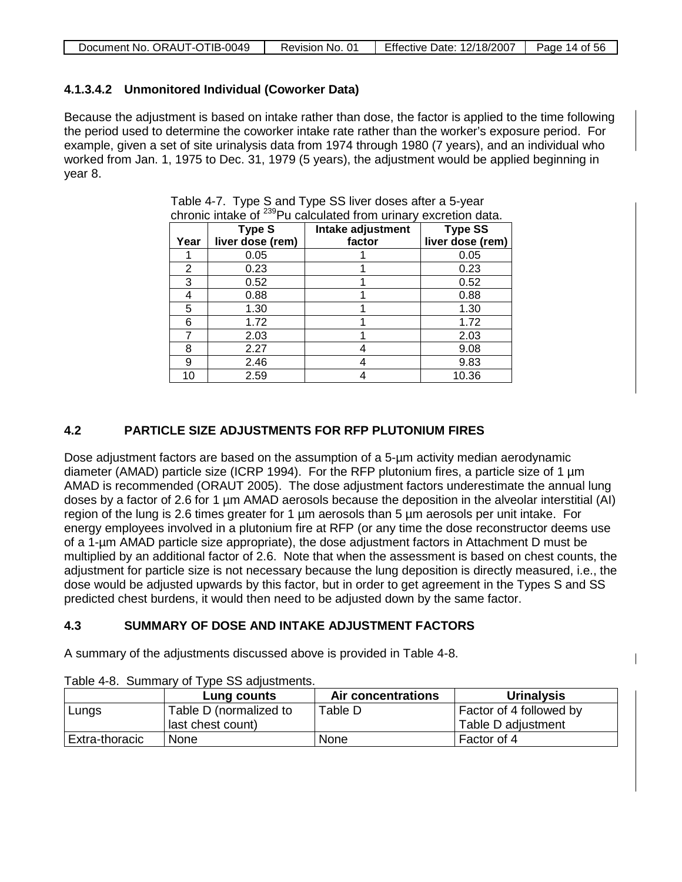#### 4.1.3.4.2 Unmonitored Individual (Coworker Data)

Because the adjustment is based on intake rather than dose, the factor is applied to the time following the period used to determine the coworker intake rate rather than the worker's exposure period. For example, given a set of site urinalysis data from 1974 through 1980 (7 years), and an individual who worked from Jan. 1, 1975 to Dec. 31, 1979 (5 years), the adjustment would be applied beginning in year 8.

Table 4-7. Type S and Type SS liver doses after a 5-year chronic intake of $^{239}$Pu calculated from urinary excretion data.

| Year | Type S liver dose (rem) | Intake adjustment factor | Type SS liver dose (rem) |
|---|---|---|---|
| 1 | 0.05 | 1 | 0.05 |
| 2 | 0.23 | 1 | 0.23 |
| 3 | 0.52 | 1 | 0.52 |
| 4 | 0.88 | 1 | 0.88 |
| 5 | 1.30 | 1 | 1.30 |
| 6 | 1.72 | 1 | 1.72 |
| 7 | 2.03 | 1 | 2.03 |
| 8 | 2.27 | 4 | 9.08 |
| 9 | 2.46 | 4 | 9.83 |
| 10 | 2.59 | 4 | 10.36 |

## 4.2 PARTICLE SIZE ADJUSTMENTS FOR RFP PLUTONIUM FIRES

Dose adjustment factors are based on the assumption of a 5-µm activity median aerodynamic diameter (AMAD) particle size (ICRP 1994). For the RFP plutonium fires, a particle size of 1 µm AMAD is recommended (ORAUT 2005). The dose adjustment factors underestimate the annual lung doses by a factor of 2.6 for 1 µm AMAD aerosols because the deposition in the alveolar interstitial (AI) region of the lung is 2.6 times greater for 1 µm aerosols than 5 µm aerosols per unit intake. For energy employees involved in a plutonium fire at RFP (or any time the dose reconstructor deems use of a 1-µm AMAD particle size appropriate), the dose adjustment factors in Attachment D must be multiplied by an additional factor of 2.6. Note that when the assessment is based on chest counts, the adjustment for particle size is not necessary because the lung deposition is directly measured, i.e., the dose would be adjusted upwards by this factor, but in order to get agreement in the Types S and SS predicted chest burdens, it would then need to be adjusted down by the same factor.

## 4.3 SUMMARY OF DOSE AND INTAKE ADJUSTMENT FACTORS

A summary of the adjustments discussed above is provided in Table 4-8.

Table 4-8. Summary of Type SS adjustments.

| | Lung counts | Air concentrations | Urinalysis |
|---|---|---|---|
| Lungs | Table D (normalized to last chest count) | Table D | Factor of 4 followed by Table D adjustment |
| Extra-thoracic | None | None | Factor of 4 |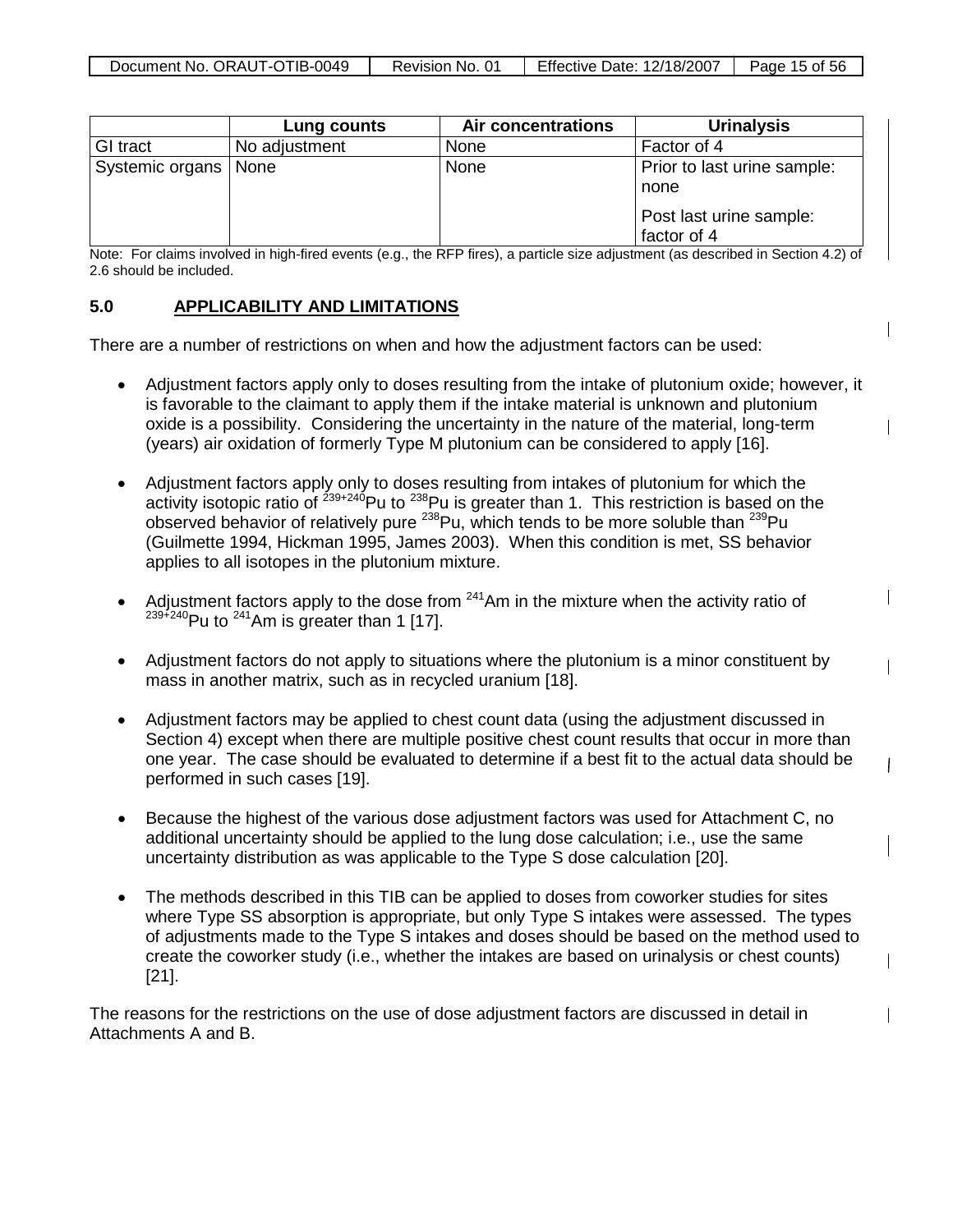| | Lung counts | Air concentrations | Urinalysis |
|---|---|---|---|
| GI tract | No adjustment | None | Factor of 4 |
| Systemic organs | None | None | Prior to last urine sample: none<br><br>Post last urine sample: factor of 4 |

Note: For claims involved in high-fired events (e.g., the RFP fires), a particle size adjustment (as described in Section 4.2) of 2.6 should be included.

## 5.0 APPLICABILITY AND LIMITATIONS

There are a number of restrictions on when and how the adjustment factors can be used:

- Adjustment factors apply only to doses resulting from the intake of plutonium oxide; however, it is favorable to the claimant to apply them if the intake material is unknown and plutonium oxide is a possibility. Considering the uncertainty in the nature of the material, long-term (years) air oxidation of formerly Type M plutonium can be considered to apply [16].

- Adjustment factors apply only to doses resulting from intakes of plutonium for which the activity isotopic ratio of $^{239+240}$Pu to $^{238}$Pu is greater than 1. This restriction is based on the observed behavior of relatively pure $^{238}$Pu, which tends to be more soluble than $^{239}$Pu (Guilmette 1994, Hickman 1995, James 2003). When this condition is met, SS behavior applies to all isotopes in the plutonium mixture.

- Adjustment factors apply to the dose from $^{241}$Am in the mixture when the activity ratio of $^{239+240}$Pu to $^{241}$Am is greater than 1 [17].

- Adjustment factors do not apply to situations where the plutonium is a minor constituent by mass in another matrix, such as in recycled uranium [18].

- Adjustment factors may be applied to chest count data (using the adjustment discussed in Section 4) except when there are multiple positive chest count results that occur in more than one year. The case should be evaluated to determine if a best fit to the actual data should be performed in such cases [19].

- Because the highest of the various dose adjustment factors was used for Attachment C, no additional uncertainty should be applied to the lung dose calculation; i.e., use the same uncertainty distribution as was applicable to the Type S dose calculation [20].

- The methods described in this TIB can be applied to doses from coworker studies for sites where Type SS absorption is appropriate, but only Type S intakes were assessed. The types of adjustments made to the Type S intakes and doses should be based on the method used to create the coworker study (i.e., whether the intakes are based on urinalysis or chest counts) [21].

The reasons for the restrictions on the use of dose adjustment factors are discussed in detail in Attachments A and B.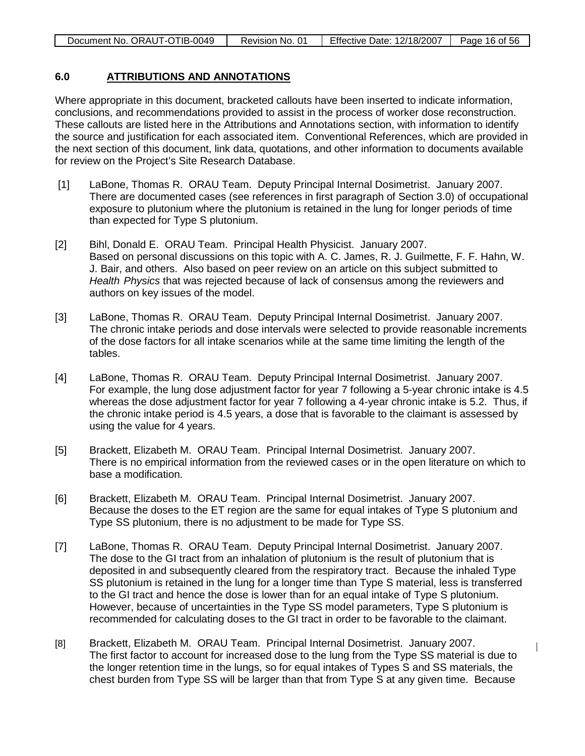## 6.0 ATTRIBUTIONS AND ANNOTATIONS

Where appropriate in this document, bracketed callouts have been inserted to indicate information, conclusions, and recommendations provided to assist in the process of worker dose reconstruction. These callouts are listed here in the Attributions and Annotations section, with information to identify the source and justification for each associated item. Conventional References, which are provided in the next section of this document, link data, quotations, and other information to documents available for review on the Project's Site Research Database.

[1] LaBone, Thomas R. ORAU Team. Deputy Principal Internal Dosimetrist. January 2007. There are documented cases (see references in first paragraph of Section 3.0) of occupational exposure to plutonium where the plutonium is retained in the lung for longer periods of time than expected for Type S plutonium.

[2] Bihl, Donald E. ORAU Team. Principal Health Physicist. January 2007. Based on personal discussions on this topic with A. C. James, R. J. Guilmette, F. F. Hahn, W. J. Bair, and others. Also based on peer review on an article on this subject submitted to *Health Physics* that was rejected because of lack of consensus among the reviewers and authors on key issues of the model.

[3] LaBone, Thomas R. ORAU Team. Deputy Principal Internal Dosimetrist. January 2007. The chronic intake periods and dose intervals were selected to provide reasonable increments of the dose factors for all intake scenarios while at the same time limiting the length of the tables.

[4] LaBone, Thomas R. ORAU Team. Deputy Principal Internal Dosimetrist. January 2007. For example, the lung dose adjustment factor for year 7 following a 5-year chronic intake is 4.5 whereas the dose adjustment factor for year 7 following a 4-year chronic intake is 5.2. Thus, if the chronic intake period is 4.5 years, a dose that is favorable to the claimant is assessed by using the value for 4 years.

[5] Brackett, Elizabeth M. ORAU Team. Principal Internal Dosimetrist. January 2007. There is no empirical information from the reviewed cases or in the open literature on which to base a modification.

[6] Brackett, Elizabeth M. ORAU Team. Principal Internal Dosimetrist. January 2007. Because the doses to the ET region are the same for equal intakes of Type S plutonium and Type SS plutonium, there is no adjustment to be made for Type SS.

[7] LaBone, Thomas R. ORAU Team. Deputy Principal Internal Dosimetrist. January 2007. The dose to the GI tract from an inhalation of plutonium is the result of plutonium that is deposited in and subsequently cleared from the respiratory tract. Because the inhaled Type SS plutonium is retained in the lung for a longer time than Type S material, less is transferred to the GI tract and hence the dose is lower than for an equal intake of Type S plutonium. However, because of uncertainties in the Type SS model parameters, Type S plutonium is recommended for calculating doses to the GI tract in order to be favorable to the claimant.

[8] Brackett, Elizabeth M. ORAU Team. Principal Internal Dosimetrist. January 2007. The first factor to account for increased dose to the lung from the Type SS material is due to the longer retention time in the lungs, so for equal intakes of Types S and SS materials, the chest burden from Type SS will be larger than that from Type S at any given time. Because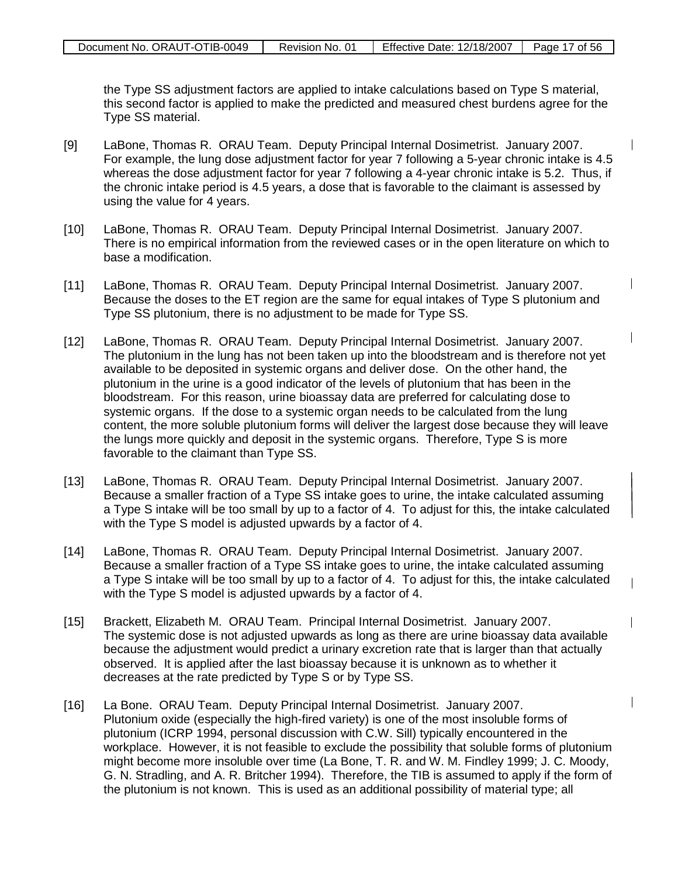the Type SS adjustment factors are applied to intake calculations based on Type S material, this second factor is applied to make the predicted and measured chest burdens agree for the Type SS material.

[9] LaBone, Thomas R. ORAU Team. Deputy Principal Internal Dosimetrist. January 2007. For example, the lung dose adjustment factor for year 7 following a 5-year chronic intake is 4.5 whereas the dose adjustment factor for year 7 following a 4-year chronic intake is 5.2. Thus, if the chronic intake period is 4.5 years, a dose that is favorable to the claimant is assessed by using the value for 4 years.

[10] LaBone, Thomas R. ORAU Team. Deputy Principal Internal Dosimetrist. January 2007. There is no empirical information from the reviewed cases or in the open literature on which to base a modification.

[11] LaBone, Thomas R. ORAU Team. Deputy Principal Internal Dosimetrist. January 2007. Because the doses to the ET region are the same for equal intakes of Type S plutonium and Type SS plutonium, there is no adjustment to be made for Type SS.

[12] LaBone, Thomas R. ORAU Team. Deputy Principal Internal Dosimetrist. January 2007. The plutonium in the lung has not been taken up into the bloodstream and is therefore not yet available to be deposited in systemic organs and deliver dose. On the other hand, the plutonium in the urine is a good indicator of the levels of plutonium that has been in the bloodstream. For this reason, urine bioassay data are preferred for calculating dose to systemic organs. If the dose to a systemic organ needs to be calculated from the lung content, the more soluble plutonium forms will deliver the largest dose because they will leave the lungs more quickly and deposit in the systemic organs. Therefore, Type S is more favorable to the claimant than Type SS.

[13] LaBone, Thomas R. ORAU Team. Deputy Principal Internal Dosimetrist. January 2007. Because a smaller fraction of a Type SS intake goes to urine, the intake calculated assuming a Type S intake will be too small by up to a factor of 4. To adjust for this, the intake calculated with the Type S model is adjusted upwards by a factor of 4.

[14] LaBone, Thomas R. ORAU Team. Deputy Principal Internal Dosimetrist. January 2007. Because a smaller fraction of a Type SS intake goes to urine, the intake calculated assuming a Type S intake will be too small by up to a factor of 4. To adjust for this, the intake calculated with the Type S model is adjusted upwards by a factor of 4.

[15] Brackett, Elizabeth M. ORAU Team. Principal Internal Dosimetrist. January 2007. The systemic dose is not adjusted upwards as long as there are urine bioassay data available because the adjustment would predict a urinary excretion rate that is larger than that actually observed. It is applied after the last bioassay because it is unknown as to whether it decreases at the rate predicted by Type S or by Type SS.

[16] La Bone. ORAU Team. Deputy Principal Internal Dosimetrist. January 2007. Plutonium oxide (especially the high-fired variety) is one of the most insoluble forms of plutonium (ICRP 1994, personal discussion with C.W. Sill) typically encountered in the workplace. However, it is not feasible to exclude the possibility that soluble forms of plutonium might become more insoluble over time (La Bone, T. R. and W. M. Findley 1999; J. C. Moody, G. N. Stradling, and A. R. Britcher 1994). Therefore, the TIB is assumed to apply if the form of the plutonium is not known. This is used as an additional possibility of material type; all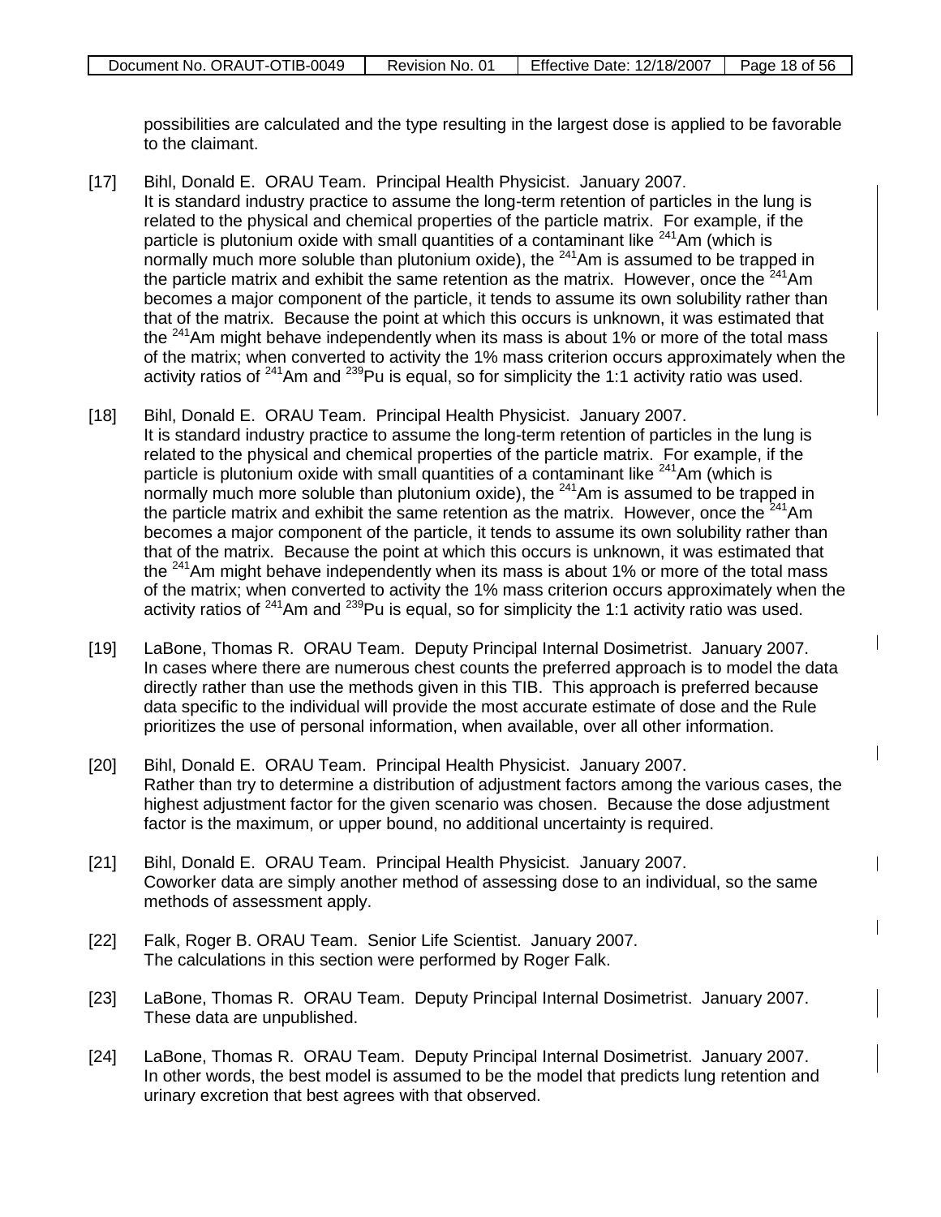possibilities are calculated and the type resulting in the largest dose is applied to be favorable to the claimant.

[17] Bihl, Donald E. ORAU Team. Principal Health Physicist. January 2007.
It is standard industry practice to assume the long-term retention of particles in the lung is related to the physical and chemical properties of the particle matrix. For example, if the particle is plutonium oxide with small quantities of a contaminant like $^{241}$Am (which is normally much more soluble than plutonium oxide), the $^{241}$Am is assumed to be trapped in the particle matrix and exhibit the same retention as the matrix. However, once the $^{241}$Am becomes a major component of the particle, it tends to assume its own solubility rather than that of the matrix. Because the point at which this occurs is unknown, it was estimated that the $^{241}$Am might behave independently when its mass is about 1% or more of the total mass of the matrix; when converted to activity the 1% mass criterion occurs approximately when the activity ratios of $^{241}$Am and $^{239}$Pu is equal, so for simplicity the 1:1 activity ratio was used.

[18] Bihl, Donald E. ORAU Team. Principal Health Physicist. January 2007.
It is standard industry practice to assume the long-term retention of particles in the lung is related to the physical and chemical properties of the particle matrix. For example, if the particle is plutonium oxide with small quantities of a contaminant like $^{241}$Am (which is normally much more soluble than plutonium oxide), the $^{241}$Am is assumed to be trapped in the particle matrix and exhibit the same retention as the matrix. However, once the $^{241}$Am becomes a major component of the particle, it tends to assume its own solubility rather than that of the matrix. Because the point at which this occurs is unknown, it was estimated that the $^{241}$Am might behave independently when its mass is about 1% or more of the total mass of the matrix; when converted to activity the 1% mass criterion occurs approximately when the activity ratios of $^{241}$Am and $^{239}$Pu is equal, so for simplicity the 1:1 activity ratio was used.

[19] LaBone, Thomas R. ORAU Team. Deputy Principal Internal Dosimetrist. January 2007.
In cases where there are numerous chest counts the preferred approach is to model the data directly rather than use the methods given in this TIB. This approach is preferred because data specific to the individual will provide the most accurate estimate of dose and the Rule prioritizes the use of personal information, when available, over all other information.

[20] Bihl, Donald E. ORAU Team. Principal Health Physicist. January 2007.
Rather than try to determine a distribution of adjustment factors among the various cases, the highest adjustment factor for the given scenario was chosen. Because the dose adjustment factor is the maximum, or upper bound, no additional uncertainty is required.

[21] Bihl, Donald E. ORAU Team. Principal Health Physicist. January 2007.
Coworker data are simply another method of assessing dose to an individual, so the same methods of assessment apply.

[22] Falk, Roger B. ORAU Team. Senior Life Scientist. January 2007.
The calculations in this section were performed by Roger Falk.

[23] LaBone, Thomas R. ORAU Team. Deputy Principal Internal Dosimetrist. January 2007.
These data are unpublished.

[24] LaBone, Thomas R. ORAU Team. Deputy Principal Internal Dosimetrist. January 2007.
In other words, the best model is assumed to be the model that predicts lung retention and urinary excretion that best agrees with that observed.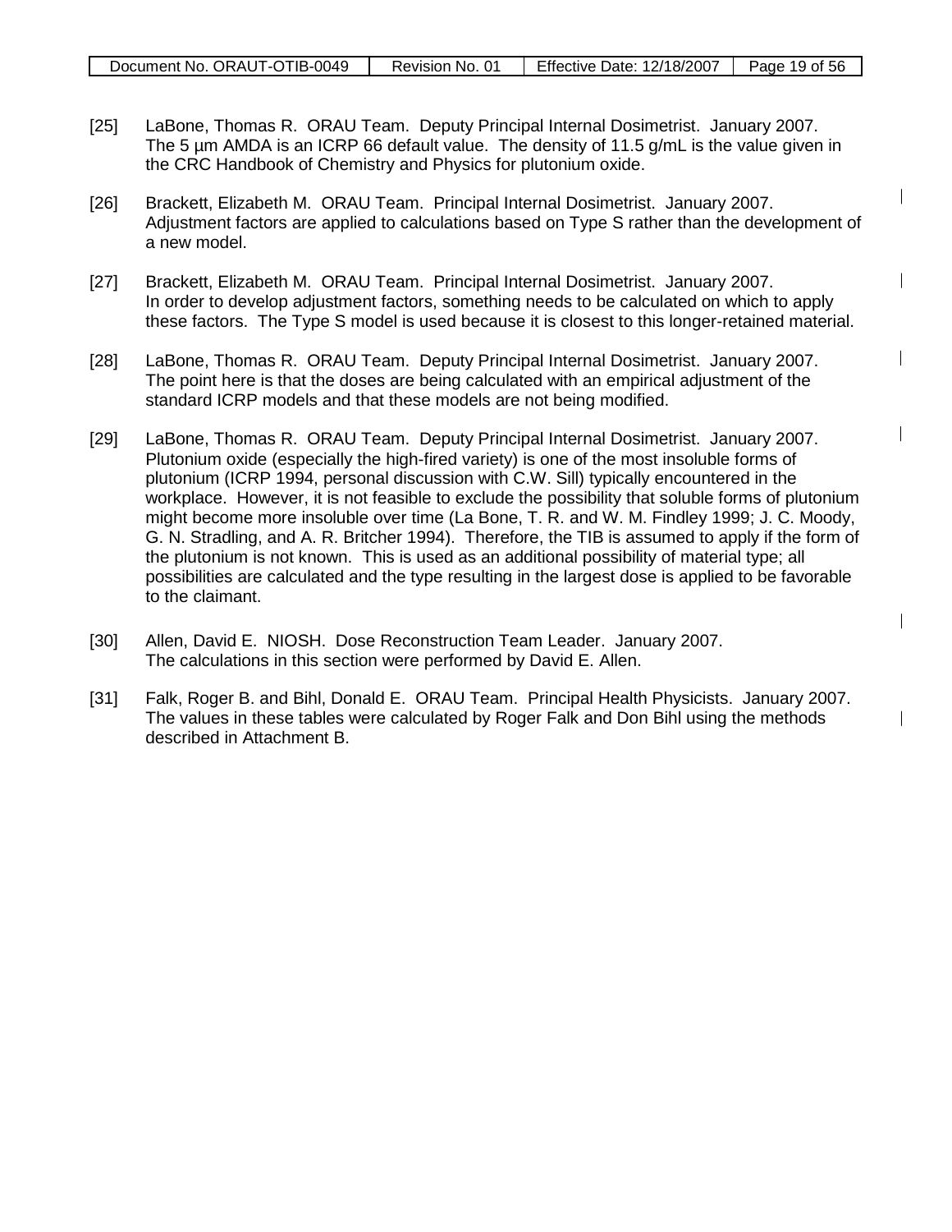[25] LaBone, Thomas R. ORAU Team. Deputy Principal Internal Dosimetrist. January 2007. The 5 µm AMDA is an ICRP 66 default value. The density of 11.5 g/mL is the value given in the CRC Handbook of Chemistry and Physics for plutonium oxide.

[26] Brackett, Elizabeth M. ORAU Team. Principal Internal Dosimetrist. January 2007. Adjustment factors are applied to calculations based on Type S rather than the development of a new model.

[27] Brackett, Elizabeth M. ORAU Team. Principal Internal Dosimetrist. January 2007. In order to develop adjustment factors, something needs to be calculated on which to apply these factors. The Type S model is used because it is closest to this longer-retained material.

[28] LaBone, Thomas R. ORAU Team. Deputy Principal Internal Dosimetrist. January 2007. The point here is that the doses are being calculated with an empirical adjustment of the standard ICRP models and that these models are not being modified.

[29] LaBone, Thomas R. ORAU Team. Deputy Principal Internal Dosimetrist. January 2007. Plutonium oxide (especially the high-fired variety) is one of the most insoluble forms of plutonium (ICRP 1994, personal discussion with C.W. Sill) typically encountered in the workplace. However, it is not feasible to exclude the possibility that soluble forms of plutonium might become more insoluble over time (La Bone, T. R. and W. M. Findley 1999; J. C. Moody, G. N. Stradling, and A. R. Britcher 1994). Therefore, the TIB is assumed to apply if the form of the plutonium is not known. This is used as an additional possibility of material type; all possibilities are calculated and the type resulting in the largest dose is applied to be favorable to the claimant.

[30] Allen, David E. NIOSH. Dose Reconstruction Team Leader. January 2007. The calculations in this section were performed by David E. Allen.

[31] Falk, Roger B. and Bihl, Donald E. ORAU Team. Principal Health Physicists. January 2007. The values in these tables were calculated by Roger Falk and Don Bihl using the methods described in Attachment B.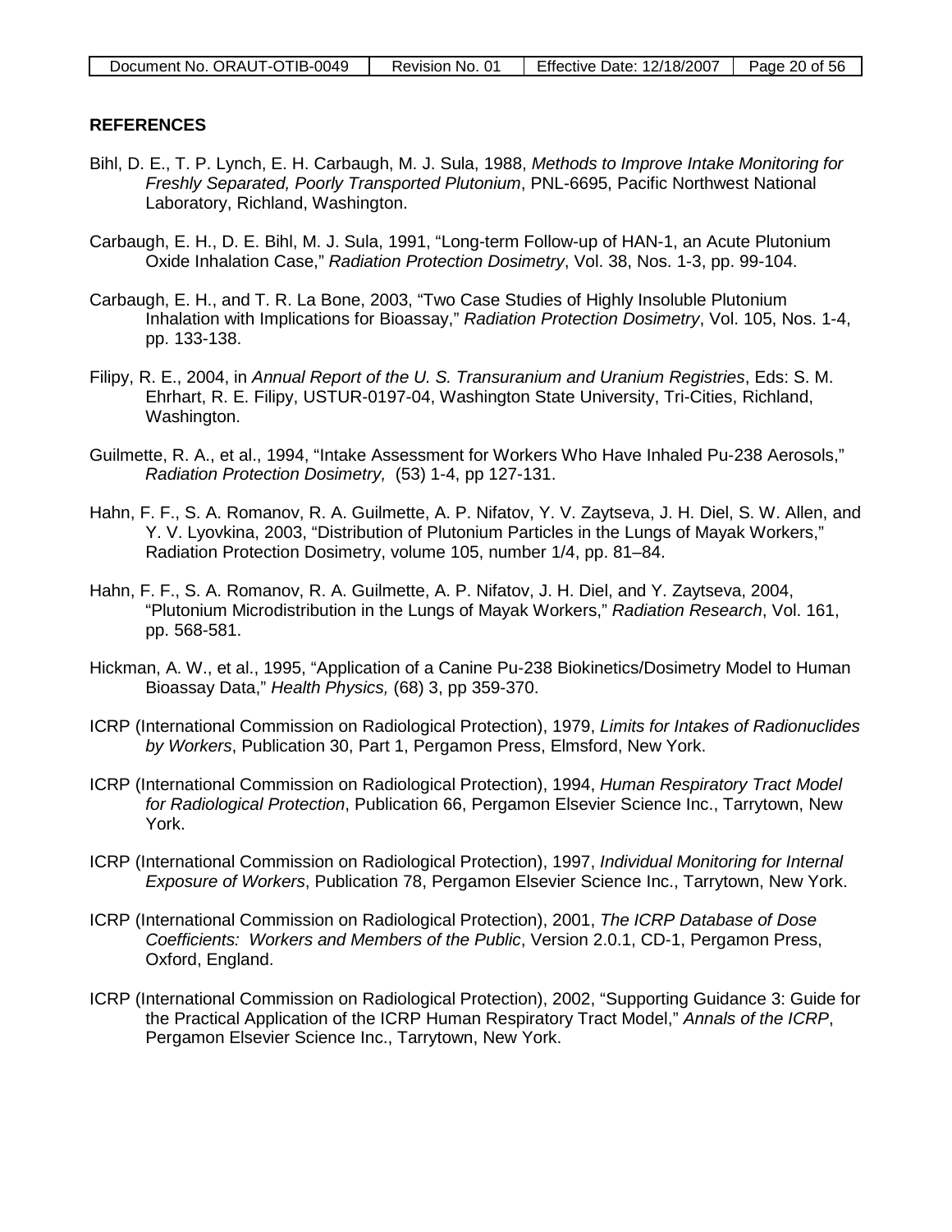## REFERENCES

Bihl, D. E., T. P. Lynch, E. H. Carbaugh, M. J. Sula, 1988, *Methods to Improve Intake Monitoring for Freshly Separated, Poorly Transported Plutonium*, PNL-6695, Pacific Northwest National Laboratory, Richland, Washington.

Carbaugh, E. H., D. E. Bihl, M. J. Sula, 1991, "Long-term Follow-up of HAN-1, an Acute Plutonium Oxide Inhalation Case," *Radiation Protection Dosimetry*, Vol. 38, Nos. 1-3, pp. 99-104.

Carbaugh, E. H., and T. R. La Bone, 2003, "Two Case Studies of Highly Insoluble Plutonium Inhalation with Implications for Bioassay," *Radiation Protection Dosimetry*, Vol. 105, Nos. 1-4, pp. 133-138.

Filipy, R. E., 2004, in *Annual Report of the U. S. Transuranium and Uranium Registries*, Eds: S. M. Ehrhart, R. E. Filipy, USTUR-0197-04, Washington State University, Tri-Cities, Richland, Washington.

Guilmette, R. A., et al., 1994, "Intake Assessment for Workers Who Have Inhaled Pu-238 Aerosols," *Radiation Protection Dosimetry,* (53) 1-4, pp 127-131.

Hahn, F. F., S. A. Romanov, R. A. Guilmette, A. P. Nifatov, Y. V. Zaytseva, J. H. Diel, S. W. Allen, and Y. V. Lyovkina, 2003, "Distribution of Plutonium Particles in the Lungs of Mayak Workers," Radiation Protection Dosimetry, volume 105, number 1/4, pp. 81–84.

Hahn, F. F., S. A. Romanov, R. A. Guilmette, A. P. Nifatov, J. H. Diel, and Y. Zaytseva, 2004, "Plutonium Microdistribution in the Lungs of Mayak Workers," *Radiation Research*, Vol. 161, pp. 568-581.

Hickman, A. W., et al., 1995, "Application of a Canine Pu-238 Biokinetics/Dosimetry Model to Human Bioassay Data," *Health Physics,* (68) 3, pp 359-370.

ICRP (International Commission on Radiological Protection), 1979, *Limits for Intakes of Radionuclides by Workers*, Publication 30, Part 1, Pergamon Press, Elmsford, New York.

ICRP (International Commission on Radiological Protection), 1994, *Human Respiratory Tract Model for Radiological Protection*, Publication 66, Pergamon Elsevier Science Inc., Tarrytown, New York.

ICRP (International Commission on Radiological Protection), 1997, *Individual Monitoring for Internal Exposure of Workers*, Publication 78, Pergamon Elsevier Science Inc., Tarrytown, New York.

ICRP (International Commission on Radiological Protection), 2001, *The ICRP Database of Dose Coefficients: Workers and Members of the Public*, Version 2.0.1, CD-1, Pergamon Press, Oxford, England.

ICRP (International Commission on Radiological Protection), 2002, "Supporting Guidance 3: Guide for the Practical Application of the ICRP Human Respiratory Tract Model," *Annals of the ICRP*, Pergamon Elsevier Science Inc., Tarrytown, New York.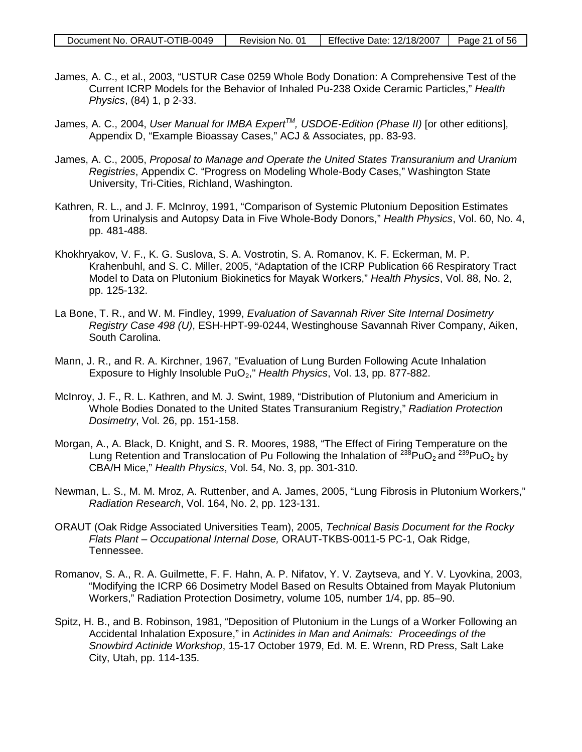James, A. C., et al., 2003, "USTUR Case 0259 Whole Body Donation: A Comprehensive Test of the Current ICRP Models for the Behavior of Inhaled Pu-238 Oxide Ceramic Particles," *Health Physics*, (84) 1, p 2-33.

James, A. C., 2004, *User Manual for IMBA Expert™, USDOE-Edition (Phase II)* [or other editions], Appendix D, "Example Bioassay Cases," ACJ & Associates, pp. 83-93.

James, A. C., 2005, *Proposal to Manage and Operate the United States Transuranium and Uranium Registries*, Appendix C. "Progress on Modeling Whole-Body Cases," Washington State University, Tri-Cities, Richland, Washington.

Kathren, R. L., and J. F. McInroy, 1991, "Comparison of Systemic Plutonium Deposition Estimates from Urinalysis and Autopsy Data in Five Whole-Body Donors," *Health Physics*, Vol. 60, No. 4, pp. 481-488.

Khokhryakov, V. F., K. G. Suslova, S. A. Vostrotin, S. A. Romanov, K. F. Eckerman, M. P. Krahenbuhl, and S. C. Miller, 2005, "Adaptation of the ICRP Publication 66 Respiratory Tract Model to Data on Plutonium Biokinetics for Mayak Workers," *Health Physics*, Vol. 88, No. 2, pp. 125-132.

La Bone, T. R., and W. M. Findley, 1999, *Evaluation of Savannah River Site Internal Dosimetry Registry Case 498 (U)*, ESH-HPT-99-0244, Westinghouse Savannah River Company, Aiken, South Carolina.

Mann, J. R., and R. A. Kirchner, 1967, "Evaluation of Lung Burden Following Acute Inhalation Exposure to Highly Insoluble $PuO_2$," *Health Physics*, Vol. 13, pp. 877-882.

McInroy, J. F., R. L. Kathren, and M. J. Swint, 1989, "Distribution of Plutonium and Americium in Whole Bodies Donated to the United States Transuranium Registry," *Radiation Protection Dosimetry*, Vol. 26, pp. 151-158.

Morgan, A., A. Black, D. Knight, and S. R. Moores, 1988, "The Effect of Firing Temperature on the Lung Retention and Translocation of Pu Following the Inhalation of $^{238}PuO_2$ and $^{239}PuO_2$ by CBA/H Mice," *Health Physics*, Vol. 54, No. 3, pp. 301-310.

Newman, L. S., M. M. Mroz, A. Ruttenber, and A. James, 2005, "Lung Fibrosis in Plutonium Workers," *Radiation Research*, Vol. 164, No. 2, pp. 123-131.

ORAUT (Oak Ridge Associated Universities Team), 2005, *Technical Basis Document for the Rocky Flats Plant – Occupational Internal Dose,* ORAUT-TKBS-0011-5 PC-1, Oak Ridge, Tennessee.

Romanov, S. A., R. A. Guilmette, F. F. Hahn, A. P. Nifatov, Y. V. Zaytseva, and Y. V. Lyovkina, 2003, "Modifying the ICRP 66 Dosimetry Model Based on Results Obtained from Mayak Plutonium Workers," Radiation Protection Dosimetry, volume 105, number 1/4, pp. 85–90.

Spitz, H. B., and B. Robinson, 1981, "Deposition of Plutonium in the Lungs of a Worker Following an Accidental Inhalation Exposure," in *Actinides in Man and Animals: Proceedings of the Snowbird Actinide Workshop*, 15-17 October 1979, Ed. M. E. Wrenn, RD Press, Salt Lake City, Utah, pp. 114-135.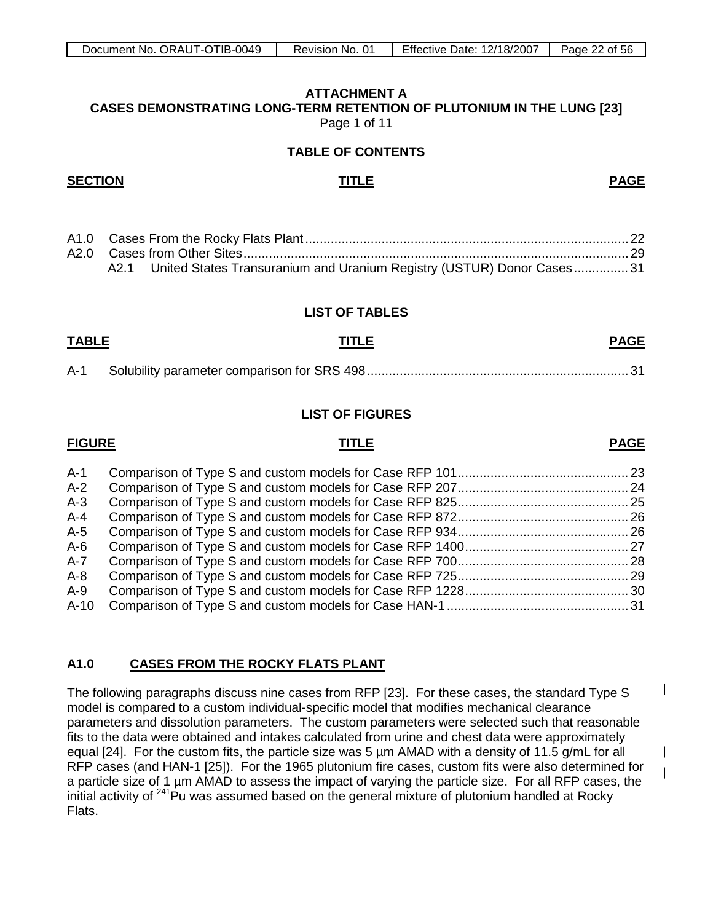**ATTACHMENT A**
**CASES DEMONSTRATING LONG-TERM RETENTION OF PLUTONIUM IN THE LUNG [23]**
Page 1 of 11

**TABLE OF CONTENTS**

| SECTION | TITLE | PAGE |
|---|---|---|
| A1.0 | Cases From the Rocky Flats Plant | 22 |
| A2.0 | Cases from Other Sites | 29 |
| A2.1 | United States Transuranium and Uranium Registry (USTUR) Donor Cases | 31 |

**LIST OF TABLES**

| TABLE | TITLE | PAGE |
|---|---|---|
| A-1 | Solubility parameter comparison for SRS 498 | 31 |

**LIST OF FIGURES**

| FIGURE | TITLE | PAGE |
|---|---|---|
| A-1 | Comparison of Type S and custom models for Case RFP 101 | 23 |
| A-2 | Comparison of Type S and custom models for Case RFP 207 | 24 |
| A-3 | Comparison of Type S and custom models for Case RFP 825 | 25 |
| A-4 | Comparison of Type S and custom models for Case RFP 872 | 26 |
| A-5 | Comparison of Type S and custom models for Case RFP 934 | 26 |
| A-6 | Comparison of Type S and custom models for Case RFP 1400 | 27 |
| A-7 | Comparison of Type S and custom models for Case RFP 700 | 28 |
| A-8 | Comparison of Type S and custom models for Case RFP 725 | 29 |
| A-9 | Comparison of Type S and custom models for Case RFP 1228 | 30 |
| A-10 | Comparison of Type S and custom models for Case HAN-1 | 31 |

## A1.0 CASES FROM THE ROCKY FLATS PLANT

The following paragraphs discuss nine cases from RFP [23]. For these cases, the standard Type S model is compared to a custom individual-specific model that modifies mechanical clearance parameters and dissolution parameters. The custom parameters were selected such that reasonable fits to the data were obtained and intakes calculated from urine and chest data were approximately equal [24]. For the custom fits, the particle size was 5 µm AMAD with a density of 11.5 g/mL for all RFP cases (and HAN-1 [25]). For the 1965 plutonium fire cases, custom fits were also determined for a particle size of 1 µm AMAD to assess the impact of varying the particle size. For all RFP cases, the initial activity of $^{241}$Pu was assumed based on the general mixture of plutonium handled at Rocky Flats.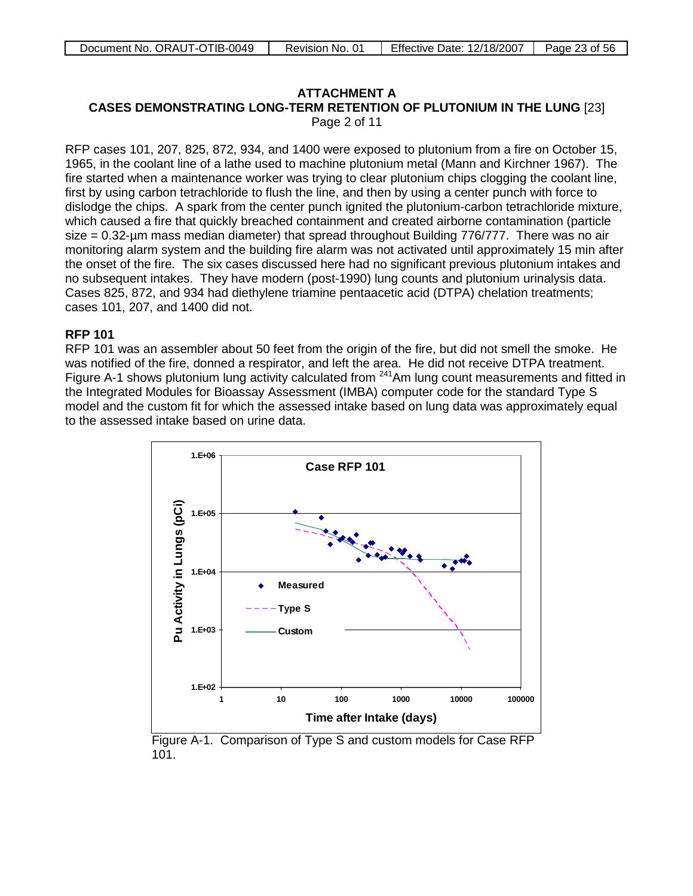**ATTACHMENT A**
**CASES DEMONSTRATING LONG-TERM RETENTION OF PLUTONIUM IN THE LUNG** [23]
Page 2 of 11

RFP cases 101, 207, 825, 872, 934, and 1400 were exposed to plutonium from a fire on October 15, 1965, in the coolant line of a lathe used to machine plutonium metal (Mann and Kirchner 1967). The fire started when a maintenance worker was trying to clear plutonium chips clogging the coolant line, first by using carbon tetrachloride to flush the line, and then by using a center punch with force to dislodge the chips. A spark from the center punch ignited the plutonium-carbon tetrachloride mixture, which caused a fire that quickly breached containment and created airborne contamination (particle size = 0.32-µm mass median diameter) that spread throughout Building 776/777. There was no air monitoring alarm system and the building fire alarm was not activated until approximately 15 min after the onset of the fire. The six cases discussed here had no significant previous plutonium intakes and no subsequent intakes. They have modern (post-1990) lung counts and plutonium urinalysis data. Cases 825, 872, and 934 had diethylene triamine pentaacetic acid (DTPA) chelation treatments; cases 101, 207, and 1400 did not.

**RFP 101**

RFP 101 was an assembler about 50 feet from the origin of the fire, but did not smell the smoke. He was notified of the fire, donned a respirator, and left the area. He did not receive DTPA treatment. Figure A-1 shows plutonium lung activity calculated from $^{241}$Am lung count measurements and fitted in the Integrated Modules for Bioassay Assessment (IMBA) computer code for the standard Type S model and the custom fit for which the assessed intake based on lung data was approximately equal to the assessed intake based on urine data.

Figure A-1. Comparison of Type S and custom models for Case RFP 101.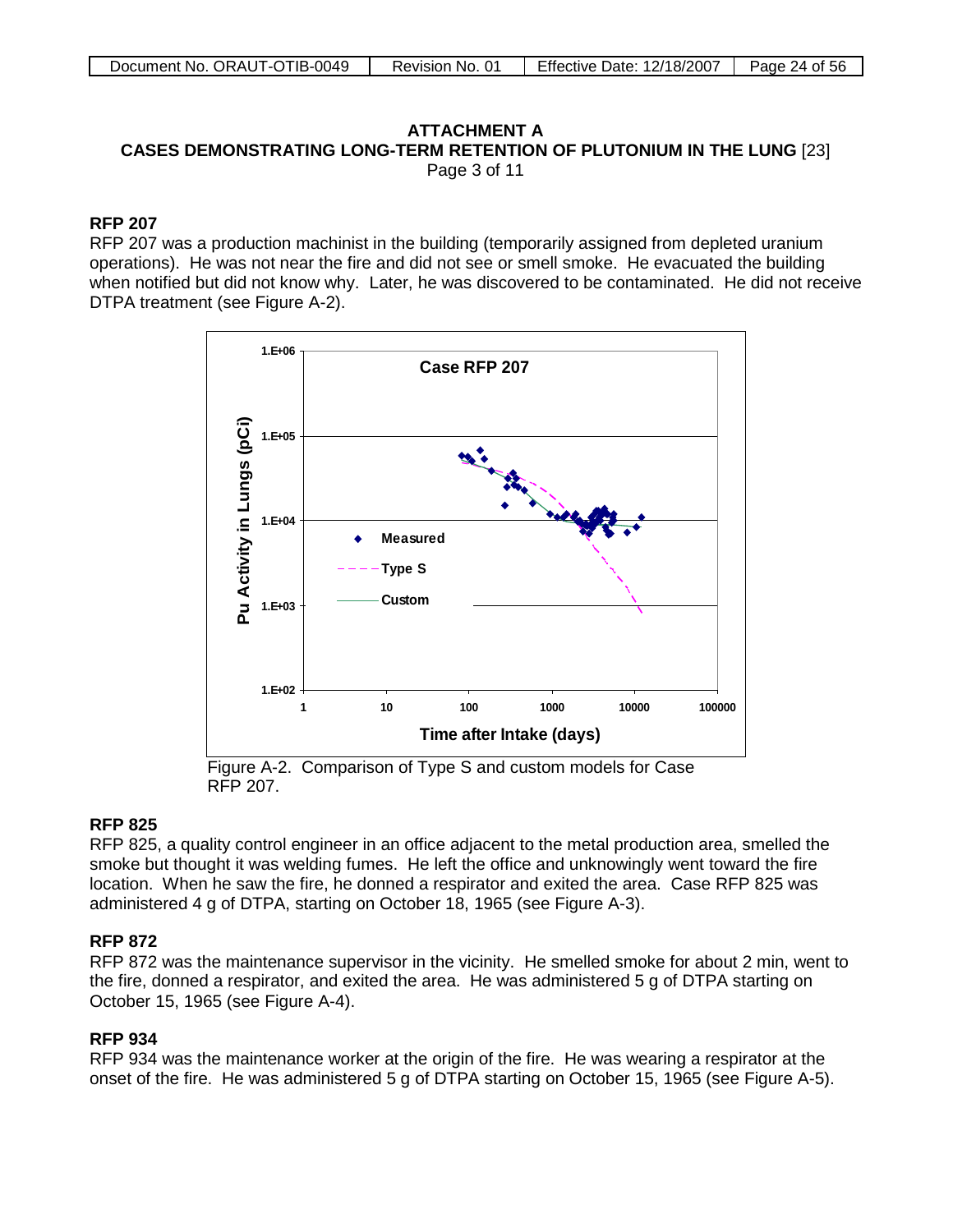**ATTACHMENT A**
**CASES DEMONSTRATING LONG-TERM RETENTION OF PLUTONIUM IN THE LUNG** [23]
Page 3 of 11

### RFP 207

RFP 207 was a production machinist in the building (temporarily assigned from depleted uranium operations). He was not near the fire and did not see or smell smoke. He evacuated the building when notified but did not know why. Later, he was discovered to be contaminated. He did not receive DTPA treatment (see Figure A-2).

Figure A-2. Comparison of Type S and custom models for Case RFP 207.

### RFP 825

RFP 825, a quality control engineer in an office adjacent to the metal production area, smelled the smoke but thought it was welding fumes. He left the office and unknowingly went toward the fire location. When he saw the fire, he donned a respirator and exited the area. Case RFP 825 was administered 4 g of DTPA, starting on October 18, 1965 (see Figure A-3).

### RFP 872

RFP 872 was the maintenance supervisor in the vicinity. He smelled smoke for about 2 min, went to the fire, donned a respirator, and exited the area. He was administered 5 g of DTPA starting on October 15, 1965 (see Figure A-4).

### RFP 934

RFP 934 was the maintenance worker at the origin of the fire. He was wearing a respirator at the onset of the fire. He was administered 5 g of DTPA starting on October 15, 1965 (see Figure A-5).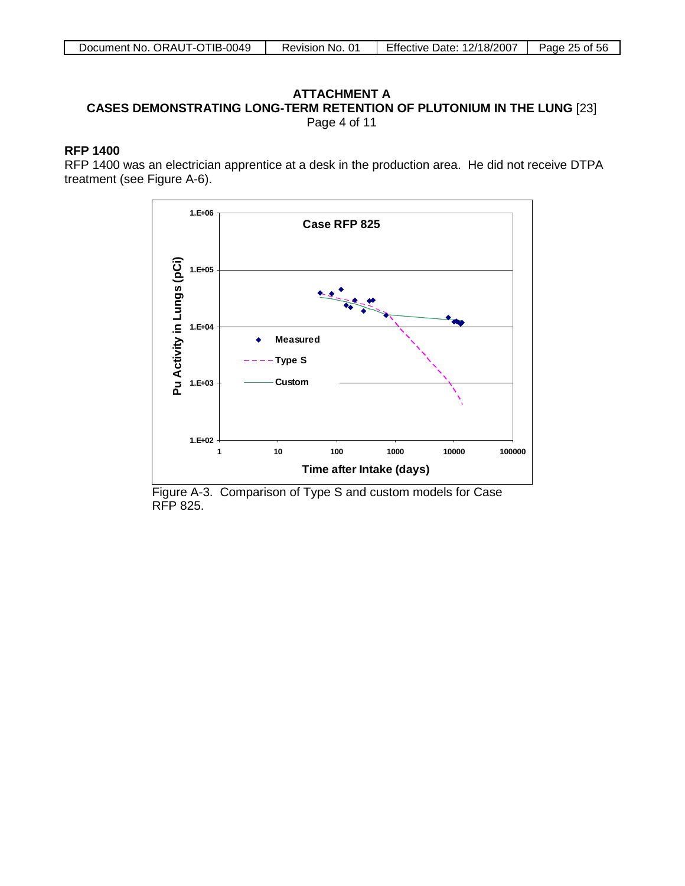**ATTACHMENT A**
**CASES DEMONSTRATING LONG-TERM RETENTION OF PLUTONIUM IN THE LUNG** [23]
Page 4 of 11

### RFP 1400

RFP 1400 was an electrician apprentice at a desk in the production area. He did not receive DTPA treatment (see Figure A-6).

Figure A-3. Comparison of Type S and custom models for Case RFP 825.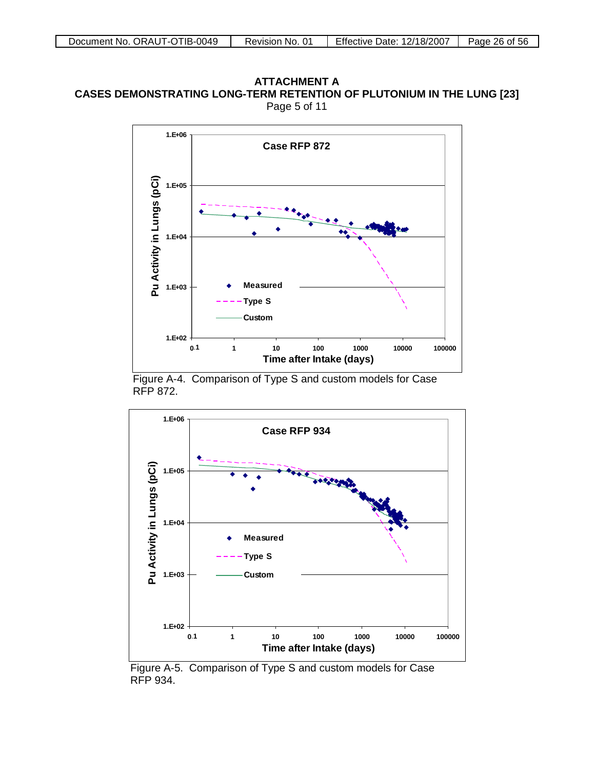## ATTACHMENT A
## CASES DEMONSTRATING LONG-TERM RETENTION OF PLUTONIUM IN THE LUNG [23]

Page 5 of 11

Figure A-4. Comparison of Type S and custom models for Case RFP 872.

Figure A-5. Comparison of Type S and custom models for Case RFP 934.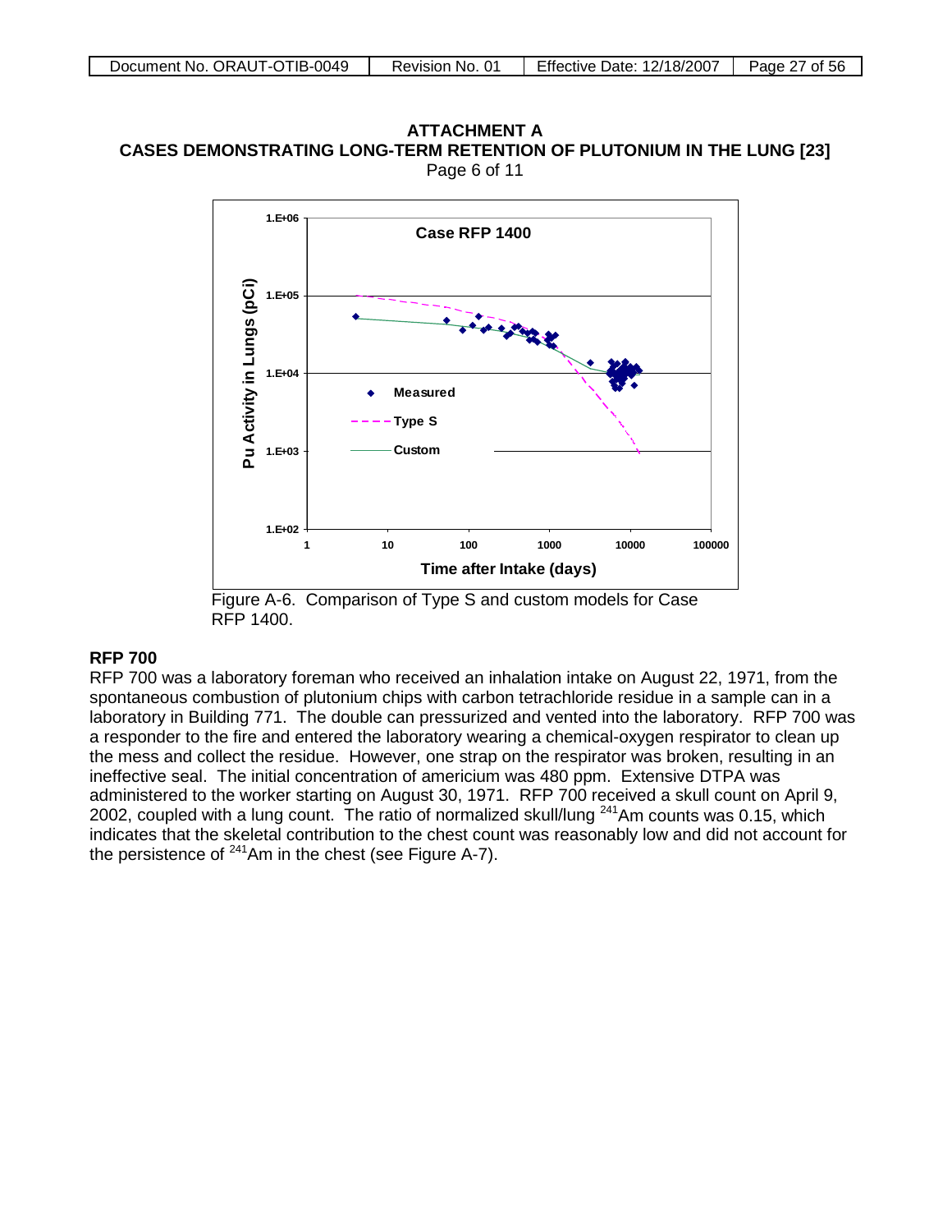**ATTACHMENT A**
**CASES DEMONSTRATING LONG-TERM RETENTION OF PLUTONIUM IN THE LUNG [23]**
Page 6 of 11

Figure A-6. Comparison of Type S and custom models for Case RFP 1400.

**RFP 700**

RFP 700 was a laboratory foreman who received an inhalation intake on August 22, 1971, from the spontaneous combustion of plutonium chips with carbon tetrachloride residue in a sample can in a laboratory in Building 771. The double can pressurized and vented into the laboratory. RFP 700 was a responder to the fire and entered the laboratory wearing a chemical-oxygen respirator to clean up the mess and collect the residue. However, one strap on the respirator was broken, resulting in an ineffective seal. The initial concentration of americium was 480 ppm. Extensive DTPA was administered to the worker starting on August 30, 1971. RFP 700 received a skull count on April 9, 2002, coupled with a lung count. The ratio of normalized skull/lung $^{241}$Am counts was 0.15, which indicates that the skeletal contribution to the chest count was reasonably low and did not account for the persistence of $^{241}$Am in the chest (see Figure A-7).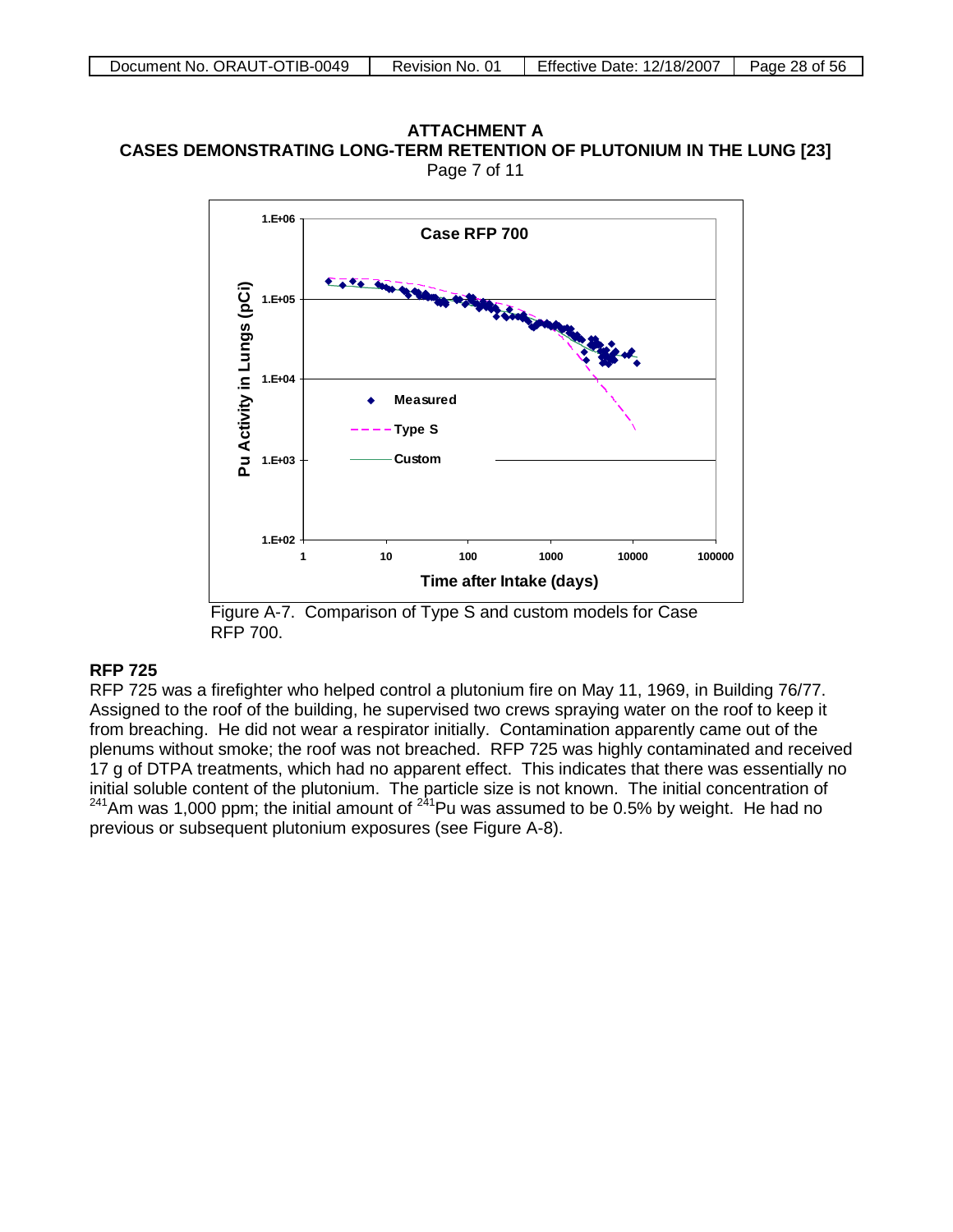**ATTACHMENT A**
**CASES DEMONSTRATING LONG-TERM RETENTION OF PLUTONIUM IN THE LUNG [23]**
Page 7 of 11

Figure A-7. Comparison of Type S and custom models for Case RFP 700.

### RFP 725

RFP 725 was a firefighter who helped control a plutonium fire on May 11, 1969, in Building 76/77. Assigned to the roof of the building, he supervised two crews spraying water on the roof to keep it from breaching. He did not wear a respirator initially. Contamination apparently came out of the plenums without smoke; the roof was not breached. RFP 725 was highly contaminated and received 17 g of DTPA treatments, which had no apparent effect. This indicates that there was essentially no initial soluble content of the plutonium. The particle size is not known. The initial concentration of $^{241}$Am was 1,000 ppm; the initial amount of $^{241}$Pu was assumed to be 0.5% by weight. He had no previous or subsequent plutonium exposures (see Figure A-8).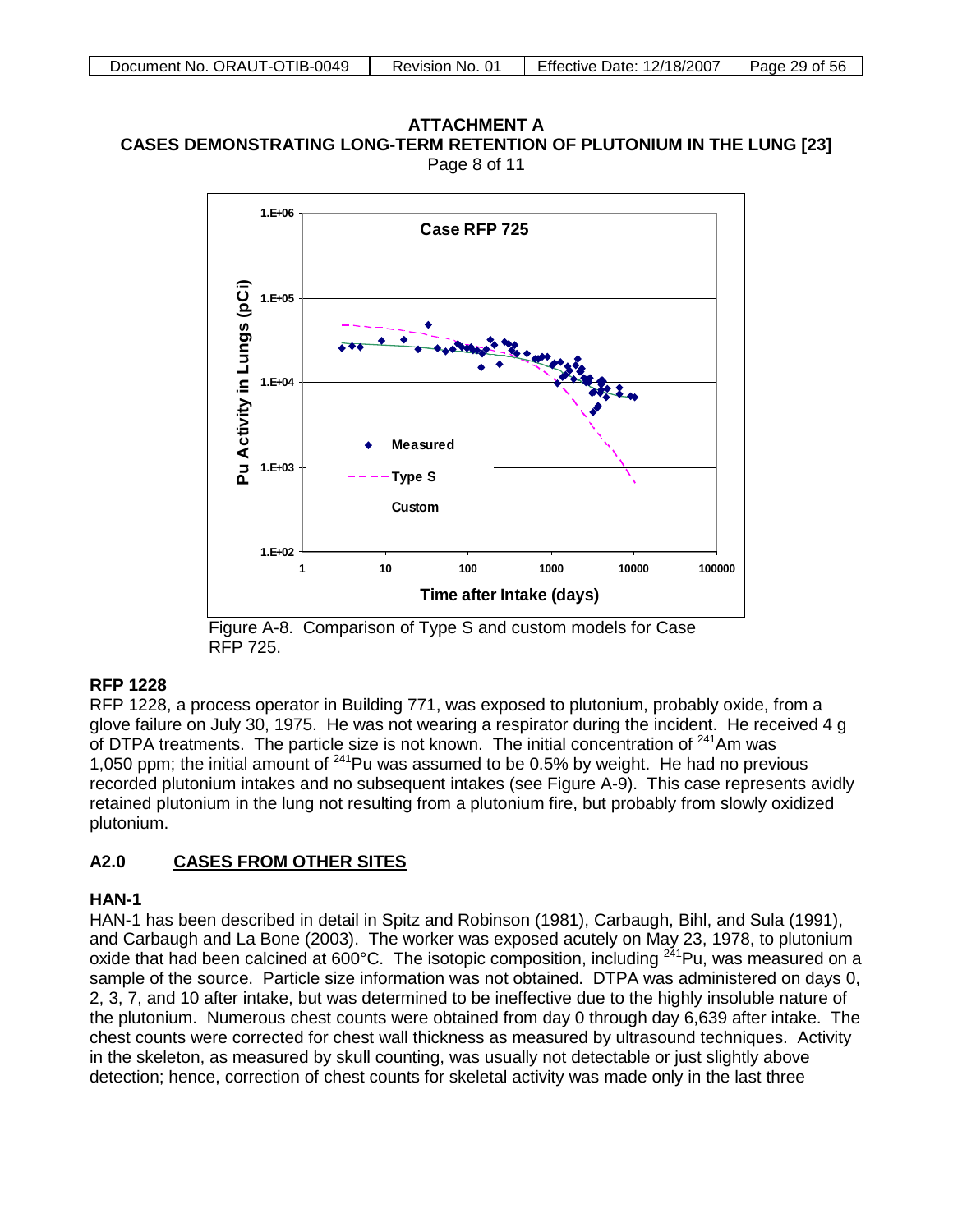**ATTACHMENT A**
**CASES DEMONSTRATING LONG-TERM RETENTION OF PLUTONIUM IN THE LUNG [23]**
Page 8 of 11

Figure A-8. Comparison of Type S and custom models for Case RFP 725.

### RFP 1228

RFP 1228, a process operator in Building 771, was exposed to plutonium, probably oxide, from a glove failure on July 30, 1975. He was not wearing a respirator during the incident. He received 4 g of DTPA treatments. The particle size is not known. The initial concentration of $^{241}$Am was 1,050 ppm; the initial amount of $^{241}$Pu was assumed to be 0.5% by weight. He had no previous recorded plutonium intakes and no subsequent intakes (see Figure A-9). This case represents avidly retained plutonium in the lung not resulting from a plutonium fire, but probably from slowly oxidized plutonium.

## A2.0 <u>CASES FROM OTHER SITES</u>

### HAN-1

HAN-1 has been described in detail in Spitz and Robinson (1981), Carbaugh, Bihl, and Sula (1991), and Carbaugh and La Bone (2003). The worker was exposed acutely on May 23, 1978, to plutonium oxide that had been calcined at 600°C. The isotopic composition, including $^{241}$Pu, was measured on a sample of the source. Particle size information was not obtained. DTPA was administered on days 0, 2, 3, 7, and 10 after intake, but was determined to be ineffective due to the highly insoluble nature of the plutonium. Numerous chest counts were obtained from day 0 through day 6,639 after intake. The chest counts were corrected for chest wall thickness as measured by ultrasound techniques. Activity in the skeleton, as measured by skull counting, was usually not detectable or just slightly above detection; hence, correction of chest counts for skeletal activity was made only in the last three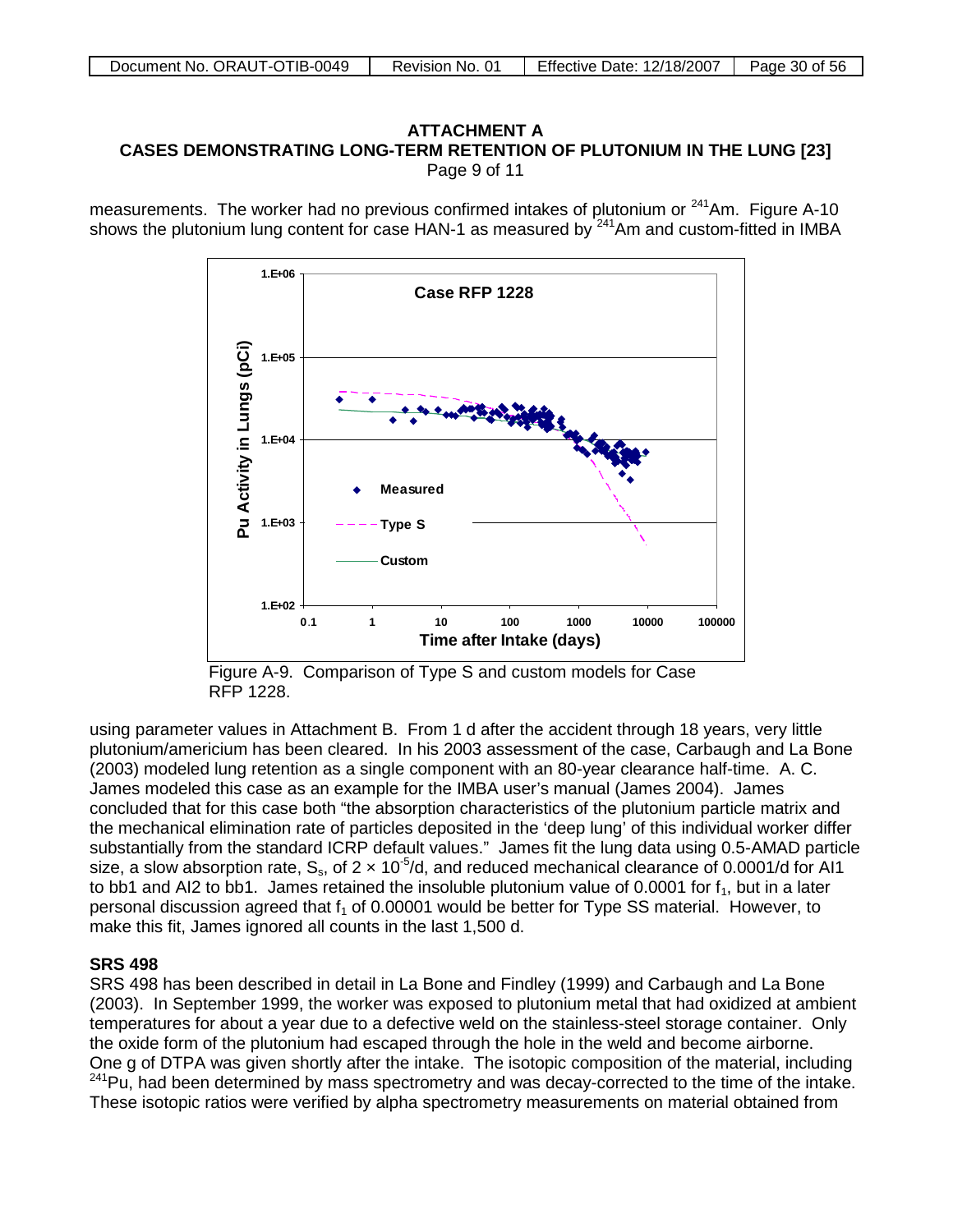**ATTACHMENT A**
**CASES DEMONSTRATING LONG-TERM RETENTION OF PLUTONIUM IN THE LUNG [23]**
Page 9 of 11

measurements. The worker had no previous confirmed intakes of plutonium or $^{241}$Am. Figure A-10 shows the plutonium lung content for case HAN-1 as measured by $^{241}$Am and custom-fitted in IMBA

Figure A-9. Comparison of Type S and custom models for Case RFP 1228.

using parameter values in Attachment B. From 1 d after the accident through 18 years, very little plutonium/americium has been cleared. In his 2003 assessment of the case, Carbaugh and La Bone (2003) modeled lung retention as a single component with an 80-year clearance half-time. A. C. James modeled this case as an example for the IMBA user's manual (James 2004). James concluded that for this case both "the absorption characteristics of the plutonium particle matrix and the mechanical elimination rate of particles deposited in the 'deep lung' of this individual worker differ substantially from the standard ICRP default values." James fit the lung data using 0.5-AMAD particle size, a slow absorption rate, $S_s$, of $2 \times 10^{-5}$/d, and reduced mechanical clearance of 0.0001/d for AI1 to bb1 and AI2 to bb1. James retained the insoluble plutonium value of 0.0001 for $f_1$, but in a later personal discussion agreed that $f_1$ of 0.00001 would be better for Type SS material. However, to make this fit, James ignored all counts in the last 1,500 d.

**SRS 498**

SRS 498 has been described in detail in La Bone and Findley (1999) and Carbaugh and La Bone (2003). In September 1999, the worker was exposed to plutonium metal that had oxidized at ambient temperatures for about a year due to a defective weld on the stainless-steel storage container. Only the oxide form of the plutonium had escaped through the hole in the weld and become airborne. One g of DTPA was given shortly after the intake. The isotopic composition of the material, including $^{241}$Pu, had been determined by mass spectrometry and was decay-corrected to the time of the intake. These isotopic ratios were verified by alpha spectrometry measurements on material obtained from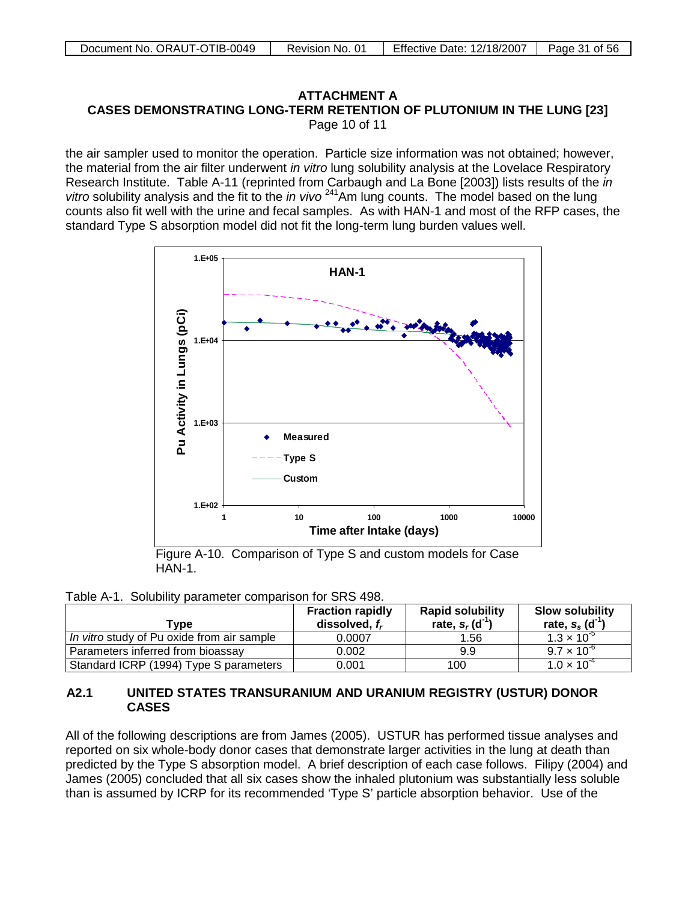## ATTACHMENT A
## CASES DEMONSTRATING LONG-TERM RETENTION OF PLUTONIUM IN THE LUNG [23]

Page 10 of 11

the air sampler used to monitor the operation. Particle size information was not obtained; however, the material from the air filter underwent *in vitro* lung solubility analysis at the Lovelace Respiratory Research Institute. Table A-11 (reprinted from Carbaugh and La Bone [2003]) lists results of the *in vitro* solubility analysis and the fit to the *in vivo* $^{241}$Am lung counts. The model based on the lung counts also fit well with the urine and fecal samples. As with HAN-1 and most of the RFP cases, the standard Type S absorption model did not fit the long-term lung burden values well.

Figure A-10. Comparison of Type S and custom models for Case HAN-1.

Table A-1. Solubility parameter comparison for SRS 498.

| Type | Fraction rapidly dissolved, $f_r$ | Rapid solubility rate, $s_r$ ($d^{-1}$) | Slow solubility rate, $s_s$ ($d^{-1}$) |
|---|---|---|---|
| *In vitro* study of Pu oxide from air sample | 0.0007 | 1.56 | $1.3 \times 10^{-5}$ |
| Parameters inferred from bioassay | 0.002 | 9.9 | $9.7 \times 10^{-6}$ |
| Standard ICRP (1994) Type S parameters | 0.001 | 100 | $1.0 \times 10^{-4}$ |

### A2.1 UNITED STATES TRANSURANIUM AND URANIUM REGISTRY (USTUR) DONOR CASES

All of the following descriptions are from James (2005). USTUR has performed tissue analyses and reported on six whole-body donor cases that demonstrate larger activities in the lung at death than predicted by the Type S absorption model. A brief description of each case follows. Filipy (2004) and James (2005) concluded that all six cases show the inhaled plutonium was substantially less soluble than is assumed by ICRP for its recommended 'Type S' particle absorption behavior. Use of the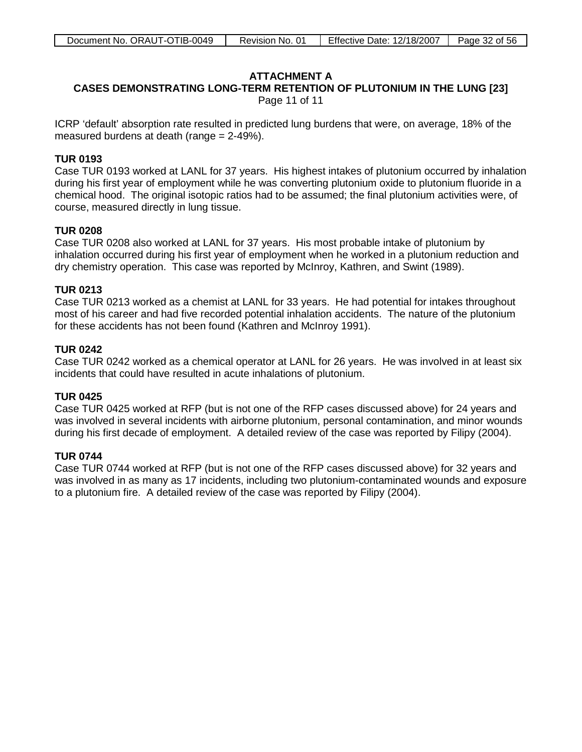**ATTACHMENT A**
**CASES DEMONSTRATING LONG-TERM RETENTION OF PLUTONIUM IN THE LUNG [23]**
Page 11 of 11

ICRP 'default' absorption rate resulted in predicted lung burdens that were, on average, 18% of the measured burdens at death (range = 2-49%).

**TUR 0193**
Case TUR 0193 worked at LANL for 37 years. His highest intakes of plutonium occurred by inhalation during his first year of employment while he was converting plutonium oxide to plutonium fluoride in a chemical hood. The original isotopic ratios had to be assumed; the final plutonium activities were, of course, measured directly in lung tissue.

**TUR 0208**
Case TUR 0208 also worked at LANL for 37 years. His most probable intake of plutonium by inhalation occurred during his first year of employment when he worked in a plutonium reduction and dry chemistry operation. This case was reported by McInroy, Kathren, and Swint (1989).

**TUR 0213**
Case TUR 0213 worked as a chemist at LANL for 33 years. He had potential for intakes throughout most of his career and had five recorded potential inhalation accidents. The nature of the plutonium for these accidents has not been found (Kathren and McInroy 1991).

**TUR 0242**
Case TUR 0242 worked as a chemical operator at LANL for 26 years. He was involved in at least six incidents that could have resulted in acute inhalations of plutonium.

**TUR 0425**
Case TUR 0425 worked at RFP (but is not one of the RFP cases discussed above) for 24 years and was involved in several incidents with airborne plutonium, personal contamination, and minor wounds during his first decade of employment. A detailed review of the case was reported by Filipy (2004).

**TUR 0744**
Case TUR 0744 worked at RFP (but is not one of the RFP cases discussed above) for 32 years and was involved in as many as 17 incidents, including two plutonium-contaminated wounds and exposure to a plutonium fire. A detailed review of the case was reported by Filipy (2004).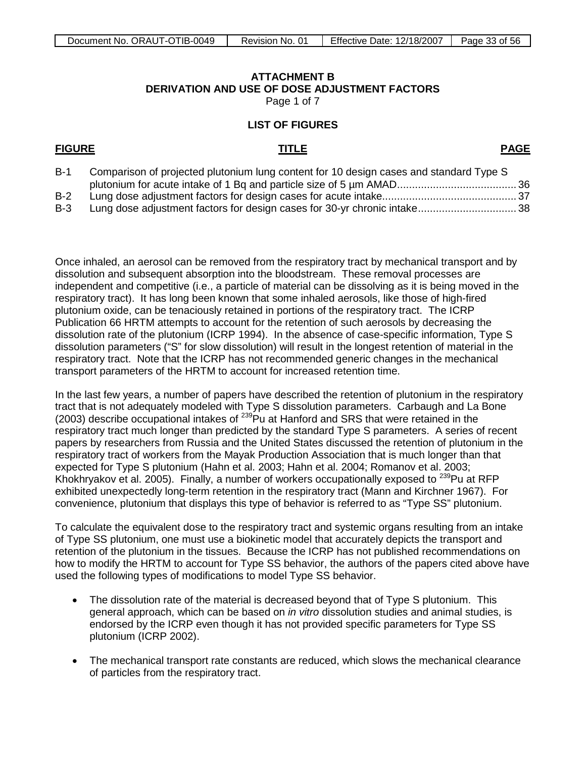## ATTACHMENT B
## DERIVATION AND USE OF DOSE ADJUSTMENT FACTORS

Page 1 of 7

### LIST OF FIGURES

| FIGURE | TITLE | PAGE |
|---|---|---|
| B-1 | Comparison of projected plutonium lung content for 10 design cases and standard Type S plutonium for acute intake of 1 Bq and particle size of 5 µm AMAD | 36 |
| B-2 | Lung dose adjustment factors for design cases for acute intake | 37 |
| B-3 | Lung dose adjustment factors for design cases for 30-yr chronic intake | 38 |

Once inhaled, an aerosol can be removed from the respiratory tract by mechanical transport and by dissolution and subsequent absorption into the bloodstream. These removal processes are independent and competitive (i.e., a particle of material can be dissolving as it is being moved in the respiratory tract). It has long been known that some inhaled aerosols, like those of high-fired plutonium oxide, can be tenaciously retained in portions of the respiratory tract. The ICRP Publication 66 HRTM attempts to account for the retention of such aerosols by decreasing the dissolution rate of the plutonium (ICRP 1994). In the absence of case-specific information, Type S dissolution parameters ("S" for slow dissolution) will result in the longest retention of material in the respiratory tract. Note that the ICRP has not recommended generic changes in the mechanical transport parameters of the HRTM to account for increased retention time.

In the last few years, a number of papers have described the retention of plutonium in the respiratory tract that is not adequately modeled with Type S dissolution parameters. Carbaugh and La Bone (2003) describe occupational intakes of $^{239}$Pu at Hanford and SRS that were retained in the respiratory tract much longer than predicted by the standard Type S parameters. A series of recent papers by researchers from Russia and the United States discussed the retention of plutonium in the respiratory tract of workers from the Mayak Production Association that is much longer than that expected for Type S plutonium (Hahn et al. 2003; Hahn et al. 2004; Romanov et al. 2003; Khokhryakov et al. 2005). Finally, a number of workers occupationally exposed to $^{239}$Pu at RFP exhibited unexpectedly long-term retention in the respiratory tract (Mann and Kirchner 1967). For convenience, plutonium that displays this type of behavior is referred to as "Type SS" plutonium.

To calculate the equivalent dose to the respiratory tract and systemic organs resulting from an intake of Type SS plutonium, one must use a biokinetic model that accurately depicts the transport and retention of the plutonium in the tissues. Because the ICRP has not published recommendations on how to modify the HRTM to account for Type SS behavior, the authors of the papers cited above have used the following types of modifications to model Type SS behavior.

- The dissolution rate of the material is decreased beyond that of Type S plutonium. This general approach, which can be based on *in vitro* dissolution studies and animal studies, is endorsed by the ICRP even though it has not provided specific parameters for Type SS plutonium (ICRP 2002).

- The mechanical transport rate constants are reduced, which slows the mechanical clearance of particles from the respiratory tract.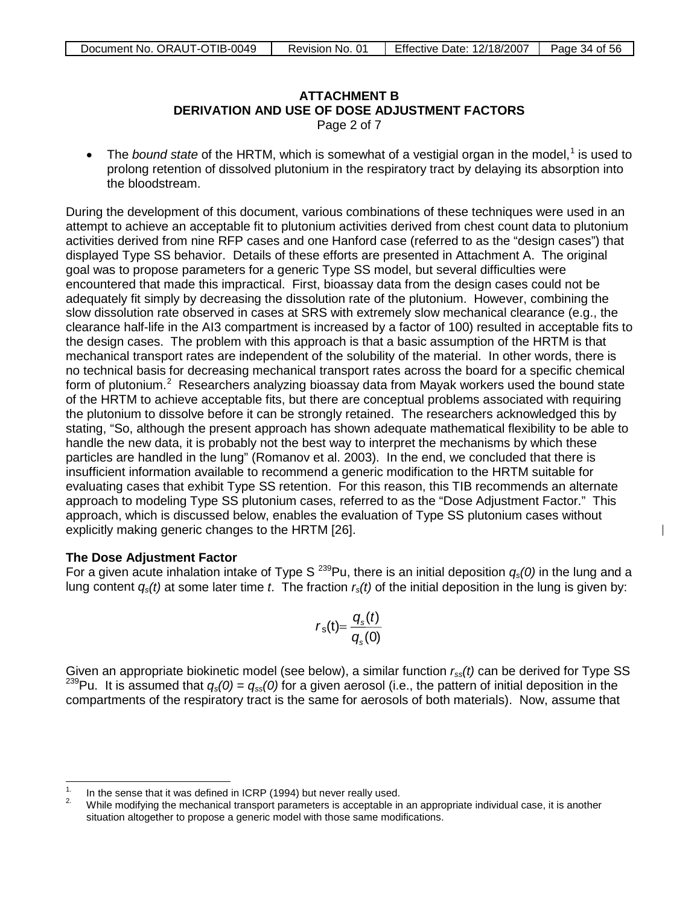## ATTACHMENT B
## DERIVATION AND USE OF DOSE ADJUSTMENT FACTORS
Page 2 of 7

- The *bound state* of the HRTM, which is somewhat of a vestigial organ in the model,[1] is used to prolong retention of dissolved plutonium in the respiratory tract by delaying its absorption into the bloodstream.

During the development of this document, various combinations of these techniques were used in an attempt to achieve an acceptable fit to plutonium activities derived from chest count data to plutonium activities derived from nine RFP cases and one Hanford case (referred to as the "design cases") that displayed Type SS behavior. Details of these efforts are presented in Attachment A. The original goal was to propose parameters for a generic Type SS model, but several difficulties were encountered that made this impractical. First, bioassay data from the design cases could not be adequately fit simply by decreasing the dissolution rate of the plutonium. However, combining the slow dissolution rate observed in cases at SRS with extremely slow mechanical clearance (e.g., the clearance half-life in the AI3 compartment is increased by a factor of 100) resulted in acceptable fits to the design cases. The problem with this approach is that a basic assumption of the HRTM is that mechanical transport rates are independent of the solubility of the material. In other words, there is no technical basis for decreasing mechanical transport rates across the board for a specific chemical form of plutonium.[2] Researchers analyzing bioassay data from Mayak workers used the bound state of the HRTM to achieve acceptable fits, but there are conceptual problems associated with requiring the plutonium to dissolve before it can be strongly retained. The researchers acknowledged this by stating, "So, although the present approach has shown adequate mathematical flexibility to be able to handle the new data, it is probably not the best way to interpret the mechanisms by which these particles are handled in the lung" (Romanov et al. 2003). In the end, we concluded that there is insufficient information available to recommend a generic modification to the HRTM suitable for evaluating cases that exhibit Type SS retention. For this reason, this TIB recommends an alternate approach to modeling Type SS plutonium cases, referred to as the "Dose Adjustment Factor." This approach, which is discussed below, enables the evaluation of Type SS plutonium cases without explicitly making generic changes to the HRTM [26].

**The Dose Adjustment Factor**

For a given acute inhalation intake of Type S $^{239}$Pu, there is an initial deposition $q_s(0)$ in the lung and a lung content $q_s(t)$ at some later time $t$. The fraction $r_s(t)$ of the initial deposition in the lung is given by:

$$r_s(t) = \frac{q_s(t)}{q_s(0)}$$

Given an appropriate biokinetic model (see below), a similar function $r_{ss}(t)$ can be derived for Type SS $^{239}$Pu. It is assumed that $q_s(0) = q_{ss}(0)$ for a given aerosol (i.e., the pattern of initial deposition in the compartments of the respiratory tract is the same for aerosols of both materials). Now, assume that

---

1. In the sense that it was defined in ICRP (1994) but never really used.
2. While modifying the mechanical transport parameters is acceptable in an appropriate individual case, it is another situation altogether to propose a generic model with those same modifications.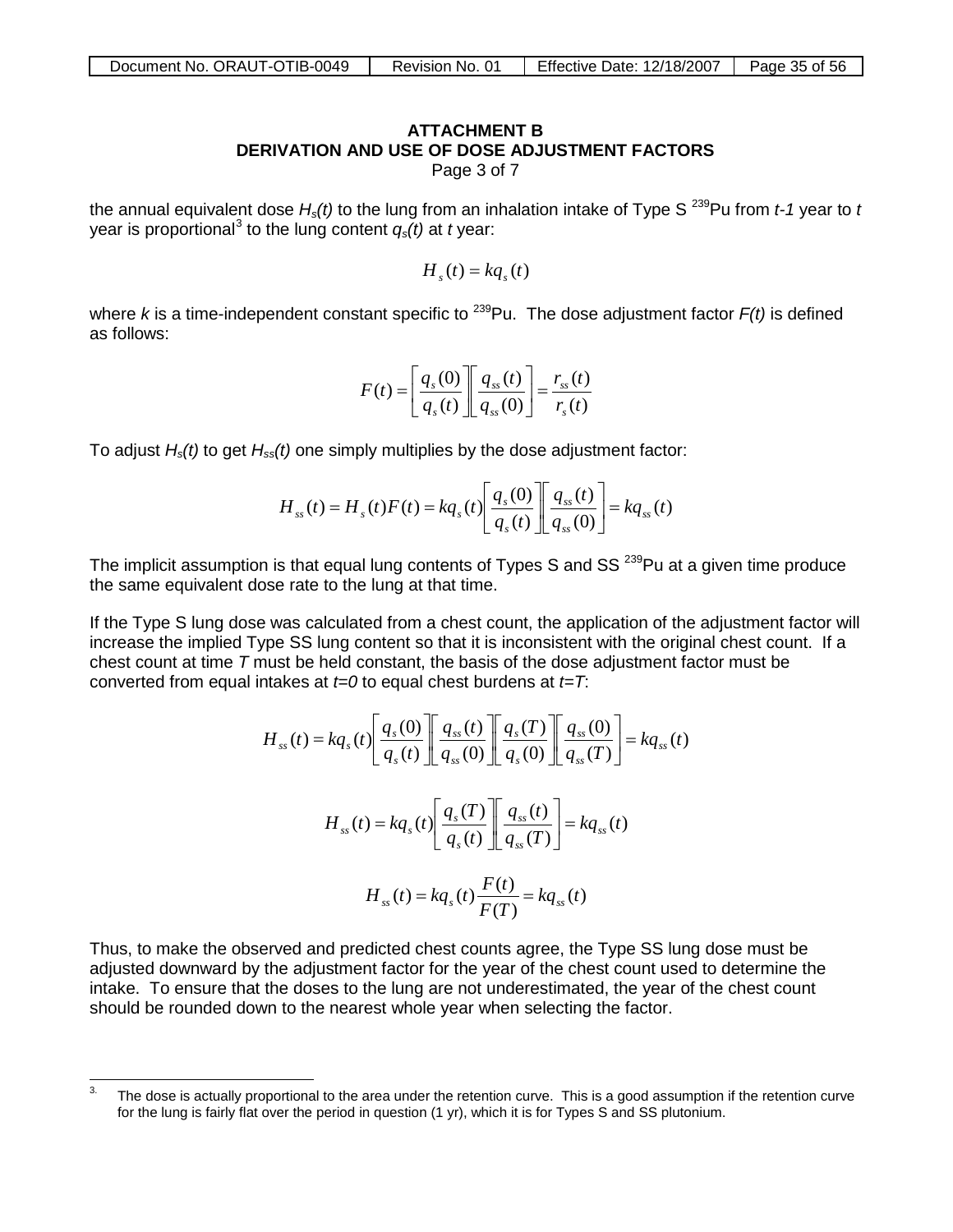## ATTACHMENT B
## DERIVATION AND USE OF DOSE ADJUSTMENT FACTORS

Page 3 of 7

the annual equivalent dose $H_s(t)$ to the lung from an inhalation intake of Type S $^{239}$Pu from *t-1* year to *t* year is proportional[3] to the lung content $q_s(t)$ at *t* year:

$$H_s(t) = kq_s(t)$$

where *k* is a time-independent constant specific to $^{239}$Pu. The dose adjustment factor *F(t)* is defined as follows:

$$F(t) = \left[\frac{q_s(0)}{q_s(t)}\right]\left[\frac{q_{ss}(t)}{q_{ss}(0)}\right] = \frac{r_{ss}(t)}{r_s(t)}$$

To adjust $H_s(t)$ to get $H_{ss}(t)$ one simply multiplies by the dose adjustment factor:

$$H_{ss}(t) = H_s(t)F(t) = kq_s(t)\left[\frac{q_s(0)}{q_s(t)}\right]\left[\frac{q_{ss}(t)}{q_{ss}(0)}\right] = kq_{ss}(t)$$

The implicit assumption is that equal lung contents of Types S and SS $^{239}$Pu at a given time produce the same equivalent dose rate to the lung at that time.

If the Type S lung dose was calculated from a chest count, the application of the adjustment factor will increase the implied Type SS lung content so that it is inconsistent with the original chest count. If a chest count at time *T* must be held constant, the basis of the dose adjustment factor must be converted from equal intakes at *t=0* to equal chest burdens at *t=T*:

$$H_{ss}(t) = kq_s(t)\left[\frac{q_s(0)}{q_s(t)}\right]\left[\frac{q_{ss}(t)}{q_{ss}(0)}\right]\left[\frac{q_s(T)}{q_s(0)}\right]\left[\frac{q_{ss}(0)}{q_{ss}(T)}\right] = kq_{ss}(t)$$

$$H_{ss}(t) = kq_s(t)\left[\frac{q_s(T)}{q_s(t)}\right]\left[\frac{q_{ss}(t)}{q_{ss}(T)}\right] = kq_{ss}(t)$$

$$H_{ss}(t) = kq_s(t)\frac{F(t)}{F(T)} = kq_{ss}(t)$$

Thus, to make the observed and predicted chest counts agree, the Type SS lung dose must be adjusted downward by the adjustment factor for the year of the chest count used to determine the intake. To ensure that the doses to the lung are not underestimated, the year of the chest count should be rounded down to the nearest whole year when selecting the factor.

---

3. The dose is actually proportional to the area under the retention curve. This is a good assumption if the retention curve for the lung is fairly flat over the period in question (1 yr), which it is for Types S and SS plutonium.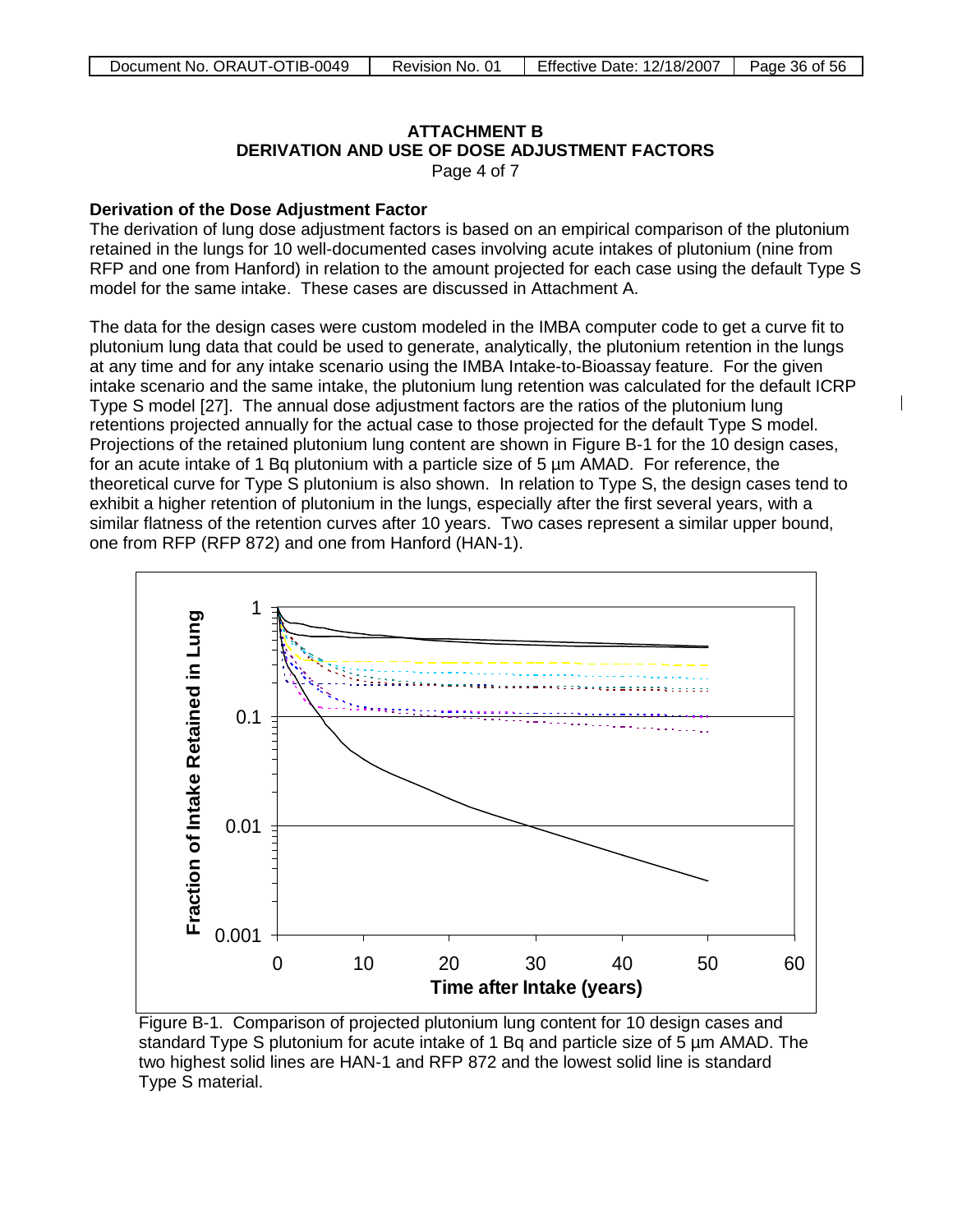**ATTACHMENT B**
**DERIVATION AND USE OF DOSE ADJUSTMENT FACTORS**
Page 4 of 7

**Derivation of the Dose Adjustment Factor**

The derivation of lung dose adjustment factors is based on an empirical comparison of the plutonium retained in the lungs for 10 well-documented cases involving acute intakes of plutonium (nine from RFP and one from Hanford) in relation to the amount projected for each case using the default Type S model for the same intake. These cases are discussed in Attachment A.

The data for the design cases were custom modeled in the IMBA computer code to get a curve fit to plutonium lung data that could be used to generate, analytically, the plutonium retention in the lungs at any time and for any intake scenario using the IMBA Intake-to-Bioassay feature. For the given intake scenario and the same intake, the plutonium lung retention was calculated for the default ICRP Type S model [27]. The annual dose adjustment factors are the ratios of the plutonium lung retentions projected annually for the actual case to those projected for the default Type S model. Projections of the retained plutonium lung content are shown in Figure B-1 for the 10 design cases, for an acute intake of 1 Bq plutonium with a particle size of 5 µm AMAD. For reference, the theoretical curve for Type S plutonium is also shown. In relation to Type S, the design cases tend to exhibit a higher retention of plutonium in the lungs, especially after the first several years, with a similar flatness of the retention curves after 10 years. Two cases represent a similar upper bound, one from RFP (RFP 872) and one from Hanford (HAN-1).

Figure B-1. Comparison of projected plutonium lung content for 10 design cases and standard Type S plutonium for acute intake of 1 Bq and particle size of 5 µm AMAD. The two highest solid lines are HAN-1 and RFP 872 and the lowest solid line is standard Type S material.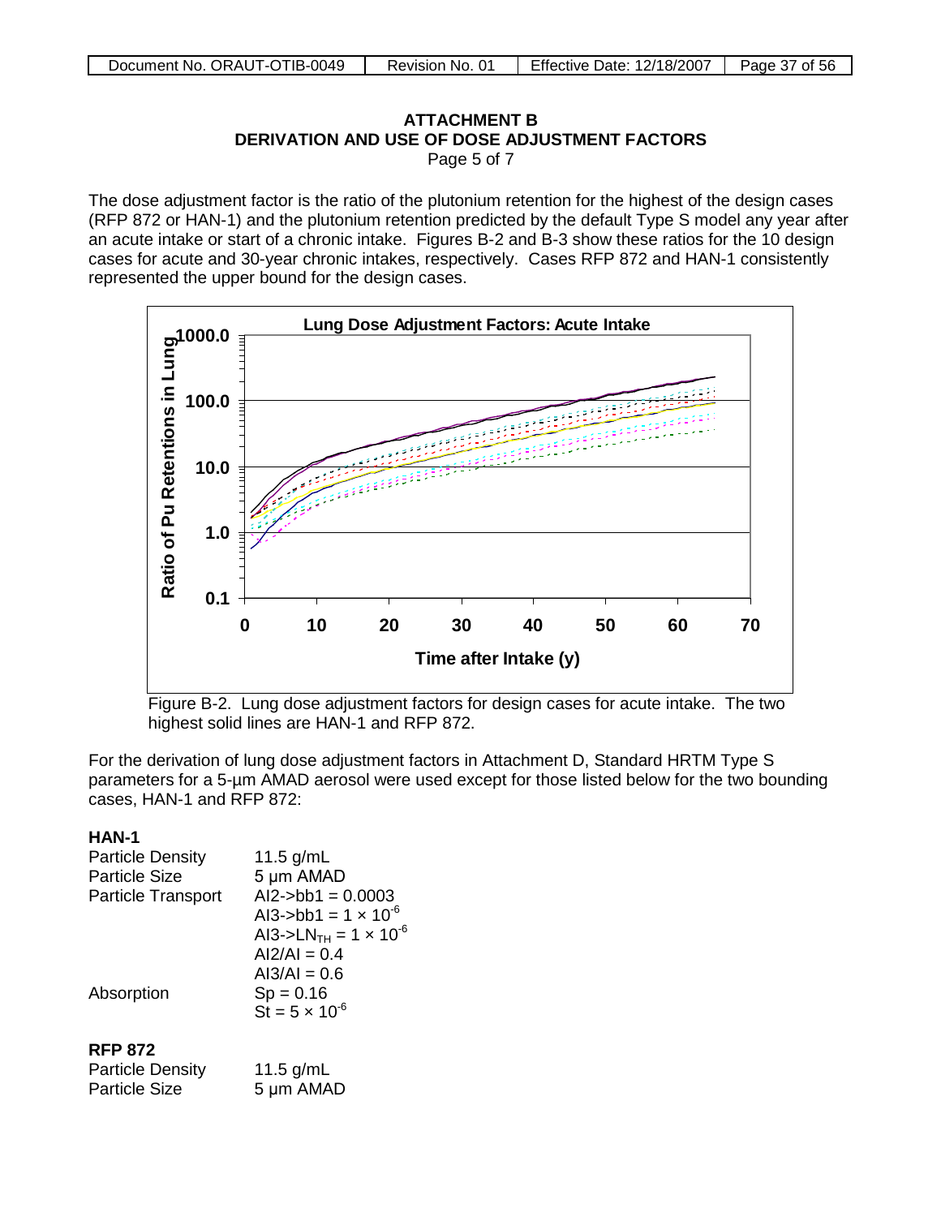## ATTACHMENT B
## DERIVATION AND USE OF DOSE ADJUSTMENT FACTORS

Page 5 of 7

The dose adjustment factor is the ratio of the plutonium retention for the highest of the design cases (RFP 872 or HAN-1) and the plutonium retention predicted by the default Type S model any year after an acute intake or start of a chronic intake. Figures B-2 and B-3 show these ratios for the 10 design cases for acute and 30-year chronic intakes, respectively. Cases RFP 872 and HAN-1 consistently represented the upper bound for the design cases.

Figure B-2. Lung dose adjustment factors for design cases for acute intake. The two highest solid lines are HAN-1 and RFP 872.

For the derivation of lung dose adjustment factors in Attachment D, Standard HRTM Type S parameters for a 5-µm AMAD aerosol were used except for those listed below for the two bounding cases, HAN-1 and RFP 872:

**HAN-1**

| | |
|---|---|
| Particle Density | 11.5 g/mL |
| Particle Size | 5 µm AMAD |
| Particle Transport | AI2->bb1 = 0.0003 |
| | AI3->bb1 = $1 \times 10^{-6}$ |
| | AI3->$LN_{TH}$ = $1 \times 10^{-6}$ |
| | AI2/AI = 0.4 |
| | AI3/AI = 0.6 |
| Absorption | Sp = 0.16 |
| | St = $5 \times 10^{-6}$ |

**RFP 872**

| | |
|---|---|
| Particle Density | 11.5 g/mL |
| Particle Size | 5 µm AMAD |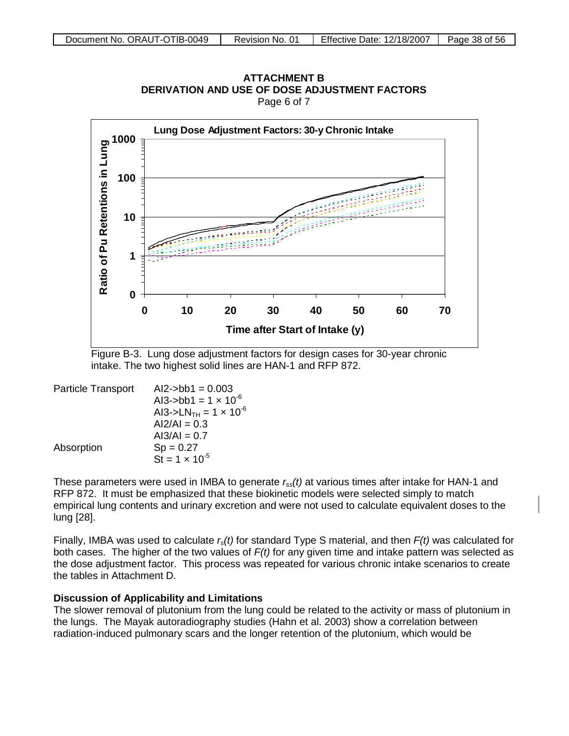## ATTACHMENT B
## DERIVATION AND USE OF DOSE ADJUSTMENT FACTORS

Page 6 of 7

Figure B-3. Lung dose adjustment factors for design cases for 30-year chronic intake. The two highest solid lines are HAN-1 and RFP 872.

| | |
|---|---|
| Particle Transport | AI2->bb1 = 0.003 |
| | AI3->bb1 = $1 \times 10^{-6}$ |
| | AI3->$LN_{TH}$ = $1 \times 10^{-6}$ |
| | AI2/AI = 0.3 |
| | AI3/AI = 0.7 |
| Absorption | Sp = 0.27 |
| | St = $1 \times 10^{-5}$ |

These parameters were used in IMBA to generate $r_{ss}(t)$ at various times after intake for HAN-1 and RFP 872. It must be emphasized that these biokinetic models were selected simply to match empirical lung contents and urinary excretion and were not used to calculate equivalent doses to the lung [28].

Finally, IMBA was used to calculate $r_s(t)$ for standard Type S material, and then $F(t)$ was calculated for both cases. The higher of the two values of $F(t)$ for any given time and intake pattern was selected as the dose adjustment factor. This process was repeated for various chronic intake scenarios to create the tables in Attachment D.

**Discussion of Applicability and Limitations**

The slower removal of plutonium from the lung could be related to the activity or mass of plutonium in the lungs. The Mayak autoradiography studies (Hahn et al. 2003) show a correlation between radiation-induced pulmonary scars and the longer retention of the plutonium, which would be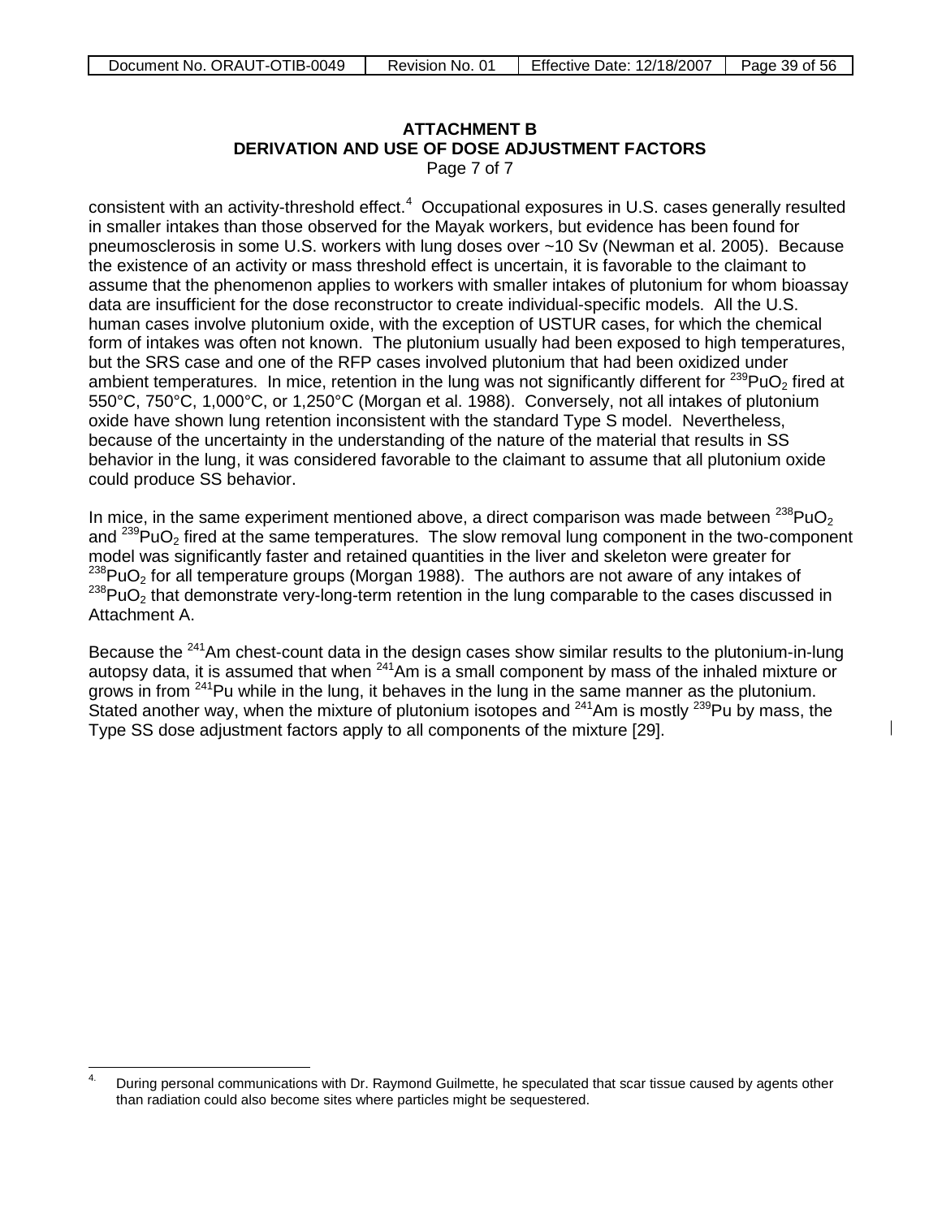**ATTACHMENT B**
**DERIVATION AND USE OF DOSE ADJUSTMENT FACTORS**
Page 7 of 7

consistent with an activity-threshold effect.[4] Occupational exposures in U.S. cases generally resulted in smaller intakes than those observed for the Mayak workers, but evidence has been found for pneumosclerosis in some U.S. workers with lung doses over ~10 Sv (Newman et al. 2005). Because the existence of an activity or mass threshold effect is uncertain, it is favorable to the claimant to assume that the phenomenon applies to workers with smaller intakes of plutonium for whom bioassay data are insufficient for the dose reconstructor to create individual-specific models. All the U.S. human cases involve plutonium oxide, with the exception of USTUR cases, for which the chemical form of intakes was often not known. The plutonium usually had been exposed to high temperatures, but the SRS case and one of the RFP cases involved plutonium that had been oxidized under ambient temperatures. In mice, retention in the lung was not significantly different for $^{239}PuO_2$ fired at 550°C, 750°C, 1,000°C, or 1,250°C (Morgan et al. 1988). Conversely, not all intakes of plutonium oxide have shown lung retention inconsistent with the standard Type S model. Nevertheless, because of the uncertainty in the understanding of the nature of the material that results in SS behavior in the lung, it was considered favorable to the claimant to assume that all plutonium oxide could produce SS behavior.

In mice, in the same experiment mentioned above, a direct comparison was made between $^{238}PuO_2$ and $^{239}PuO_2$ fired at the same temperatures. The slow removal lung component in the two-component model was significantly faster and retained quantities in the liver and skeleton were greater for $^{238}PuO_2$ for all temperature groups (Morgan 1988). The authors are not aware of any intakes of $^{238}PuO_2$ that demonstrate very-long-term retention in the lung comparable to the cases discussed in Attachment A.

Because the $^{241}Am$ chest-count data in the design cases show similar results to the plutonium-in-lung autopsy data, it is assumed that when $^{241}Am$ is a small component by mass of the inhaled mixture or grows in from $^{241}Pu$ while in the lung, it behaves in the lung in the same manner as the plutonium. Stated another way, when the mixture of plutonium isotopes and $^{241}Am$ is mostly $^{239}Pu$ by mass, the Type SS dose adjustment factors apply to all components of the mixture [29].

---

4. During personal communications with Dr. Raymond Guilmette, he speculated that scar tissue caused by agents other than radiation could also become sites where particles might be sequestered.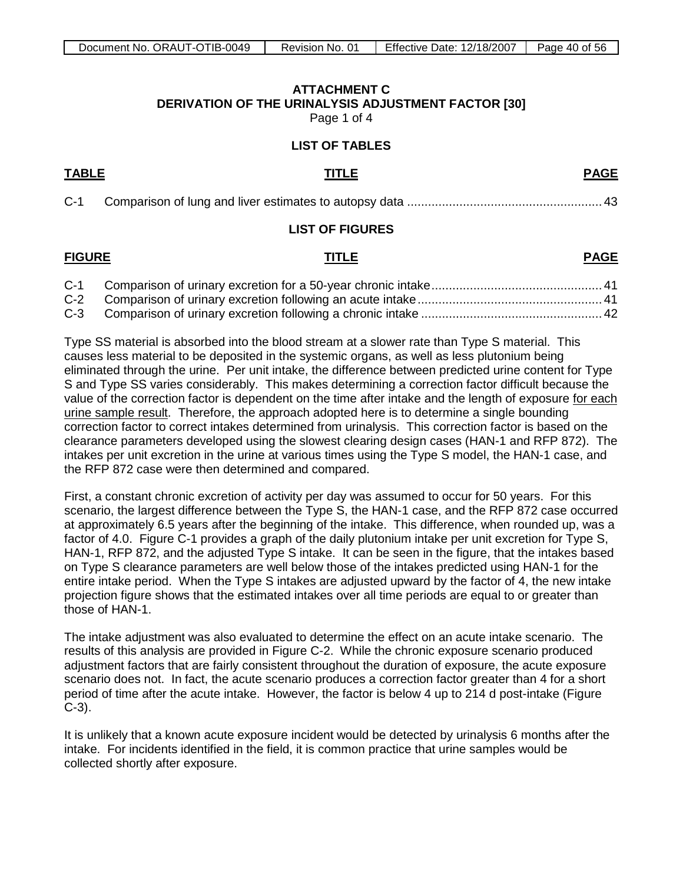**ATTACHMENT C**
**DERIVATION OF THE URINALYSIS ADJUSTMENT FACTOR [30]**
Page 1 of 4

**LIST OF TABLES**

| TABLE | TITLE | PAGE |
|---|---|---|
| C-1 | Comparison of lung and liver estimates to autopsy data | 43 |

**LIST OF FIGURES**

| FIGURE | TITLE | PAGE |
|---|---|---|
| C-1 | Comparison of urinary excretion for a 50-year chronic intake | 41 |
| C-2 | Comparison of urinary excretion following an acute intake | 41 |
| C-3 | Comparison of urinary excretion following a chronic intake | 42 |

Type SS material is absorbed into the blood stream at a slower rate than Type S material. This causes less material to be deposited in the systemic organs, as well as less plutonium being eliminated through the urine. Per unit intake, the difference between predicted urine content for Type S and Type SS varies considerably. This makes determining a correction factor difficult because the value of the correction factor is dependent on the time after intake and the length of exposure <u>for each urine sample result</u>. Therefore, the approach adopted here is to determine a single bounding correction factor to correct intakes determined from urinalysis. This correction factor is based on the clearance parameters developed using the slowest clearing design cases (HAN-1 and RFP 872). The intakes per unit excretion in the urine at various times using the Type S model, the HAN-1 case, and the RFP 872 case were then determined and compared.

First, a constant chronic excretion of activity per day was assumed to occur for 50 years. For this scenario, the largest difference between the Type S, the HAN-1 case, and the RFP 872 case occurred at approximately 6.5 years after the beginning of the intake. This difference, when rounded up, was a factor of 4.0. Figure C-1 provides a graph of the daily plutonium intake per unit excretion for Type S, HAN-1, RFP 872, and the adjusted Type S intake. It can be seen in the figure, that the intakes based on Type S clearance parameters are well below those of the intakes predicted using HAN-1 for the entire intake period. When the Type S intakes are adjusted upward by the factor of 4, the new intake projection figure shows that the estimated intakes over all time periods are equal to or greater than those of HAN-1.

The intake adjustment was also evaluated to determine the effect on an acute intake scenario. The results of this analysis are provided in Figure C-2. While the chronic exposure scenario produced adjustment factors that are fairly consistent throughout the duration of exposure, the acute exposure scenario does not. In fact, the acute scenario produces a correction factor greater than 4 for a short period of time after the acute intake. However, the factor is below 4 up to 214 d post-intake (Figure C-3).

It is unlikely that a known acute exposure incident would be detected by urinalysis 6 months after the intake. For incidents identified in the field, it is common practice that urine samples would be collected shortly after exposure.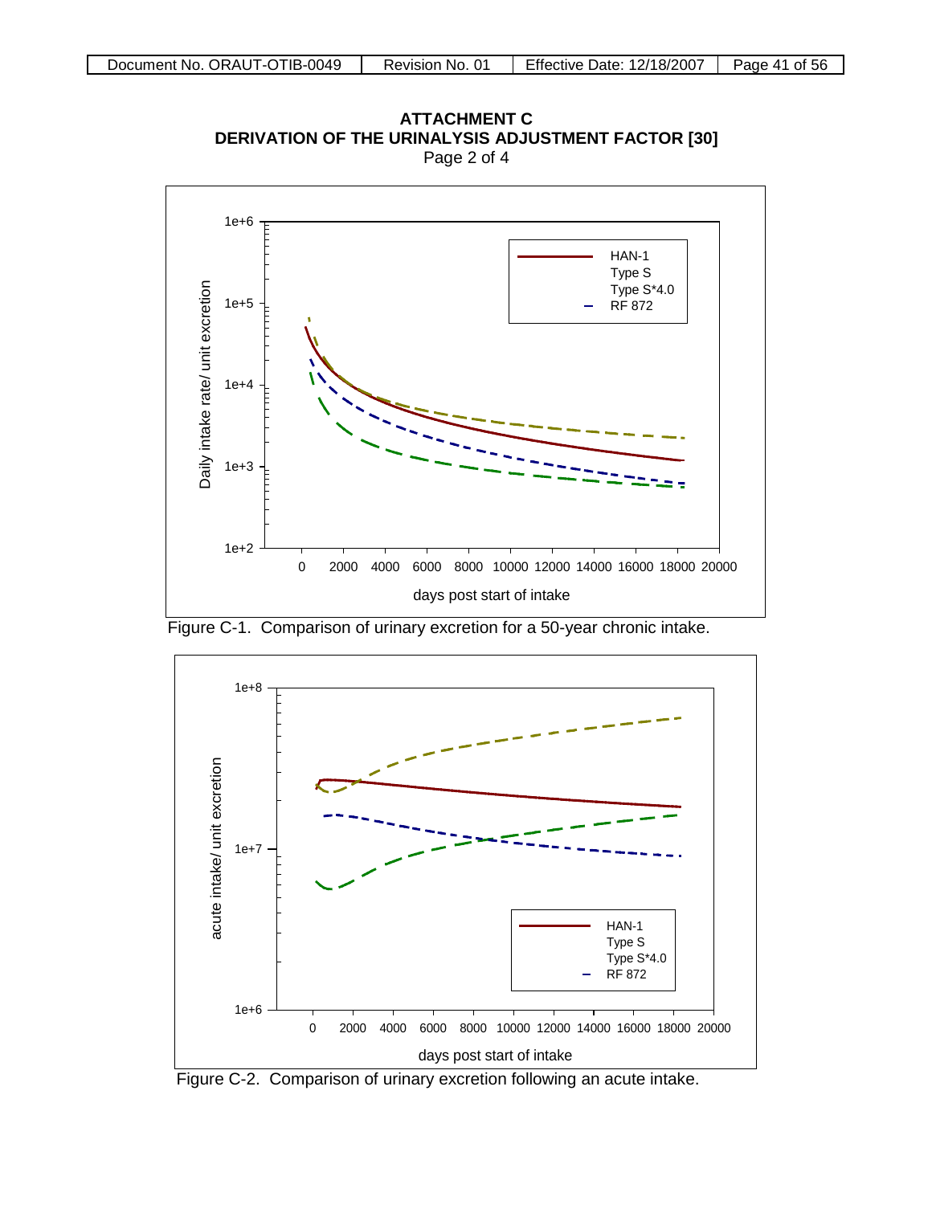## ATTACHMENT C
## DERIVATION OF THE URINALYSIS ADJUSTMENT FACTOR [30]
Page 2 of 4

Figure C-1. Comparison of urinary excretion for a 50-year chronic intake.

Figure C-2. Comparison of urinary excretion following an acute intake.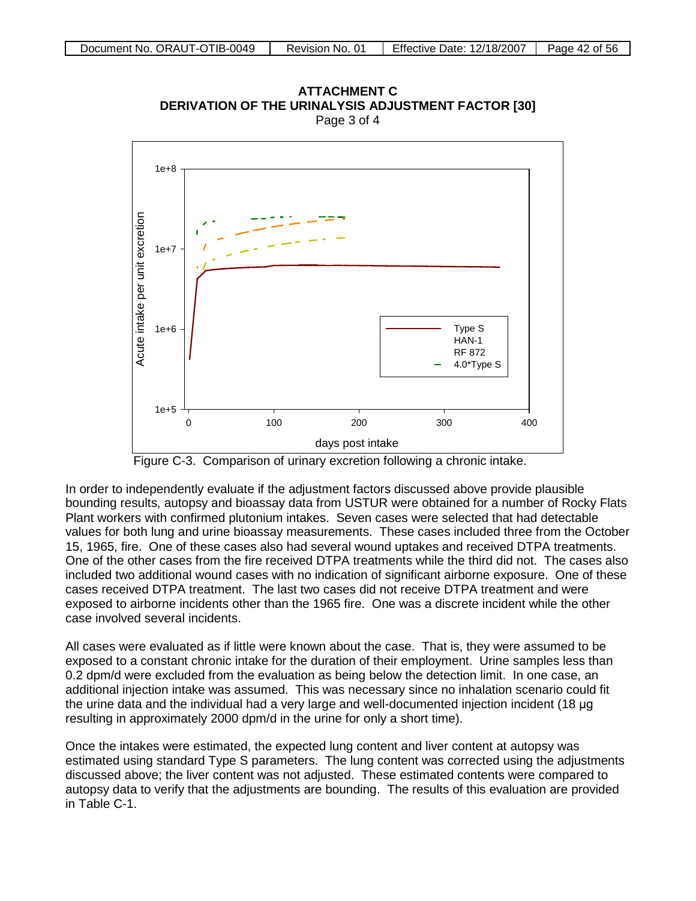# ATTACHMENT C
## DERIVATION OF THE URINALYSIS ADJUSTMENT FACTOR [30]
Page 3 of 4

Figure C-3. Comparison of urinary excretion following a chronic intake.

In order to independently evaluate if the adjustment factors discussed above provide plausible bounding results, autopsy and bioassay data from USTUR were obtained for a number of Rocky Flats Plant workers with confirmed plutonium intakes. Seven cases were selected that had detectable values for both lung and urine bioassay measurements. These cases included three from the October 15, 1965, fire. One of these cases also had several wound uptakes and received DTPA treatments. One of the other cases from the fire received DTPA treatments while the third did not. The cases also included two additional wound cases with no indication of significant airborne exposure. One of these cases received DTPA treatment. The last two cases did not receive DTPA treatment and were exposed to airborne incidents other than the 1965 fire. One was a discrete incident while the other case involved several incidents.

All cases were evaluated as if little were known about the case. That is, they were assumed to be exposed to a constant chronic intake for the duration of their employment. Urine samples less than 0.2 dpm/d were excluded from the evaluation as being below the detection limit. In one case, an additional injection intake was assumed. This was necessary since no inhalation scenario could fit the urine data and the individual had a very large and well-documented injection incident (18 μg resulting in approximately 2000 dpm/d in the urine for only a short time).

Once the intakes were estimated, the expected lung content and liver content at autopsy was estimated using standard Type S parameters. The lung content was corrected using the adjustments discussed above; the liver content was not adjusted. These estimated contents were compared to autopsy data to verify that the adjustments are bounding. The results of this evaluation are provided in Table C-1.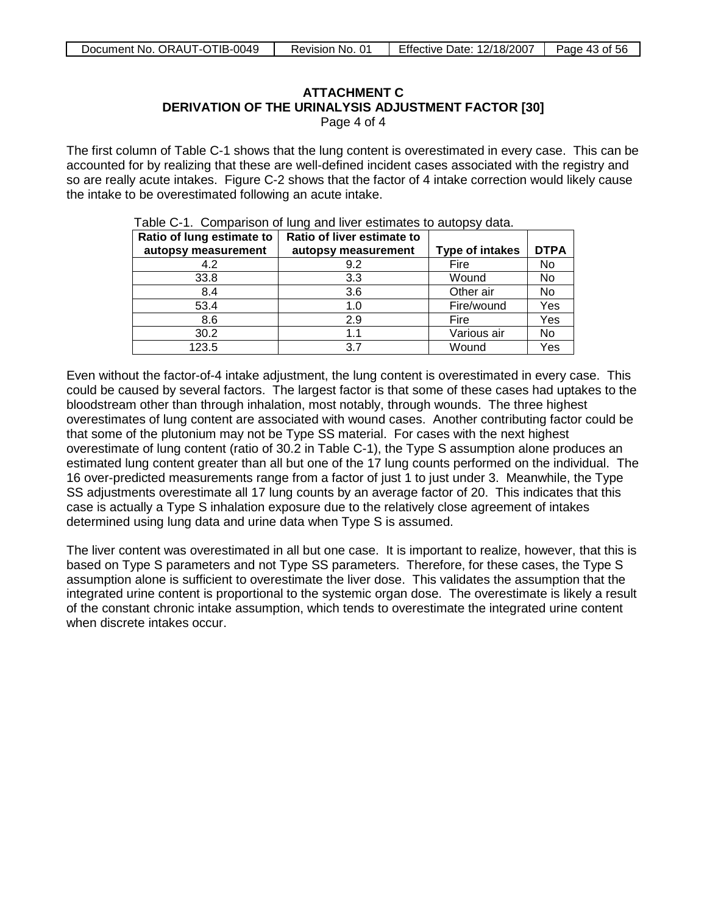**ATTACHMENT C**
**DERIVATION OF THE URINALYSIS ADJUSTMENT FACTOR [30]**
Page 4 of 4

The first column of Table C-1 shows that the lung content is overestimated in every case. This can be accounted for by realizing that these are well-defined incident cases associated with the registry and so are really acute intakes. Figure C-2 shows that the factor of 4 intake correction would likely cause the intake to be overestimated following an acute intake.

Table C-1. Comparison of lung and liver estimates to autopsy data.

| Ratio of lung estimate to autopsy measurement | Ratio of liver estimate to autopsy measurement | Type of intakes | DTPA |
|---|---|---|---|
| 4.2 | 9.2 | Fire | No |
| 33.8 | 3.3 | Wound | No |
| 8.4 | 3.6 | Other air | No |
| 53.4 | 1.0 | Fire/wound | Yes |
| 8.6 | 2.9 | Fire | Yes |
| 30.2 | 1.1 | Various air | No |
| 123.5 | 3.7 | Wound | Yes |

Even without the factor-of-4 intake adjustment, the lung content is overestimated in every case. This could be caused by several factors. The largest factor is that some of these cases had uptakes to the bloodstream other than through inhalation, most notably, through wounds. The three highest overestimates of lung content are associated with wound cases. Another contributing factor could be that some of the plutonium may not be Type SS material. For cases with the next highest overestimate of lung content (ratio of 30.2 in Table C-1), the Type S assumption alone produces an estimated lung content greater than all but one of the 17 lung counts performed on the individual. The 16 over-predicted measurements range from a factor of just 1 to just under 3. Meanwhile, the Type SS adjustments overestimate all 17 lung counts by an average factor of 20. This indicates that this case is actually a Type S inhalation exposure due to the relatively close agreement of intakes determined using lung data and urine data when Type S is assumed.

The liver content was overestimated in all but one case. It is important to realize, however, that this is based on Type S parameters and not Type SS parameters. Therefore, for these cases, the Type S assumption alone is sufficient to overestimate the liver dose. This validates the assumption that the integrated urine content is proportional to the systemic organ dose. The overestimate is likely a result of the constant chronic intake assumption, which tends to overestimate the integrated urine content when discrete intakes occur.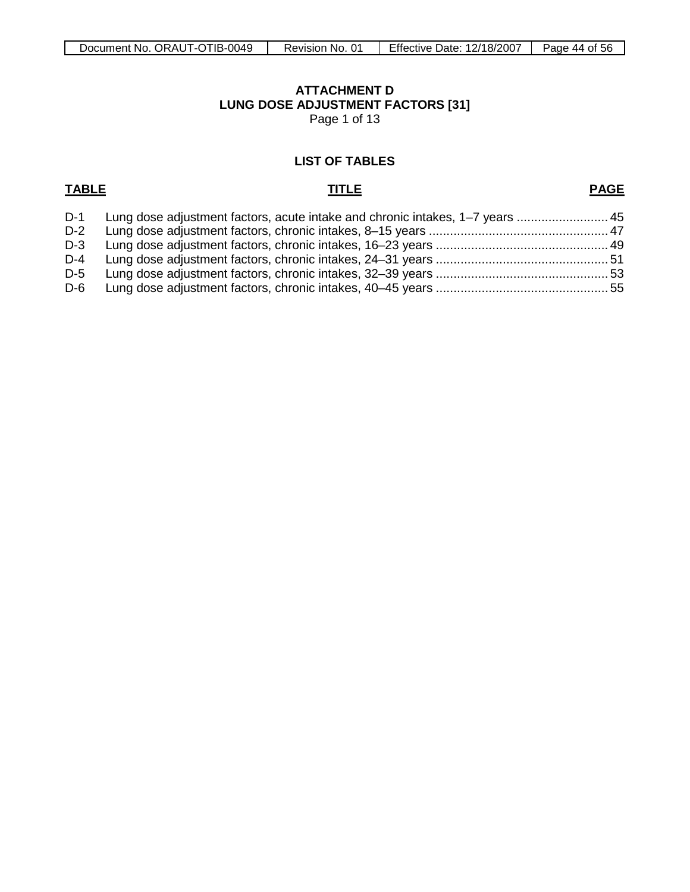# ATTACHMENT D
## LUNG DOSE ADJUSTMENT FACTORS [31]
Page 1 of 13

### LIST OF TABLES

| TABLE | TITLE | PAGE |
|---|---|---|
| D-1 | Lung dose adjustment factors, acute intake and chronic intakes, 1–7 years | 45 |
| D-2 | Lung dose adjustment factors, chronic intakes, 8–15 years | 47 |
| D-3 | Lung dose adjustment factors, chronic intakes, 16–23 years | 49 |
| D-4 | Lung dose adjustment factors, chronic intakes, 24–31 years | 51 |
| D-5 | Lung dose adjustment factors, chronic intakes, 32–39 years | 53 |
| D-6 | Lung dose adjustment factors, chronic intakes, 40–45 years | 55 |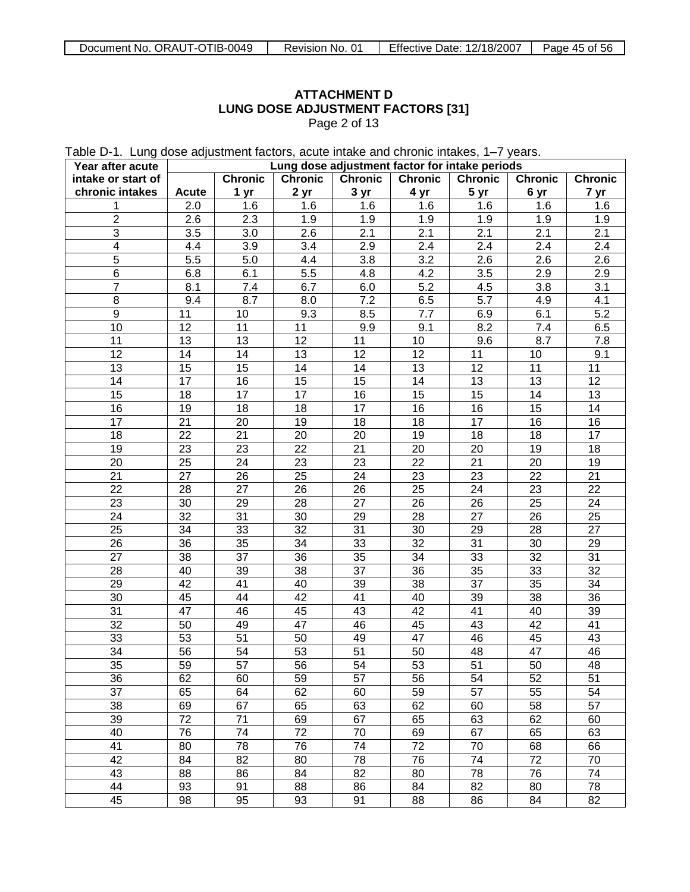**ATTACHMENT D**
**LUNG DOSE ADJUSTMENT FACTORS [31]**
Page 2 of 13

Table D-1. Lung dose adjustment factors, acute intake and chronic intakes, 1–7 years.

| Year after acute intake or start of chronic intakes | Lung dose adjustment factor for intake periods | | | | | | | |
|---|---|---|---|---|---|---|---|---|
| | Acute | Chronic 1 yr | Chronic 2 yr | Chronic 3 yr | Chronic 4 yr | Chronic 5 yr | Chronic 6 yr | Chronic 7 yr |
| 1 | 2.0 | 1.6 | 1.6 | 1.6 | 1.6 | 1.6 | 1.6 | 1.6 |
| 2 | 2.6 | 2.3 | 1.9 | 1.9 | 1.9 | 1.9 | 1.9 | 1.9 |
| 3 | 3.5 | 3.0 | 2.6 | 2.1 | 2.1 | 2.1 | 2.1 | 2.1 |
| 4 | 4.4 | 3.9 | 3.4 | 2.9 | 2.4 | 2.4 | 2.4 | 2.4 |
| 5 | 5.5 | 5.0 | 4.4 | 3.8 | 3.2 | 2.6 | 2.6 | 2.6 |
| 6 | 6.8 | 6.1 | 5.5 | 4.8 | 4.2 | 3.5 | 2.9 | 2.9 |
| 7 | 8.1 | 7.4 | 6.7 | 6.0 | 5.2 | 4.5 | 3.8 | 3.1 |
| 8 | 9.4 | 8.7 | 8.0 | 7.2 | 6.5 | 5.7 | 4.9 | 4.1 |
| 9 | 11 | 10 | 9.3 | 8.5 | 7.7 | 6.9 | 6.1 | 5.2 |
| 10 | 12 | 11 | 11 | 9.9 | 9.1 | 8.2 | 7.4 | 6.5 |
| 11 | 13 | 13 | 12 | 11 | 10 | 9.6 | 8.7 | 7.8 |
| 12 | 14 | 14 | 13 | 12 | 12 | 11 | 10 | 9.1 |
| 13 | 15 | 15 | 14 | 14 | 13 | 12 | 11 | 11 |
| 14 | 17 | 16 | 15 | 15 | 14 | 13 | 13 | 12 |
| 15 | 18 | 17 | 17 | 16 | 15 | 15 | 14 | 13 |
| 16 | 19 | 18 | 18 | 17 | 16 | 16 | 15 | 14 |
| 17 | 21 | 20 | 19 | 18 | 18 | 17 | 16 | 16 |
| 18 | 22 | 21 | 20 | 20 | 19 | 18 | 18 | 17 |
| 19 | 23 | 23 | 22 | 21 | 20 | 20 | 19 | 18 |
| 20 | 25 | 24 | 23 | 23 | 22 | 21 | 20 | 19 |
| 21 | 27 | 26 | 25 | 24 | 23 | 23 | 22 | 21 |
| 22 | 28 | 27 | 26 | 26 | 25 | 24 | 23 | 22 |
| 23 | 30 | 29 | 28 | 27 | 26 | 26 | 25 | 24 |
| 24 | 32 | 31 | 30 | 29 | 28 | 27 | 26 | 25 |
| 25 | 34 | 33 | 32 | 31 | 30 | 29 | 28 | 27 |
| 26 | 36 | 35 | 34 | 33 | 32 | 31 | 30 | 29 |
| 27 | 38 | 37 | 36 | 35 | 34 | 33 | 32 | 31 |
| 28 | 40 | 39 | 38 | 37 | 36 | 35 | 33 | 32 |
| 29 | 42 | 41 | 40 | 39 | 38 | 37 | 35 | 34 |
| 30 | 45 | 44 | 42 | 41 | 40 | 39 | 38 | 36 |
| 31 | 47 | 46 | 45 | 43 | 42 | 41 | 40 | 39 |
| 32 | 50 | 49 | 47 | 46 | 45 | 43 | 42 | 41 |
| 33 | 53 | 51 | 50 | 49 | 47 | 46 | 45 | 43 |
| 34 | 56 | 54 | 53 | 51 | 50 | 48 | 47 | 46 |
| 35 | 59 | 57 | 56 | 54 | 53 | 51 | 50 | 48 |
| 36 | 62 | 60 | 59 | 57 | 56 | 54 | 52 | 51 |
| 37 | 65 | 64 | 62 | 60 | 59 | 57 | 55 | 54 |
| 38 | 69 | 67 | 65 | 63 | 62 | 60 | 58 | 57 |
| 39 | 72 | 71 | 69 | 67 | 65 | 63 | 62 | 60 |
| 40 | 76 | 74 | 72 | 70 | 69 | 67 | 65 | 63 |
| 41 | 80 | 78 | 76 | 74 | 72 | 70 | 68 | 66 |
| 42 | 84 | 82 | 80 | 78 | 76 | 74 | 72 | 70 |
| 43 | 88 | 86 | 84 | 82 | 80 | 78 | 76 | 74 |
| 44 | 93 | 91 | 88 | 86 | 84 | 82 | 80 | 78 |
| 45 | 98 | 95 | 93 | 91 | 88 | 86 | 84 | 82 |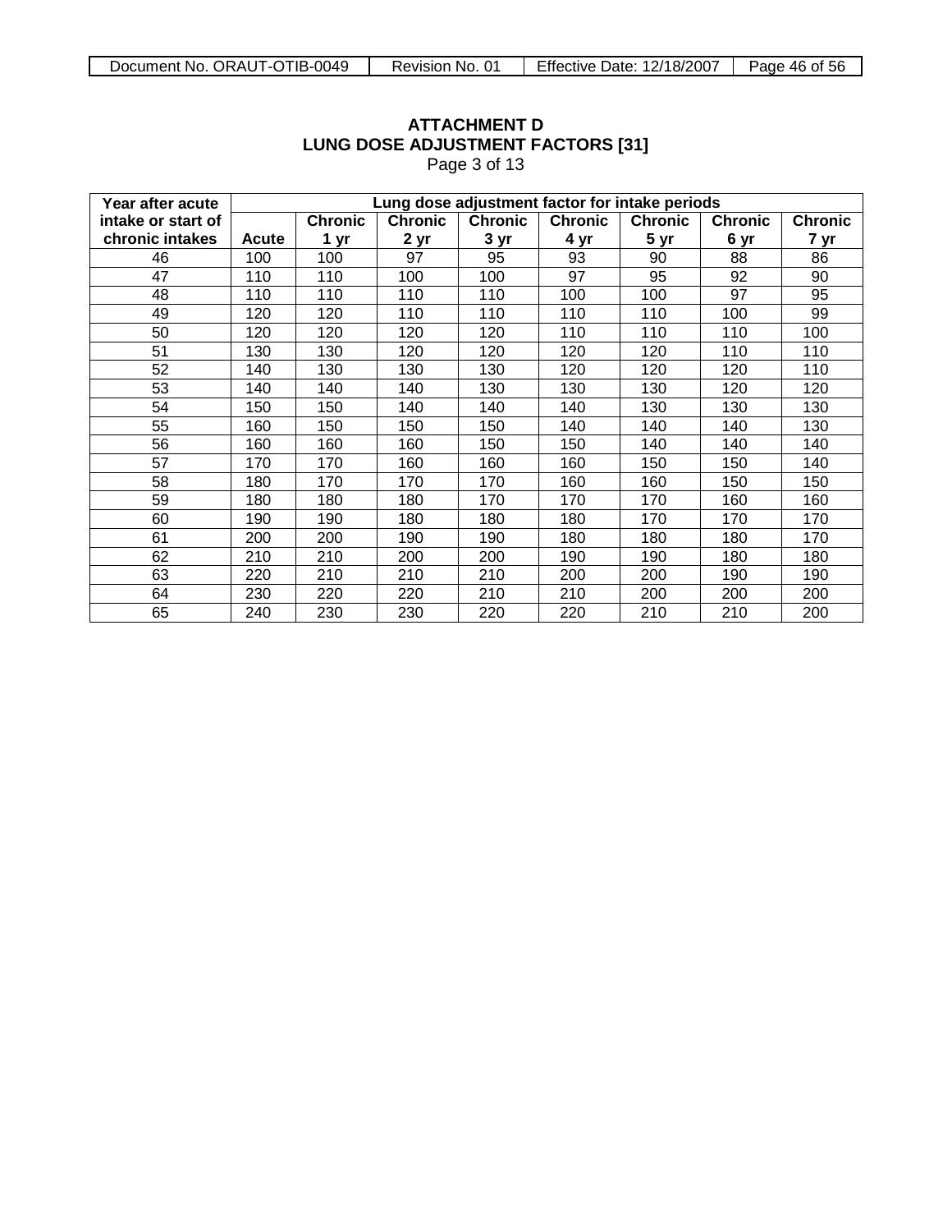**ATTACHMENT D**
**LUNG DOSE ADJUSTMENT FACTORS [31]**
Page 3 of 13

| Year after acute intake or start of chronic intakes | Lung dose adjustment factor for intake periods | | | | | | | |
|---|---|---|---|---|---|---|---|---|
| | Acute | Chronic 1 yr | Chronic 2 yr | Chronic 3 yr | Chronic 4 yr | Chronic 5 yr | Chronic 6 yr | Chronic 7 yr |
| 46 | 100 | 100 | 97 | 95 | 93 | 90 | 88 | 86 |
| 47 | 110 | 110 | 100 | 100 | 97 | 95 | 92 | 90 |
| 48 | 110 | 110 | 110 | 110 | 100 | 100 | 97 | 95 |
| 49 | 120 | 120 | 110 | 110 | 110 | 110 | 100 | 99 |
| 50 | 120 | 120 | 120 | 120 | 110 | 110 | 110 | 100 |
| 51 | 130 | 130 | 120 | 120 | 120 | 120 | 110 | 110 |
| 52 | 140 | 130 | 130 | 130 | 120 | 120 | 120 | 110 |
| 53 | 140 | 140 | 140 | 130 | 130 | 130 | 120 | 120 |
| 54 | 150 | 150 | 140 | 140 | 140 | 130 | 130 | 130 |
| 55 | 160 | 150 | 150 | 150 | 140 | 140 | 140 | 130 |
| 56 | 160 | 160 | 160 | 150 | 150 | 140 | 140 | 140 |
| 57 | 170 | 170 | 160 | 160 | 160 | 150 | 150 | 140 |
| 58 | 180 | 170 | 170 | 170 | 160 | 160 | 150 | 150 |
| 59 | 180 | 180 | 180 | 170 | 170 | 170 | 160 | 160 |
| 60 | 190 | 190 | 180 | 180 | 180 | 170 | 170 | 170 |
| 61 | 200 | 200 | 190 | 190 | 180 | 180 | 180 | 170 |
| 62 | 210 | 210 | 200 | 200 | 190 | 190 | 180 | 180 |
| 63 | 220 | 210 | 210 | 210 | 200 | 200 | 190 | 190 |
| 64 | 230 | 220 | 220 | 210 | 210 | 200 | 200 | 200 |
| 65 | 240 | 230 | 230 | 220 | 220 | 210 | 210 | 200 |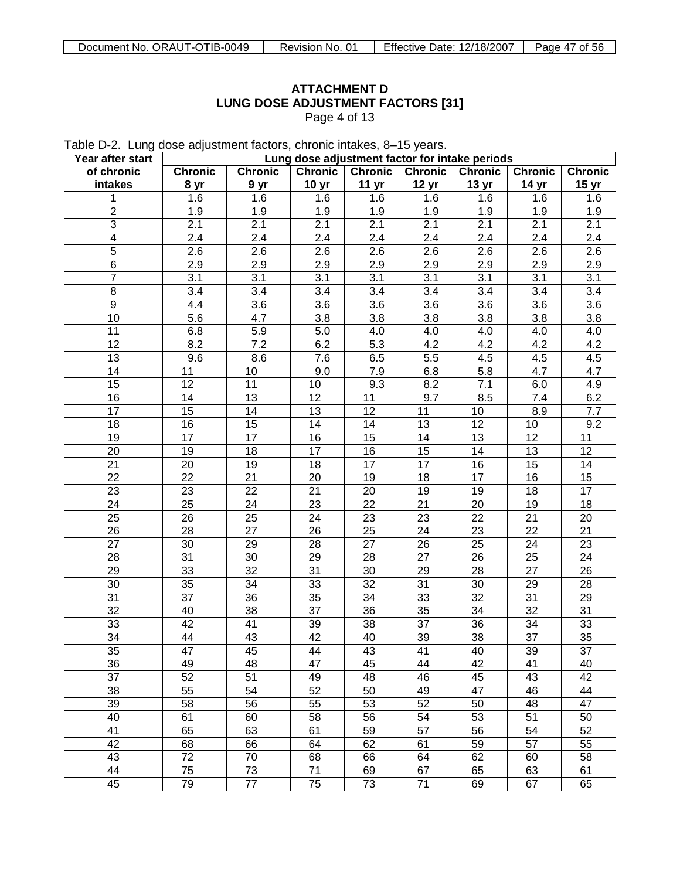**ATTACHMENT D**
**LUNG DOSE ADJUSTMENT FACTORS [31]**
Page 4 of 13

Table D-2. Lung dose adjustment factors, chronic intakes, 8–15 years.

| Year after start of chronic intakes | Lung dose adjustment factor for intake periods | | | | | | | |
|---|---|---|---|---|---|---|---|---|
| | **Chronic 8 yr** | **Chronic 9 yr** | **Chronic 10 yr** | **Chronic 11 yr** | **Chronic 12 yr** | **Chronic 13 yr** | **Chronic 14 yr** | **Chronic 15 yr** |
| 1 | 1.6 | 1.6 | 1.6 | 1.6 | 1.6 | 1.6 | 1.6 | 1.6 |
| 2 | 1.9 | 1.9 | 1.9 | 1.9 | 1.9 | 1.9 | 1.9 | 1.9 |
| 3 | 2.1 | 2.1 | 2.1 | 2.1 | 2.1 | 2.1 | 2.1 | 2.1 |
| 4 | 2.4 | 2.4 | 2.4 | 2.4 | 2.4 | 2.4 | 2.4 | 2.4 |
| 5 | 2.6 | 2.6 | 2.6 | 2.6 | 2.6 | 2.6 | 2.6 | 2.6 |
| 6 | 2.9 | 2.9 | 2.9 | 2.9 | 2.9 | 2.9 | 2.9 | 2.9 |
| 7 | 3.1 | 3.1 | 3.1 | 3.1 | 3.1 | 3.1 | 3.1 | 3.1 |
| 8 | 3.4 | 3.4 | 3.4 | 3.4 | 3.4 | 3.4 | 3.4 | 3.4 |
| 9 | 4.4 | 3.6 | 3.6 | 3.6 | 3.6 | 3.6 | 3.6 | 3.6 |
| 10 | 5.6 | 4.7 | 3.8 | 3.8 | 3.8 | 3.8 | 3.8 | 3.8 |
| 11 | 6.8 | 5.9 | 5.0 | 4.0 | 4.0 | 4.0 | 4.0 | 4.0 |
| 12 | 8.2 | 7.2 | 6.2 | 5.3 | 4.2 | 4.2 | 4.2 | 4.2 |
| 13 | 9.6 | 8.6 | 7.6 | 6.5 | 5.5 | 4.5 | 4.5 | 4.5 |
| 14 | 11 | 10 | 9.0 | 7.9 | 6.8 | 5.8 | 4.7 | 4.7 |
| 15 | 12 | 11 | 10 | 9.3 | 8.2 | 7.1 | 6.0 | 4.9 |
| 16 | 14 | 13 | 12 | 11 | 9.7 | 8.5 | 7.4 | 6.2 |
| 17 | 15 | 14 | 13 | 12 | 11 | 10 | 8.9 | 7.7 |
| 18 | 16 | 15 | 14 | 14 | 13 | 12 | 10 | 9.2 |
| 19 | 17 | 17 | 16 | 15 | 14 | 13 | 12 | 11 |
| 20 | 19 | 18 | 17 | 16 | 15 | 14 | 13 | 12 |
| 21 | 20 | 19 | 18 | 17 | 17 | 16 | 15 | 14 |
| 22 | 22 | 21 | 20 | 19 | 18 | 17 | 16 | 15 |
| 23 | 23 | 22 | 21 | 20 | 19 | 19 | 18 | 17 |
| 24 | 25 | 24 | 23 | 22 | 21 | 20 | 19 | 18 |
| 25 | 26 | 25 | 24 | 23 | 23 | 22 | 21 | 20 |
| 26 | 28 | 27 | 26 | 25 | 24 | 23 | 22 | 21 |
| 27 | 30 | 29 | 28 | 27 | 26 | 25 | 24 | 23 |
| 28 | 31 | 30 | 29 | 28 | 27 | 26 | 25 | 24 |
| 29 | 33 | 32 | 31 | 30 | 29 | 28 | 27 | 26 |
| 30 | 35 | 34 | 33 | 32 | 31 | 30 | 29 | 28 |
| 31 | 37 | 36 | 35 | 34 | 33 | 32 | 31 | 29 |
| 32 | 40 | 38 | 37 | 36 | 35 | 34 | 32 | 31 |
| 33 | 42 | 41 | 39 | 38 | 37 | 36 | 34 | 33 |
| 34 | 44 | 43 | 42 | 40 | 39 | 38 | 37 | 35 |
| 35 | 47 | 45 | 44 | 43 | 41 | 40 | 39 | 37 |
| 36 | 49 | 48 | 47 | 45 | 44 | 42 | 41 | 40 |
| 37 | 52 | 51 | 49 | 48 | 46 | 45 | 43 | 42 |
| 38 | 55 | 54 | 52 | 50 | 49 | 47 | 46 | 44 |
| 39 | 58 | 56 | 55 | 53 | 52 | 50 | 48 | 47 |
| 40 | 61 | 60 | 58 | 56 | 54 | 53 | 51 | 50 |
| 41 | 65 | 63 | 61 | 59 | 57 | 56 | 54 | 52 |
| 42 | 68 | 66 | 64 | 62 | 61 | 59 | 57 | 55 |
| 43 | 72 | 70 | 68 | 66 | 64 | 62 | 60 | 58 |
| 44 | 75 | 73 | 71 | 69 | 67 | 65 | 63 | 61 |
| 45 | 79 | 77 | 75 | 73 | 71 | 69 | 67 | 65 |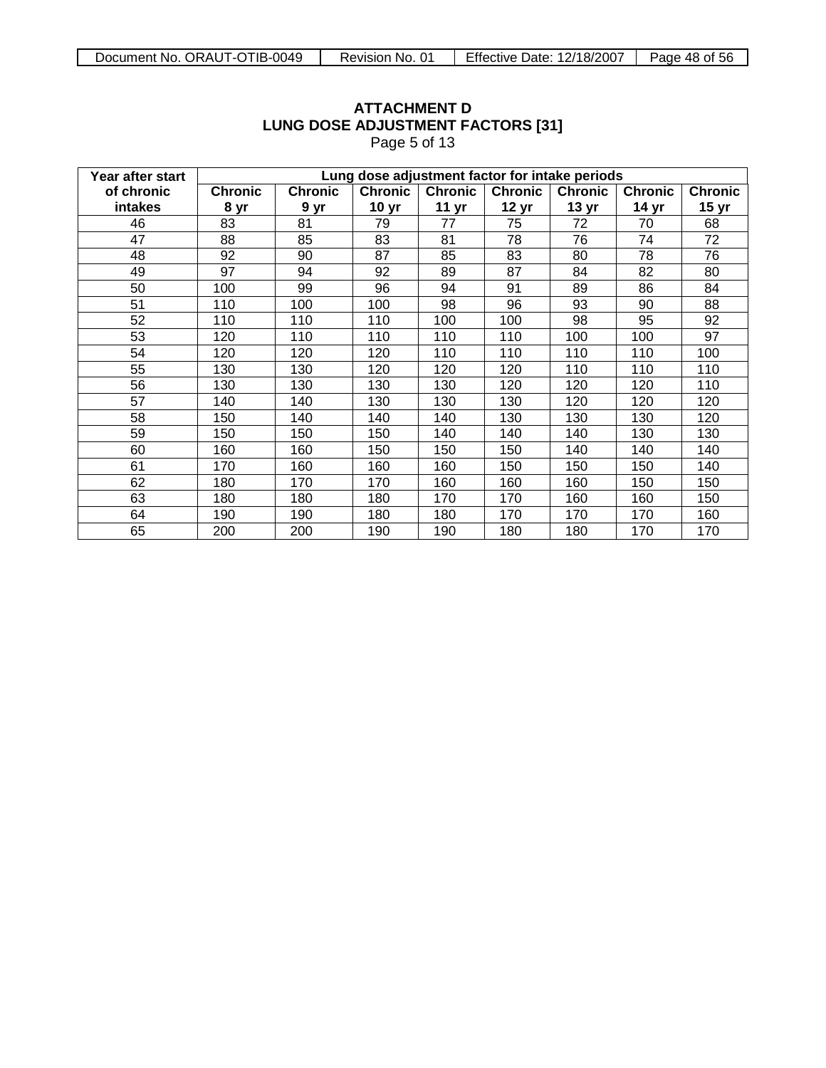**ATTACHMENT D**
**LUNG DOSE ADJUSTMENT FACTORS [31]**
Page 5 of 13

| Year after start of chronic intakes | Lung dose adjustment factor for intake periods | | | | | | | |
|---|---|---|---|---|---|---|---|---|
| | **Chronic 8 yr** | **Chronic 9 yr** | **Chronic 10 yr** | **Chronic 11 yr** | **Chronic 12 yr** | **Chronic 13 yr** | **Chronic 14 yr** | **Chronic 15 yr** |
| 46 | 83 | 81 | 79 | 77 | 75 | 72 | 70 | 68 |
| 47 | 88 | 85 | 83 | 81 | 78 | 76 | 74 | 72 |
| 48 | 92 | 90 | 87 | 85 | 83 | 80 | 78 | 76 |
| 49 | 97 | 94 | 92 | 89 | 87 | 84 | 82 | 80 |
| 50 | 100 | 99 | 96 | 94 | 91 | 89 | 86 | 84 |
| 51 | 110 | 100 | 100 | 98 | 96 | 93 | 90 | 88 |
| 52 | 110 | 110 | 110 | 100 | 100 | 98 | 95 | 92 |
| 53 | 120 | 110 | 110 | 110 | 110 | 100 | 100 | 97 |
| 54 | 120 | 120 | 120 | 110 | 110 | 110 | 110 | 100 |
| 55 | 130 | 130 | 120 | 120 | 120 | 110 | 110 | 110 |
| 56 | 130 | 130 | 130 | 130 | 120 | 120 | 120 | 110 |
| 57 | 140 | 140 | 130 | 130 | 130 | 120 | 120 | 120 |
| 58 | 150 | 140 | 140 | 140 | 130 | 130 | 130 | 120 |
| 59 | 150 | 150 | 150 | 140 | 140 | 140 | 130 | 130 |
| 60 | 160 | 160 | 150 | 150 | 150 | 140 | 140 | 140 |
| 61 | 170 | 160 | 160 | 160 | 150 | 150 | 150 | 140 |
| 62 | 180 | 170 | 170 | 160 | 160 | 160 | 150 | 150 |
| 63 | 180 | 180 | 180 | 170 | 170 | 160 | 160 | 150 |
| 64 | 190 | 190 | 180 | 180 | 170 | 170 | 170 | 160 |
| 65 | 200 | 200 | 190 | 190 | 180 | 180 | 170 | 170 |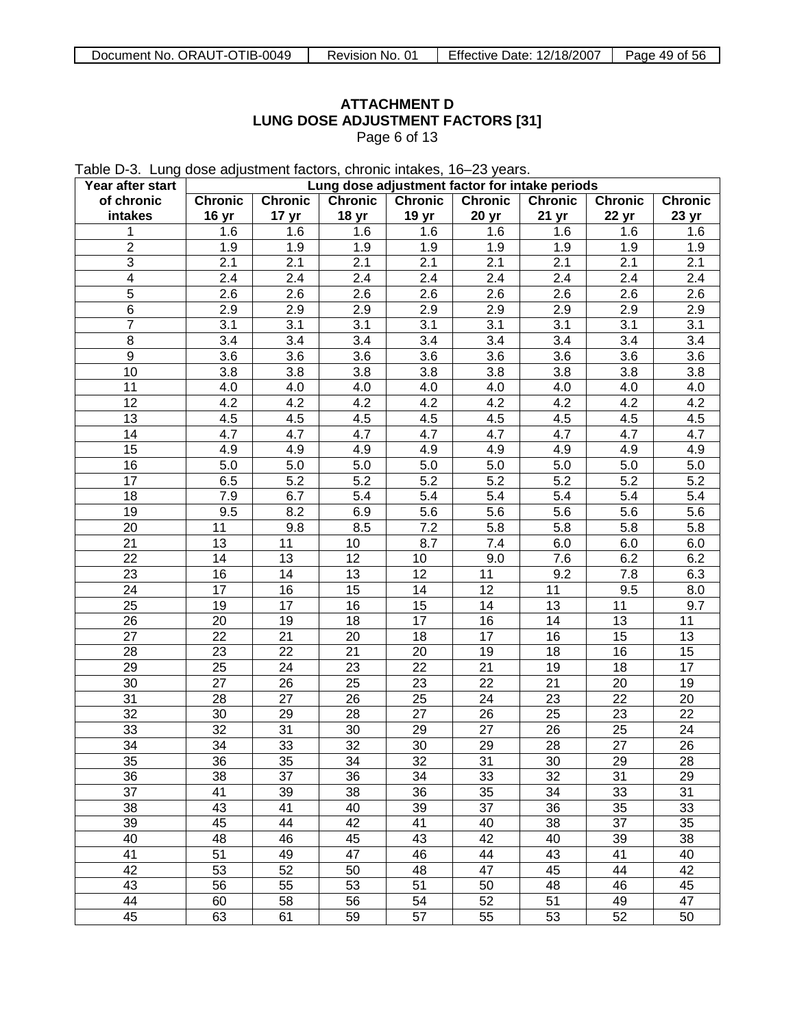**ATTACHMENT D**
**LUNG DOSE ADJUSTMENT FACTORS [31]**
Page 6 of 13

Table D-3. Lung dose adjustment factors, chronic intakes, 16–23 years.

| Year after start of chronic intakes | Lung dose adjustment factor for intake periods | | | | | | | |
|---|---|---|---|---|---|---|---|---|
| | Chronic 16 yr | Chronic 17 yr | Chronic 18 yr | Chronic 19 yr | Chronic 20 yr | Chronic 21 yr | Chronic 22 yr | Chronic 23 yr |
| 1 | 1.6 | 1.6 | 1.6 | 1.6 | 1.6 | 1.6 | 1.6 | 1.6 |
| 2 | 1.9 | 1.9 | 1.9 | 1.9 | 1.9 | 1.9 | 1.9 | 1.9 |
| 3 | 2.1 | 2.1 | 2.1 | 2.1 | 2.1 | 2.1 | 2.1 | 2.1 |
| 4 | 2.4 | 2.4 | 2.4 | 2.4 | 2.4 | 2.4 | 2.4 | 2.4 |
| 5 | 2.6 | 2.6 | 2.6 | 2.6 | 2.6 | 2.6 | 2.6 | 2.6 |
| 6 | 2.9 | 2.9 | 2.9 | 2.9 | 2.9 | 2.9 | 2.9 | 2.9 |
| 7 | 3.1 | 3.1 | 3.1 | 3.1 | 3.1 | 3.1 | 3.1 | 3.1 |
| 8 | 3.4 | 3.4 | 3.4 | 3.4 | 3.4 | 3.4 | 3.4 | 3.4 |
| 9 | 3.6 | 3.6 | 3.6 | 3.6 | 3.6 | 3.6 | 3.6 | 3.6 |
| 10 | 3.8 | 3.8 | 3.8 | 3.8 | 3.8 | 3.8 | 3.8 | 3.8 |
| 11 | 4.0 | 4.0 | 4.0 | 4.0 | 4.0 | 4.0 | 4.0 | 4.0 |
| 12 | 4.2 | 4.2 | 4.2 | 4.2 | 4.2 | 4.2 | 4.2 | 4.2 |
| 13 | 4.5 | 4.5 | 4.5 | 4.5 | 4.5 | 4.5 | 4.5 | 4.5 |
| 14 | 4.7 | 4.7 | 4.7 | 4.7 | 4.7 | 4.7 | 4.7 | 4.7 |
| 15 | 4.9 | 4.9 | 4.9 | 4.9 | 4.9 | 4.9 | 4.9 | 4.9 |
| 16 | 5.0 | 5.0 | 5.0 | 5.0 | 5.0 | 5.0 | 5.0 | 5.0 |
| 17 | 6.5 | 5.2 | 5.2 | 5.2 | 5.2 | 5.2 | 5.2 | 5.2 |
| 18 | 7.9 | 6.7 | 5.4 | 5.4 | 5.4 | 5.4 | 5.4 | 5.4 |
| 19 | 9.5 | 8.2 | 6.9 | 5.6 | 5.6 | 5.6 | 5.6 | 5.6 |
| 20 | 11 | 9.8 | 8.5 | 7.2 | 5.8 | 5.8 | 5.8 | 5.8 |
| 21 | 13 | 11 | 10 | 8.7 | 7.4 | 6.0 | 6.0 | 6.0 |
| 22 | 14 | 13 | 12 | 10 | 9.0 | 7.6 | 6.2 | 6.2 |
| 23 | 16 | 14 | 13 | 12 | 11 | 9.2 | 7.8 | 6.3 |
| 24 | 17 | 16 | 15 | 14 | 12 | 11 | 9.5 | 8.0 |
| 25 | 19 | 17 | 16 | 15 | 14 | 13 | 11 | 9.7 |
| 26 | 20 | 19 | 18 | 17 | 16 | 14 | 13 | 11 |
| 27 | 22 | 21 | 20 | 18 | 17 | 16 | 15 | 13 |
| 28 | 23 | 22 | 21 | 20 | 19 | 18 | 16 | 15 |
| 29 | 25 | 24 | 23 | 22 | 21 | 19 | 18 | 17 |
| 30 | 27 | 26 | 25 | 23 | 22 | 21 | 20 | 19 |
| 31 | 28 | 27 | 26 | 25 | 24 | 23 | 22 | 20 |
| 32 | 30 | 29 | 28 | 27 | 26 | 25 | 23 | 22 |
| 33 | 32 | 31 | 30 | 29 | 27 | 26 | 25 | 24 |
| 34 | 34 | 33 | 32 | 30 | 29 | 28 | 27 | 26 |
| 35 | 36 | 35 | 34 | 32 | 31 | 30 | 29 | 28 |
| 36 | 38 | 37 | 36 | 34 | 33 | 32 | 31 | 29 |
| 37 | 41 | 39 | 38 | 36 | 35 | 34 | 33 | 31 |
| 38 | 43 | 41 | 40 | 39 | 37 | 36 | 35 | 33 |
| 39 | 45 | 44 | 42 | 41 | 40 | 38 | 37 | 35 |
| 40 | 48 | 46 | 45 | 43 | 42 | 40 | 39 | 38 |
| 41 | 51 | 49 | 47 | 46 | 44 | 43 | 41 | 40 |
| 42 | 53 | 52 | 50 | 48 | 47 | 45 | 44 | 42 |
| 43 | 56 | 55 | 53 | 51 | 50 | 48 | 46 | 45 |
| 44 | 60 | 58 | 56 | 54 | 52 | 51 | 49 | 47 |
| 45 | 63 | 61 | 59 | 57 | 55 | 53 | 52 | 50 |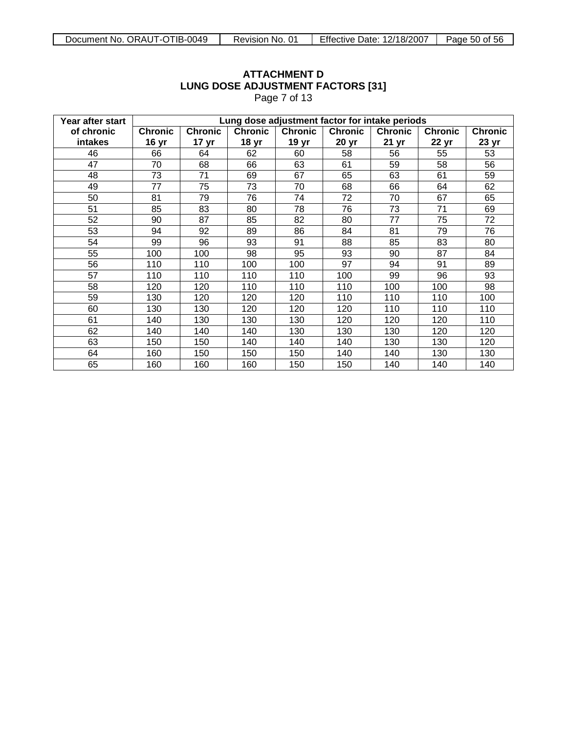**ATTACHMENT D**
**LUNG DOSE ADJUSTMENT FACTORS [31]**
Page 7 of 13

| Year after start of chronic intakes | Lung dose adjustment factor for intake periods | | | | | | | |
|---|---|---|---|---|---|---|---|---|
| | Chronic 16 yr | Chronic 17 yr | Chronic 18 yr | Chronic 19 yr | Chronic 20 yr | Chronic 21 yr | Chronic 22 yr | Chronic 23 yr |
| 46 | 66 | 64 | 62 | 60 | 58 | 56 | 55 | 53 |
| 47 | 70 | 68 | 66 | 63 | 61 | 59 | 58 | 56 |
| 48 | 73 | 71 | 69 | 67 | 65 | 63 | 61 | 59 |
| 49 | 77 | 75 | 73 | 70 | 68 | 66 | 64 | 62 |
| 50 | 81 | 79 | 76 | 74 | 72 | 70 | 67 | 65 |
| 51 | 85 | 83 | 80 | 78 | 76 | 73 | 71 | 69 |
| 52 | 90 | 87 | 85 | 82 | 80 | 77 | 75 | 72 |
| 53 | 94 | 92 | 89 | 86 | 84 | 81 | 79 | 76 |
| 54 | 99 | 96 | 93 | 91 | 88 | 85 | 83 | 80 |
| 55 | 100 | 100 | 98 | 95 | 93 | 90 | 87 | 84 |
| 56 | 110 | 110 | 100 | 100 | 97 | 94 | 91 | 89 |
| 57 | 110 | 110 | 110 | 110 | 100 | 99 | 96 | 93 |
| 58 | 120 | 120 | 110 | 110 | 110 | 100 | 100 | 98 |
| 59 | 130 | 120 | 120 | 120 | 110 | 110 | 110 | 100 |
| 60 | 130 | 130 | 120 | 120 | 120 | 110 | 110 | 110 |
| 61 | 140 | 130 | 130 | 130 | 120 | 120 | 120 | 110 |
| 62 | 140 | 140 | 140 | 130 | 130 | 130 | 120 | 120 |
| 63 | 150 | 150 | 140 | 140 | 140 | 130 | 130 | 120 |
| 64 | 160 | 150 | 150 | 150 | 140 | 140 | 130 | 130 |
| 65 | 160 | 160 | 160 | 150 | 150 | 140 | 140 | 140 |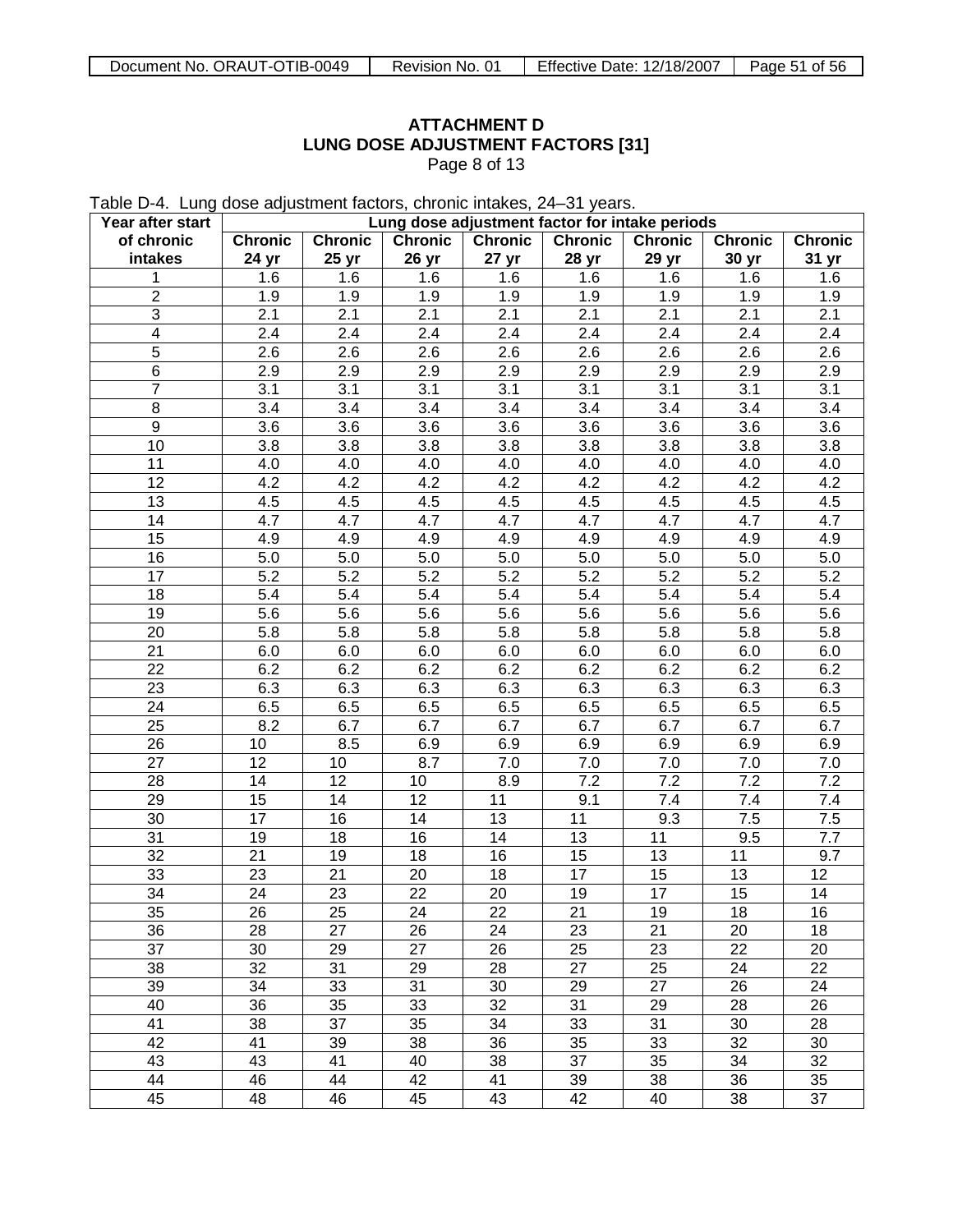**ATTACHMENT D**
**LUNG DOSE ADJUSTMENT FACTORS [31]**
Page 8 of 13

Table D-4. Lung dose adjustment factors, chronic intakes, 24–31 years.

| Year after start of chronic intakes | Lung dose adjustment factor for intake periods | | | | | | | |
|---|---|---|---|---|---|---|---|---|
| | Chronic 24 yr | Chronic 25 yr | Chronic 26 yr | Chronic 27 yr | Chronic 28 yr | Chronic 29 yr | Chronic 30 yr | Chronic 31 yr |
| 1 | 1.6 | 1.6 | 1.6 | 1.6 | 1.6 | 1.6 | 1.6 | 1.6 |
| 2 | 1.9 | 1.9 | 1.9 | 1.9 | 1.9 | 1.9 | 1.9 | 1.9 |
| 3 | 2.1 | 2.1 | 2.1 | 2.1 | 2.1 | 2.1 | 2.1 | 2.1 |
| 4 | 2.4 | 2.4 | 2.4 | 2.4 | 2.4 | 2.4 | 2.4 | 2.4 |
| 5 | 2.6 | 2.6 | 2.6 | 2.6 | 2.6 | 2.6 | 2.6 | 2.6 |
| 6 | 2.9 | 2.9 | 2.9 | 2.9 | 2.9 | 2.9 | 2.9 | 2.9 |
| 7 | 3.1 | 3.1 | 3.1 | 3.1 | 3.1 | 3.1 | 3.1 | 3.1 |
| 8 | 3.4 | 3.4 | 3.4 | 3.4 | 3.4 | 3.4 | 3.4 | 3.4 |
| 9 | 3.6 | 3.6 | 3.6 | 3.6 | 3.6 | 3.6 | 3.6 | 3.6 |
| 10 | 3.8 | 3.8 | 3.8 | 3.8 | 3.8 | 3.8 | 3.8 | 3.8 |
| 11 | 4.0 | 4.0 | 4.0 | 4.0 | 4.0 | 4.0 | 4.0 | 4.0 |
| 12 | 4.2 | 4.2 | 4.2 | 4.2 | 4.2 | 4.2 | 4.2 | 4.2 |
| 13 | 4.5 | 4.5 | 4.5 | 4.5 | 4.5 | 4.5 | 4.5 | 4.5 |
| 14 | 4.7 | 4.7 | 4.7 | 4.7 | 4.7 | 4.7 | 4.7 | 4.7 |
| 15 | 4.9 | 4.9 | 4.9 | 4.9 | 4.9 | 4.9 | 4.9 | 4.9 |
| 16 | 5.0 | 5.0 | 5.0 | 5.0 | 5.0 | 5.0 | 5.0 | 5.0 |
| 17 | 5.2 | 5.2 | 5.2 | 5.2 | 5.2 | 5.2 | 5.2 | 5.2 |
| 18 | 5.4 | 5.4 | 5.4 | 5.4 | 5.4 | 5.4 | 5.4 | 5.4 |
| 19 | 5.6 | 5.6 | 5.6 | 5.6 | 5.6 | 5.6 | 5.6 | 5.6 |
| 20 | 5.8 | 5.8 | 5.8 | 5.8 | 5.8 | 5.8 | 5.8 | 5.8 |
| 21 | 6.0 | 6.0 | 6.0 | 6.0 | 6.0 | 6.0 | 6.0 | 6.0 |
| 22 | 6.2 | 6.2 | 6.2 | 6.2 | 6.2 | 6.2 | 6.2 | 6.2 |
| 23 | 6.3 | 6.3 | 6.3 | 6.3 | 6.3 | 6.3 | 6.3 | 6.3 |
| 24 | 6.5 | 6.5 | 6.5 | 6.5 | 6.5 | 6.5 | 6.5 | 6.5 |
| 25 | 8.2 | 6.7 | 6.7 | 6.7 | 6.7 | 6.7 | 6.7 | 6.7 |
| 26 | 10 | 8.5 | 6.9 | 6.9 | 6.9 | 6.9 | 6.9 | 6.9 |
| 27 | 12 | 10 | 8.7 | 7.0 | 7.0 | 7.0 | 7.0 | 7.0 |
| 28 | 14 | 12 | 10 | 8.9 | 7.2 | 7.2 | 7.2 | 7.2 |
| 29 | 15 | 14 | 12 | 11 | 9.1 | 7.4 | 7.4 | 7.4 |
| 30 | 17 | 16 | 14 | 13 | 11 | 9.3 | 7.5 | 7.5 |
| 31 | 19 | 18 | 16 | 14 | 13 | 11 | 9.5 | 7.7 |
| 32 | 21 | 19 | 18 | 16 | 15 | 13 | 11 | 9.7 |
| 33 | 23 | 21 | 20 | 18 | 17 | 15 | 13 | 12 |
| 34 | 24 | 23 | 22 | 20 | 19 | 17 | 15 | 14 |
| 35 | 26 | 25 | 24 | 22 | 21 | 19 | 18 | 16 |
| 36 | 28 | 27 | 26 | 24 | 23 | 21 | 20 | 18 |
| 37 | 30 | 29 | 27 | 26 | 25 | 23 | 22 | 20 |
| 38 | 32 | 31 | 29 | 28 | 27 | 25 | 24 | 22 |
| 39 | 34 | 33 | 31 | 30 | 29 | 27 | 26 | 24 |
| 40 | 36 | 35 | 33 | 32 | 31 | 29 | 28 | 26 |
| 41 | 38 | 37 | 35 | 34 | 33 | 31 | 30 | 28 |
| 42 | 41 | 39 | 38 | 36 | 35 | 33 | 32 | 30 |
| 43 | 43 | 41 | 40 | 38 | 37 | 35 | 34 | 32 |
| 44 | 46 | 44 | 42 | 41 | 39 | 38 | 36 | 35 |
| 45 | 48 | 46 | 45 | 43 | 42 | 40 | 38 | 37 |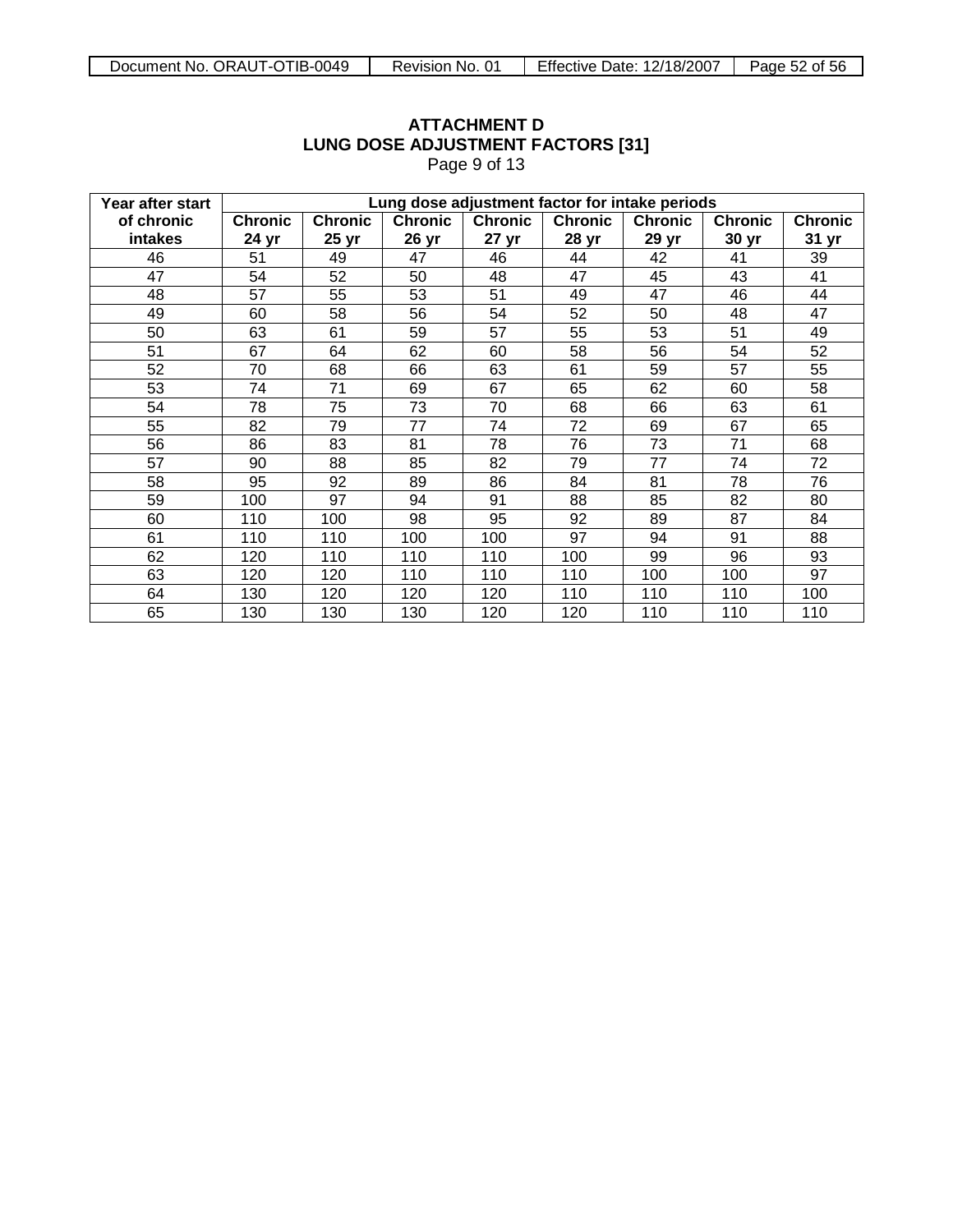## ATTACHMENT D
## LUNG DOSE ADJUSTMENT FACTORS [31]
Page 9 of 13

| Year after start of chronic intakes | Lung dose adjustment factor for intake periods | | | | | | | |
|---|---|---|---|---|---|---|---|---|
| | **Chronic 24 yr** | **Chronic 25 yr** | **Chronic 26 yr** | **Chronic 27 yr** | **Chronic 28 yr** | **Chronic 29 yr** | **Chronic 30 yr** | **Chronic 31 yr** |
| 46 | 51 | 49 | 47 | 46 | 44 | 42 | 41 | 39 |
| 47 | 54 | 52 | 50 | 48 | 47 | 45 | 43 | 41 |
| 48 | 57 | 55 | 53 | 51 | 49 | 47 | 46 | 44 |
| 49 | 60 | 58 | 56 | 54 | 52 | 50 | 48 | 47 |
| 50 | 63 | 61 | 59 | 57 | 55 | 53 | 51 | 49 |
| 51 | 67 | 64 | 62 | 60 | 58 | 56 | 54 | 52 |
| 52 | 70 | 68 | 66 | 63 | 61 | 59 | 57 | 55 |
| 53 | 74 | 71 | 69 | 67 | 65 | 62 | 60 | 58 |
| 54 | 78 | 75 | 73 | 70 | 68 | 66 | 63 | 61 |
| 55 | 82 | 79 | 77 | 74 | 72 | 69 | 67 | 65 |
| 56 | 86 | 83 | 81 | 78 | 76 | 73 | 71 | 68 |
| 57 | 90 | 88 | 85 | 82 | 79 | 77 | 74 | 72 |
| 58 | 95 | 92 | 89 | 86 | 84 | 81 | 78 | 76 |
| 59 | 100 | 97 | 94 | 91 | 88 | 85 | 82 | 80 |
| 60 | 110 | 100 | 98 | 95 | 92 | 89 | 87 | 84 |
| 61 | 110 | 110 | 100 | 100 | 97 | 94 | 91 | 88 |
| 62 | 120 | 110 | 110 | 110 | 100 | 99 | 96 | 93 |
| 63 | 120 | 120 | 110 | 110 | 110 | 100 | 100 | 97 |
| 64 | 130 | 120 | 120 | 120 | 110 | 110 | 110 | 100 |
| 65 | 130 | 130 | 130 | 120 | 120 | 110 | 110 | 110 |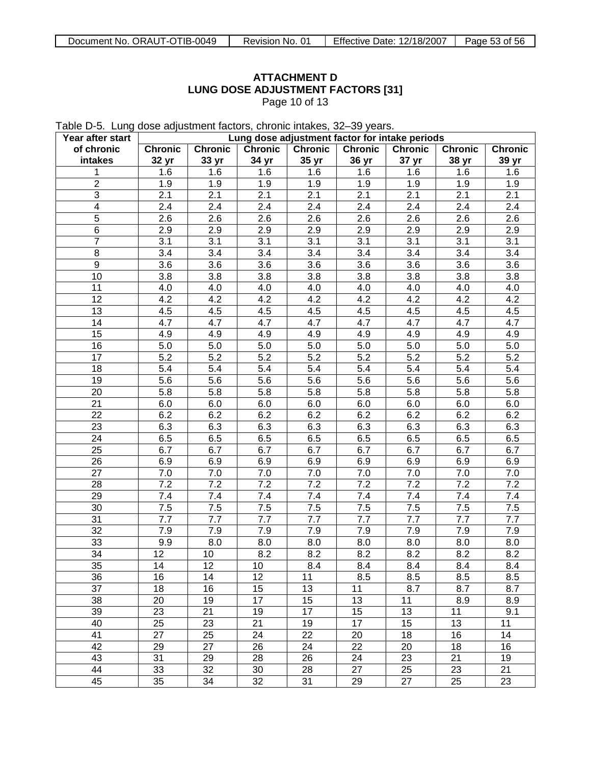**ATTACHMENT D**
**LUNG DOSE ADJUSTMENT FACTORS [31]**
Page 10 of 13

Table D-5. Lung dose adjustment factors, chronic intakes, 32–39 years.

| Year after start of chronic intakes | Lung dose adjustment factor for intake periods | | | | | | | |
|---|---|---|---|---|---|---|---|---|
| | Chronic 32 yr | Chronic 33 yr | Chronic 34 yr | Chronic 35 yr | Chronic 36 yr | Chronic 37 yr | Chronic 38 yr | Chronic 39 yr |
| 1 | 1.6 | 1.6 | 1.6 | 1.6 | 1.6 | 1.6 | 1.6 | 1.6 |
| 2 | 1.9 | 1.9 | 1.9 | 1.9 | 1.9 | 1.9 | 1.9 | 1.9 |
| 3 | 2.1 | 2.1 | 2.1 | 2.1 | 2.1 | 2.1 | 2.1 | 2.1 |
| 4 | 2.4 | 2.4 | 2.4 | 2.4 | 2.4 | 2.4 | 2.4 | 2.4 |
| 5 | 2.6 | 2.6 | 2.6 | 2.6 | 2.6 | 2.6 | 2.6 | 2.6 |
| 6 | 2.9 | 2.9 | 2.9 | 2.9 | 2.9 | 2.9 | 2.9 | 2.9 |
| 7 | 3.1 | 3.1 | 3.1 | 3.1 | 3.1 | 3.1 | 3.1 | 3.1 |
| 8 | 3.4 | 3.4 | 3.4 | 3.4 | 3.4 | 3.4 | 3.4 | 3.4 |
| 9 | 3.6 | 3.6 | 3.6 | 3.6 | 3.6 | 3.6 | 3.6 | 3.6 |
| 10 | 3.8 | 3.8 | 3.8 | 3.8 | 3.8 | 3.8 | 3.8 | 3.8 |
| 11 | 4.0 | 4.0 | 4.0 | 4.0 | 4.0 | 4.0 | 4.0 | 4.0 |
| 12 | 4.2 | 4.2 | 4.2 | 4.2 | 4.2 | 4.2 | 4.2 | 4.2 |
| 13 | 4.5 | 4.5 | 4.5 | 4.5 | 4.5 | 4.5 | 4.5 | 4.5 |
| 14 | 4.7 | 4.7 | 4.7 | 4.7 | 4.7 | 4.7 | 4.7 | 4.7 |
| 15 | 4.9 | 4.9 | 4.9 | 4.9 | 4.9 | 4.9 | 4.9 | 4.9 |
| 16 | 5.0 | 5.0 | 5.0 | 5.0 | 5.0 | 5.0 | 5.0 | 5.0 |
| 17 | 5.2 | 5.2 | 5.2 | 5.2 | 5.2 | 5.2 | 5.2 | 5.2 |
| 18 | 5.4 | 5.4 | 5.4 | 5.4 | 5.4 | 5.4 | 5.4 | 5.4 |
| 19 | 5.6 | 5.6 | 5.6 | 5.6 | 5.6 | 5.6 | 5.6 | 5.6 |
| 20 | 5.8 | 5.8 | 5.8 | 5.8 | 5.8 | 5.8 | 5.8 | 5.8 |
| 21 | 6.0 | 6.0 | 6.0 | 6.0 | 6.0 | 6.0 | 6.0 | 6.0 |
| 22 | 6.2 | 6.2 | 6.2 | 6.2 | 6.2 | 6.2 | 6.2 | 6.2 |
| 23 | 6.3 | 6.3 | 6.3 | 6.3 | 6.3 | 6.3 | 6.3 | 6.3 |
| 24 | 6.5 | 6.5 | 6.5 | 6.5 | 6.5 | 6.5 | 6.5 | 6.5 |
| 25 | 6.7 | 6.7 | 6.7 | 6.7 | 6.7 | 6.7 | 6.7 | 6.7 |
| 26 | 6.9 | 6.9 | 6.9 | 6.9 | 6.9 | 6.9 | 6.9 | 6.9 |
| 27 | 7.0 | 7.0 | 7.0 | 7.0 | 7.0 | 7.0 | 7.0 | 7.0 |
| 28 | 7.2 | 7.2 | 7.2 | 7.2 | 7.2 | 7.2 | 7.2 | 7.2 |
| 29 | 7.4 | 7.4 | 7.4 | 7.4 | 7.4 | 7.4 | 7.4 | 7.4 |
| 30 | 7.5 | 7.5 | 7.5 | 7.5 | 7.5 | 7.5 | 7.5 | 7.5 |
| 31 | 7.7 | 7.7 | 7.7 | 7.7 | 7.7 | 7.7 | 7.7 | 7.7 |
| 32 | 7.9 | 7.9 | 7.9 | 7.9 | 7.9 | 7.9 | 7.9 | 7.9 |
| 33 | 9.9 | 8.0 | 8.0 | 8.0 | 8.0 | 8.0 | 8.0 | 8.0 |
| 34 | 12 | 10 | 8.2 | 8.2 | 8.2 | 8.2 | 8.2 | 8.2 |
| 35 | 14 | 12 | 10 | 8.4 | 8.4 | 8.4 | 8.4 | 8.4 |
| 36 | 16 | 14 | 12 | 11 | 8.5 | 8.5 | 8.5 | 8.5 |
| 37 | 18 | 16 | 15 | 13 | 11 | 8.7 | 8.7 | 8.7 |
| 38 | 20 | 19 | 17 | 15 | 13 | 11 | 8.9 | 8.9 |
| 39 | 23 | 21 | 19 | 17 | 15 | 13 | 11 | 9.1 |
| 40 | 25 | 23 | 21 | 19 | 17 | 15 | 13 | 11 |
| 41 | 27 | 25 | 24 | 22 | 20 | 18 | 16 | 14 |
| 42 | 29 | 27 | 26 | 24 | 22 | 20 | 18 | 16 |
| 43 | 31 | 29 | 28 | 26 | 24 | 23 | 21 | 19 |
| 44 | 33 | 32 | 30 | 28 | 27 | 25 | 23 | 21 |
| 45 | 35 | 34 | 32 | 31 | 29 | 27 | 25 | 23 |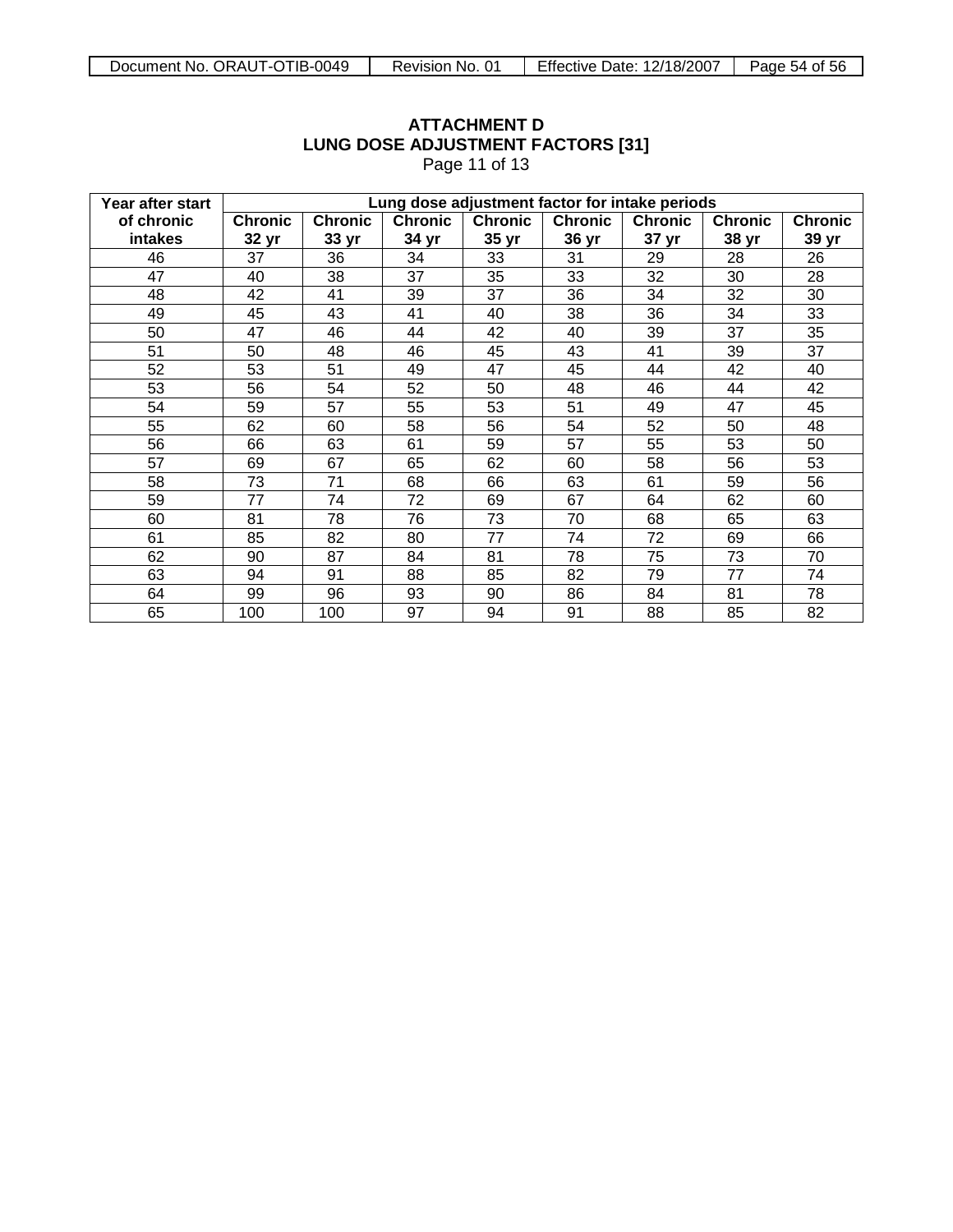## ATTACHMENT D
## LUNG DOSE ADJUSTMENT FACTORS [31]
Page 11 of 13

| Year after start of chronic intakes | Lung dose adjustment factor for intake periods | | | | | | | |
|---|---|---|---|---|---|---|---|---|
| | Chronic 32 yr | Chronic 33 yr | Chronic 34 yr | Chronic 35 yr | Chronic 36 yr | Chronic 37 yr | Chronic 38 yr | Chronic 39 yr |
| 46 | 37 | 36 | 34 | 33 | 31 | 29 | 28 | 26 |
| 47 | 40 | 38 | 37 | 35 | 33 | 32 | 30 | 28 |
| 48 | 42 | 41 | 39 | 37 | 36 | 34 | 32 | 30 |
| 49 | 45 | 43 | 41 | 40 | 38 | 36 | 34 | 33 |
| 50 | 47 | 46 | 44 | 42 | 40 | 39 | 37 | 35 |
| 51 | 50 | 48 | 46 | 45 | 43 | 41 | 39 | 37 |
| 52 | 53 | 51 | 49 | 47 | 45 | 44 | 42 | 40 |
| 53 | 56 | 54 | 52 | 50 | 48 | 46 | 44 | 42 |
| 54 | 59 | 57 | 55 | 53 | 51 | 49 | 47 | 45 |
| 55 | 62 | 60 | 58 | 56 | 54 | 52 | 50 | 48 |
| 56 | 66 | 63 | 61 | 59 | 57 | 55 | 53 | 50 |
| 57 | 69 | 67 | 65 | 62 | 60 | 58 | 56 | 53 |
| 58 | 73 | 71 | 68 | 66 | 63 | 61 | 59 | 56 |
| 59 | 77 | 74 | 72 | 69 | 67 | 64 | 62 | 60 |
| 60 | 81 | 78 | 76 | 73 | 70 | 68 | 65 | 63 |
| 61 | 85 | 82 | 80 | 77 | 74 | 72 | 69 | 66 |
| 62 | 90 | 87 | 84 | 81 | 78 | 75 | 73 | 70 |
| 63 | 94 | 91 | 88 | 85 | 82 | 79 | 77 | 74 |
| 64 | 99 | 96 | 93 | 90 | 86 | 84 | 81 | 78 |
| 65 | 100 | 100 | 97 | 94 | 91 | 88 | 85 | 82 |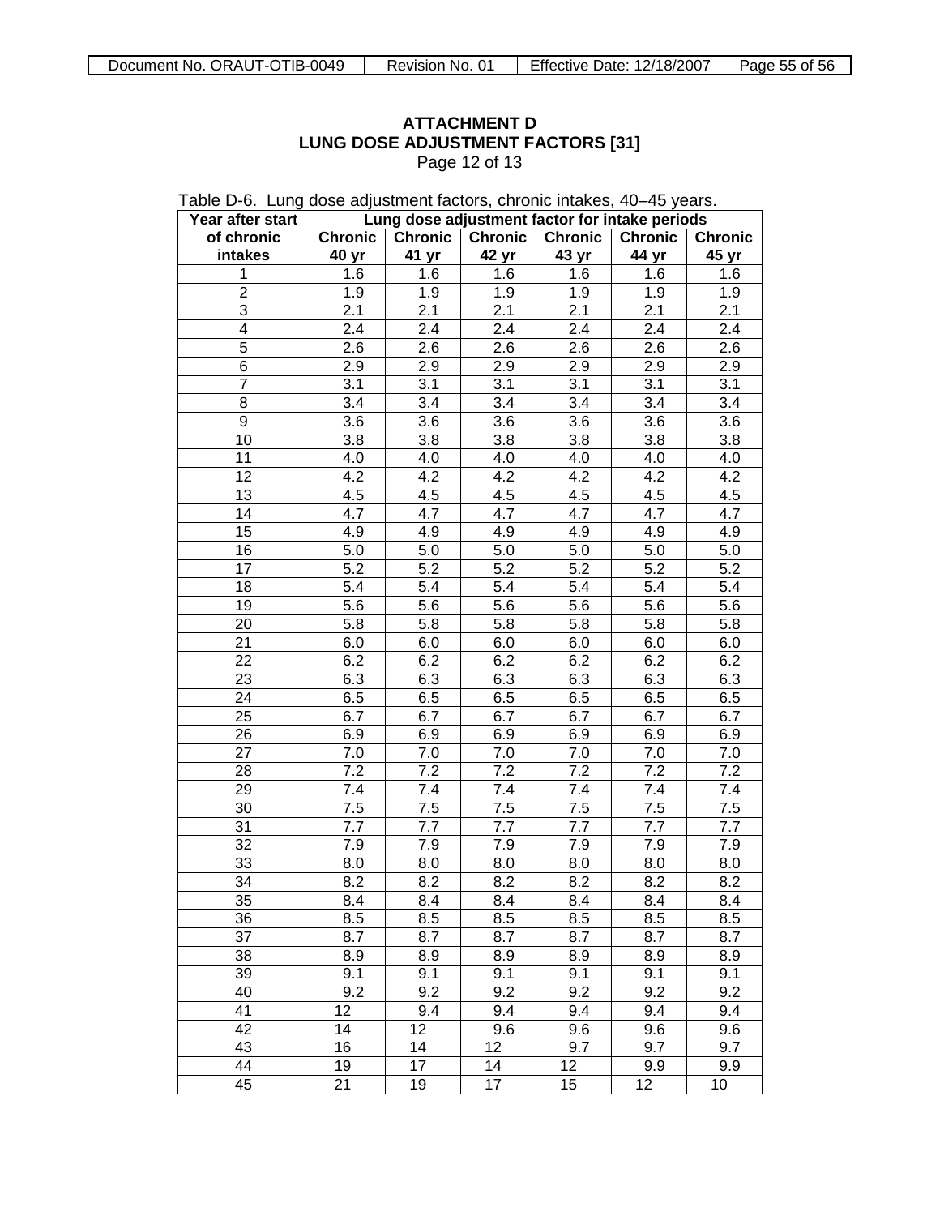**ATTACHMENT D**
**LUNG DOSE ADJUSTMENT FACTORS [31]**
Page 12 of 13

Table D-6. Lung dose adjustment factors, chronic intakes, 40–45 years.

| Year after start of chronic intakes | Lung dose adjustment factor for intake periods | | | | | |
|---|---|---|---|---|---|---|
| | Chronic 40 yr | Chronic 41 yr | Chronic 42 yr | Chronic 43 yr | Chronic 44 yr | Chronic 45 yr |
| 1 | 1.6 | 1.6 | 1.6 | 1.6 | 1.6 | 1.6 |
| 2 | 1.9 | 1.9 | 1.9 | 1.9 | 1.9 | 1.9 |
| 3 | 2.1 | 2.1 | 2.1 | 2.1 | 2.1 | 2.1 |
| 4 | 2.4 | 2.4 | 2.4 | 2.4 | 2.4 | 2.4 |
| 5 | 2.6 | 2.6 | 2.6 | 2.6 | 2.6 | 2.6 |
| 6 | 2.9 | 2.9 | 2.9 | 2.9 | 2.9 | 2.9 |
| 7 | 3.1 | 3.1 | 3.1 | 3.1 | 3.1 | 3.1 |
| 8 | 3.4 | 3.4 | 3.4 | 3.4 | 3.4 | 3.4 |
| 9 | 3.6 | 3.6 | 3.6 | 3.6 | 3.6 | 3.6 |
| 10 | 3.8 | 3.8 | 3.8 | 3.8 | 3.8 | 3.8 |
| 11 | 4.0 | 4.0 | 4.0 | 4.0 | 4.0 | 4.0 |
| 12 | 4.2 | 4.2 | 4.2 | 4.2 | 4.2 | 4.2 |
| 13 | 4.5 | 4.5 | 4.5 | 4.5 | 4.5 | 4.5 |
| 14 | 4.7 | 4.7 | 4.7 | 4.7 | 4.7 | 4.7 |
| 15 | 4.9 | 4.9 | 4.9 | 4.9 | 4.9 | 4.9 |
| 16 | 5.0 | 5.0 | 5.0 | 5.0 | 5.0 | 5.0 |
| 17 | 5.2 | 5.2 | 5.2 | 5.2 | 5.2 | 5.2 |
| 18 | 5.4 | 5.4 | 5.4 | 5.4 | 5.4 | 5.4 |
| 19 | 5.6 | 5.6 | 5.6 | 5.6 | 5.6 | 5.6 |
| 20 | 5.8 | 5.8 | 5.8 | 5.8 | 5.8 | 5.8 |
| 21 | 6.0 | 6.0 | 6.0 | 6.0 | 6.0 | 6.0 |
| 22 | 6.2 | 6.2 | 6.2 | 6.2 | 6.2 | 6.2 |
| 23 | 6.3 | 6.3 | 6.3 | 6.3 | 6.3 | 6.3 |
| 24 | 6.5 | 6.5 | 6.5 | 6.5 | 6.5 | 6.5 |
| 25 | 6.7 | 6.7 | 6.7 | 6.7 | 6.7 | 6.7 |
| 26 | 6.9 | 6.9 | 6.9 | 6.9 | 6.9 | 6.9 |
| 27 | 7.0 | 7.0 | 7.0 | 7.0 | 7.0 | 7.0 |
| 28 | 7.2 | 7.2 | 7.2 | 7.2 | 7.2 | 7.2 |
| 29 | 7.4 | 7.4 | 7.4 | 7.4 | 7.4 | 7.4 |
| 30 | 7.5 | 7.5 | 7.5 | 7.5 | 7.5 | 7.5 |
| 31 | 7.7 | 7.7 | 7.7 | 7.7 | 7.7 | 7.7 |
| 32 | 7.9 | 7.9 | 7.9 | 7.9 | 7.9 | 7.9 |
| 33 | 8.0 | 8.0 | 8.0 | 8.0 | 8.0 | 8.0 |
| 34 | 8.2 | 8.2 | 8.2 | 8.2 | 8.2 | 8.2 |
| 35 | 8.4 | 8.4 | 8.4 | 8.4 | 8.4 | 8.4 |
| 36 | 8.5 | 8.5 | 8.5 | 8.5 | 8.5 | 8.5 |
| 37 | 8.7 | 8.7 | 8.7 | 8.7 | 8.7 | 8.7 |
| 38 | 8.9 | 8.9 | 8.9 | 8.9 | 8.9 | 8.9 |
| 39 | 9.1 | 9.1 | 9.1 | 9.1 | 9.1 | 9.1 |
| 40 | 9.2 | 9.2 | 9.2 | 9.2 | 9.2 | 9.2 |
| 41 | 12 | 9.4 | 9.4 | 9.4 | 9.4 | 9.4 |
| 42 | 14 | 12 | 9.6 | 9.6 | 9.6 | 9.6 |
| 43 | 16 | 14 | 12 | 9.7 | 9.7 | 9.7 |
| 44 | 19 | 17 | 14 | 12 | 9.9 | 9.9 |
| 45 | 21 | 19 | 17 | 15 | 12 | 10 |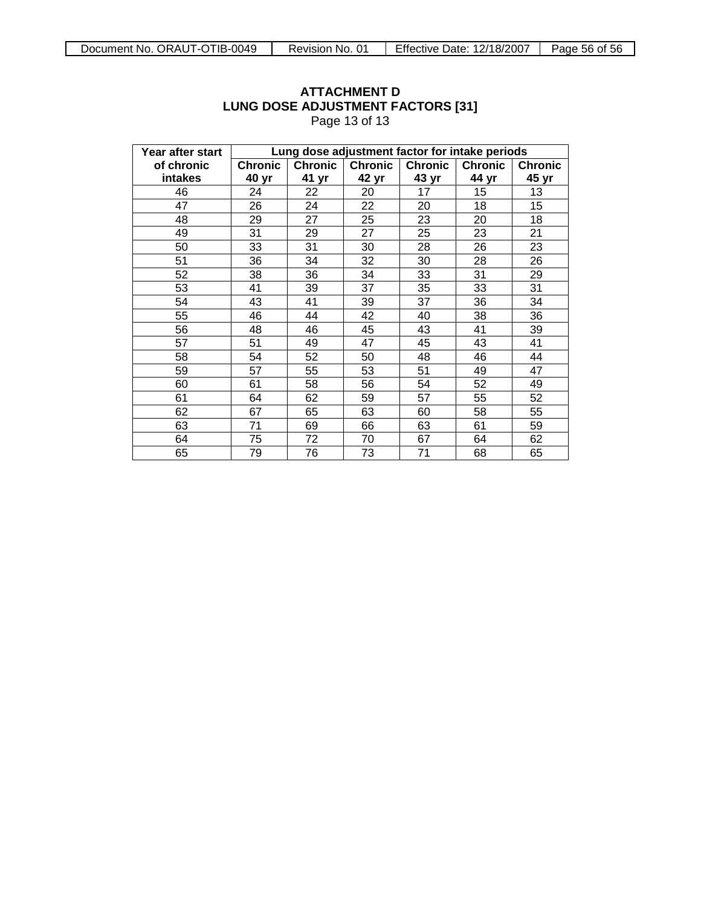**ATTACHMENT D**
**LUNG DOSE ADJUSTMENT FACTORS [31]**
Page 13 of 13

| Year after start of chronic intakes | Lung dose adjustment factor for intake periods | | | | | |
|---|---|---|---|---|---|---|
| | Chronic 40 yr | Chronic 41 yr | Chronic 42 yr | Chronic 43 yr | Chronic 44 yr | Chronic 45 yr |
| 46 | 24 | 22 | 20 | 17 | 15 | 13 |
| 47 | 26 | 24 | 22 | 20 | 18 | 15 |
| 48 | 29 | 27 | 25 | 23 | 20 | 18 |
| 49 | 31 | 29 | 27 | 25 | 23 | 21 |
| 50 | 33 | 31 | 30 | 28 | 26 | 23 |
| 51 | 36 | 34 | 32 | 30 | 28 | 26 |
| 52 | 38 | 36 | 34 | 33 | 31 | 29 |
| 53 | 41 | 39 | 37 | 35 | 33 | 31 |
| 54 | 43 | 41 | 39 | 37 | 36 | 34 |
| 55 | 46 | 44 | 42 | 40 | 38 | 36 |
| 56 | 48 | 46 | 45 | 43 | 41 | 39 |
| 57 | 51 | 49 | 47 | 45 | 43 | 41 |
| 58 | 54 | 52 | 50 | 48 | 46 | 44 |
| 59 | 57 | 55 | 53 | 51 | 49 | 47 |
| 60 | 61 | 58 | 56 | 54 | 52 | 49 |
| 61 | 64 | 62 | 59 | 57 | 55 | 52 |
| 62 | 67 | 65 | 63 | 60 | 58 | 55 |
| 63 | 71 | 69 | 66 | 63 | 61 | 59 |
| 64 | 75 | 72 | 70 | 67 | 64 | 62 |
| 65 | 79 | 76 | 73 | 71 | 68 | 65 |